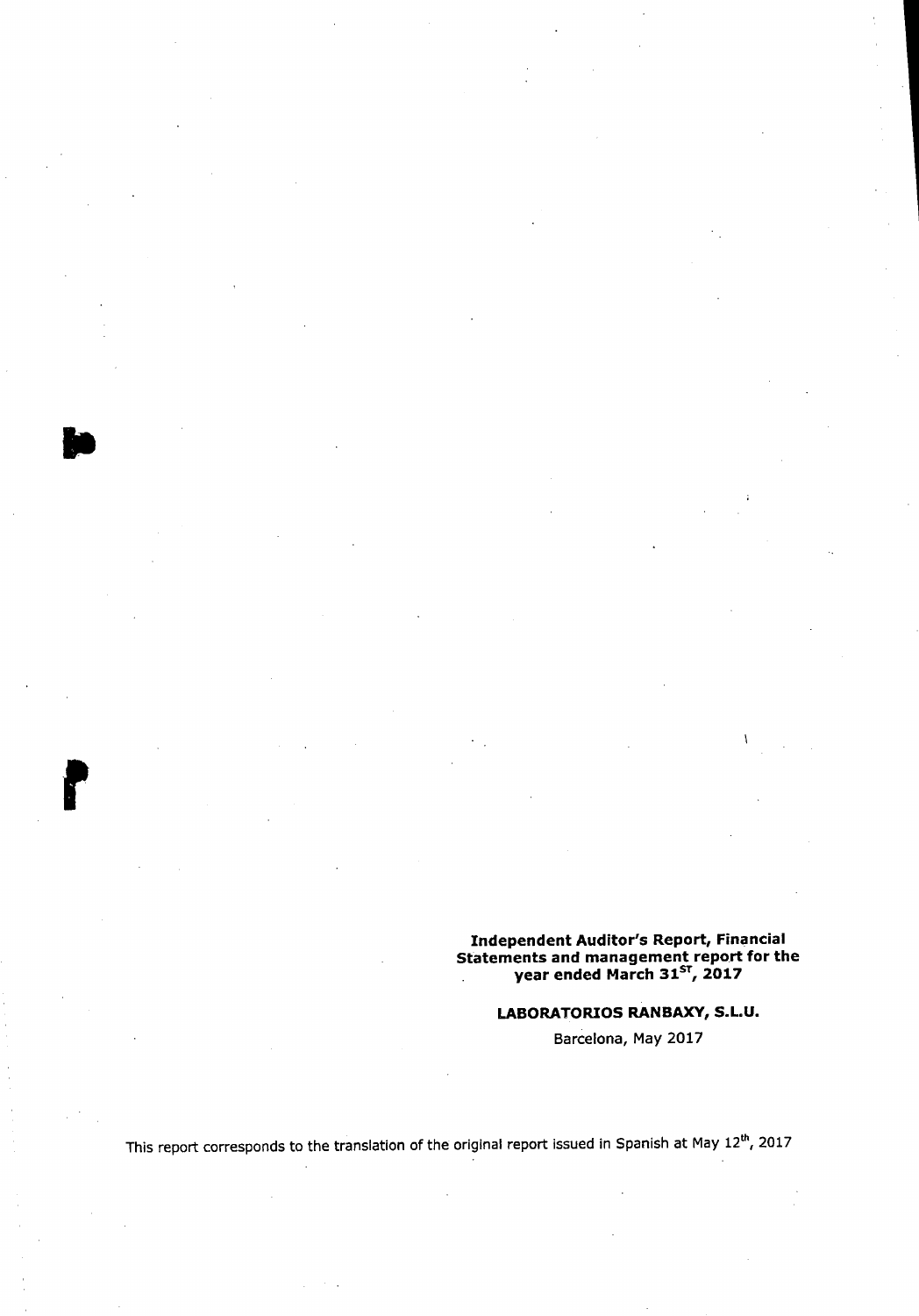**Independent Auditor's Report, Financial Statements and management report for the year ended March 31$^{ST}$, 2017**

**LABORATORIOS RANBAXY, S.L.U.**

Barcelona, May 2017

This report corresponds to the translation of the original report issued in Spanish at May 12$^{th}$, 2017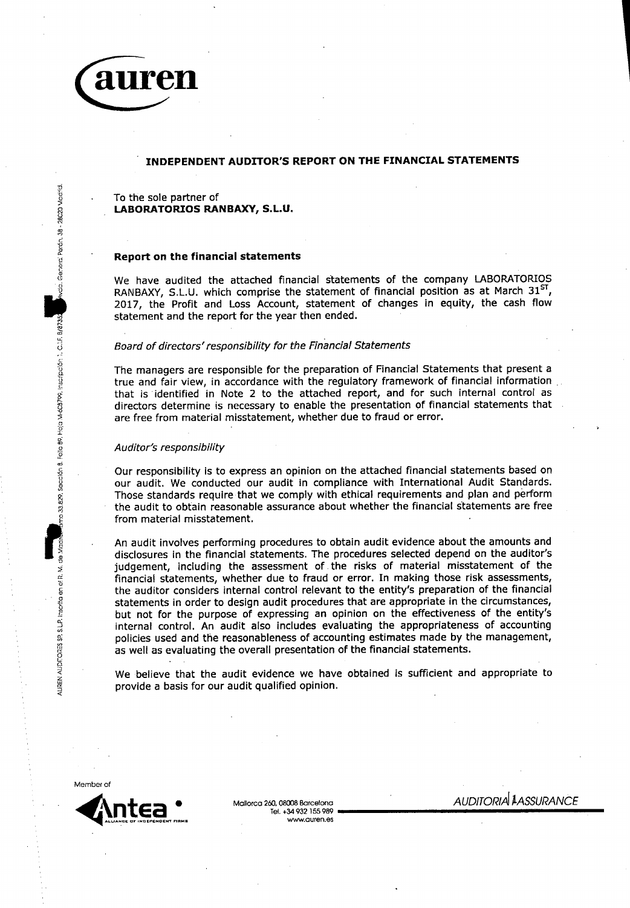# INDEPENDENT AUDITOR'S REPORT ON THE FINANCIAL STATEMENTS

To the sole partner of
**LABORATORIOS RANBAXY, S.L.U.**

## Report on the financial statements

We have audited the attached financial statements of the company LABORATORIOS RANBAXY, S.L.U. which comprise the statement of financial position as at March 31[ST], 2017, the Profit and Loss Account, statement of changes in equity, the cash flow statement and the report for the year then ended.

### *Board of directors' responsibility for the Financial Statements*

The managers are responsible for the preparation of Financial Statements that present a true and fair view, in accordance with the regulatory framework of financial information that is identified in Note 2 to the attached report, and for such internal control as directors determine is necessary to enable the presentation of financial statements that are free from material misstatement, whether due to fraud or error.

### *Auditor's responsibility*

Our responsibility is to express an opinion on the attached financial statements based on our audit. We conducted our audit in compliance with International Audit Standards. Those standards require that we comply with ethical requirements and plan and perform the audit to obtain reasonable assurance about whether the financial statements are free from material misstatement.

An audit involves performing procedures to obtain audit evidence about the amounts and disclosures in the financial statements. The procedures selected depend on the auditor's judgement, including the assessment of the risks of material misstatement of the financial statements, whether due to fraud or error. In making those risk assessments, the auditor considers internal control relevant to the entity's preparation of the financial statements in order to design audit procedures that are appropriate in the circumstances, but not for the purpose of expressing an opinion on the effectiveness of the entity's internal control. An audit also includes evaluating the appropriateness of accounting policies used and the reasonableness of accounting estimates made by the management, as well as evaluating the overall presentation of the financial statements.

We believe that the audit evidence we have obtained is sufficient and appropriate to provide a basis for our audit qualified opinion.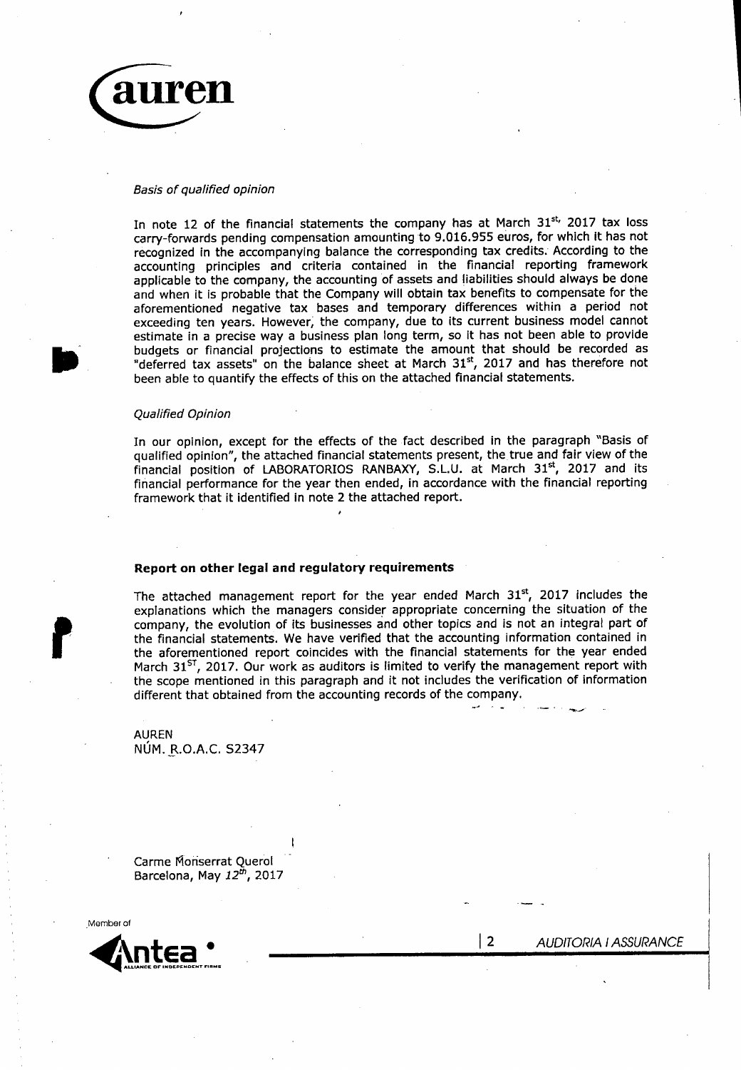*Basis of qualified opinion*

In note 12 of the financial statements the company has at March 31st, 2017 tax loss carry-forwards pending compensation amounting to 9.016.955 euros, for which it has not recognized in the accompanying balance the corresponding tax credits. According to the accounting principles and criteria contained in the financial reporting framework applicable to the company, the accounting of assets and liabilities should always be done and when it is probable that the Company will obtain tax benefits to compensate for the aforementioned negative tax bases and temporary differences within a period not exceeding ten years. However, the company, due to its current business model cannot estimate in a precise way a business plan long term, so it has not been able to provide budgets or financial projections to estimate the amount that should be recorded as "deferred tax assets" on the balance sheet at March 31st, 2017 and has therefore not been able to quantify the effects of this on the attached financial statements.

*Qualified Opinion*

In our opinion, except for the effects of the fact described in the paragraph "Basis of qualified opinion", the attached financial statements present, the true and fair view of the financial position of LABORATORIOS RANBAXY, S.L.U. at March 31st, 2017 and its financial performance for the year then ended, in accordance with the financial reporting framework that it identified in note 2 the attached report.

**Report on other legal and regulatory requirements**

The attached management report for the year ended March 31st, 2017 includes the explanations which the managers consider appropriate concerning the situation of the company, the evolution of its businesses and other topics and is not an integral part of the financial statements. We have verified that the accounting information contained in the aforementioned report coincides with the financial statements for the year ended March 31ST, 2017. Our work as auditors is limited to verify the management report with the scope mentioned in this paragraph and it not includes the verification of information different that obtained from the accounting records of the company.

AUREN
NÚM. R.O.A.C. S2347

Carme Monserrat Querol
Barcelona, May 12th, 2017

Member of Antea
ALLIANCE OF INDEPENDENT FIRMS

AUDITORIA I ASSURANCE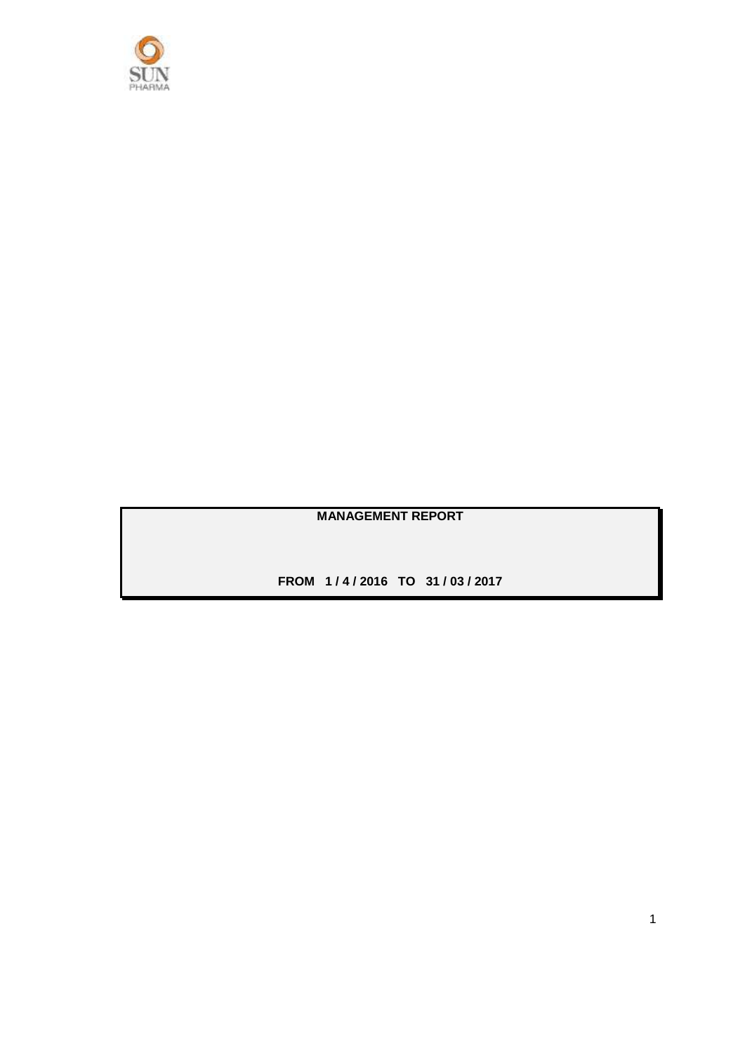SUN PHARMA

**MANAGEMENT REPORT**

**FROM 1 / 4 / 2016 TO 31 / 03 / 2017**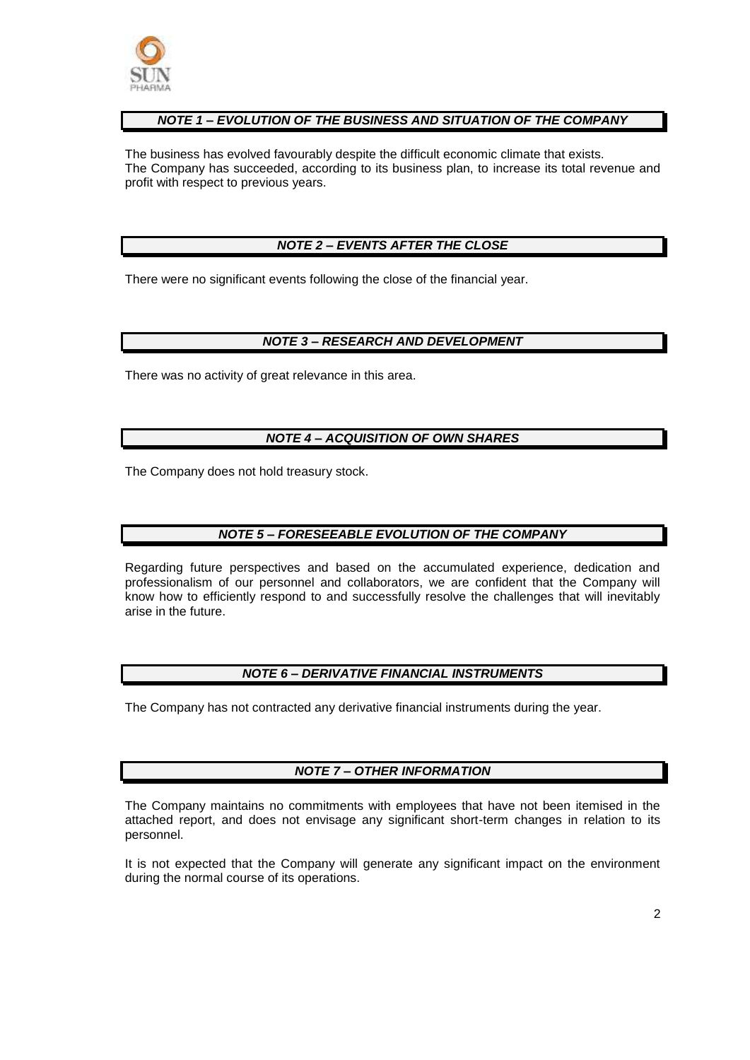## *NOTE 1 – EVOLUTION OF THE BUSINESS AND SITUATION OF THE COMPANY*

The business has evolved favourably despite the difficult economic climate that exists.
The Company has succeeded, according to its business plan, to increase its total revenue and profit with respect to previous years.

## *NOTE 2 – EVENTS AFTER THE CLOSE*

There were no significant events following the close of the financial year.

## *NOTE 3 – RESEARCH AND DEVELOPMENT*

There was no activity of great relevance in this area.

## *NOTE 4 – ACQUISITION OF OWN SHARES*

The Company does not hold treasury stock.

## *NOTE 5 – FORESEEABLE EVOLUTION OF THE COMPANY*

Regarding future perspectives and based on the accumulated experience, dedication and professionalism of our personnel and collaborators, we are confident that the Company will know how to efficiently respond to and successfully resolve the challenges that will inevitably arise in the future.

## *NOTE 6 – DERIVATIVE FINANCIAL INSTRUMENTS*

The Company has not contracted any derivative financial instruments during the year.

## *NOTE 7 – OTHER INFORMATION*

The Company maintains no commitments with employees that have not been itemised in the attached report, and does not envisage any significant short-term changes in relation to its personnel.

It is not expected that the Company will generate any significant impact on the environment during the normal course of its operations.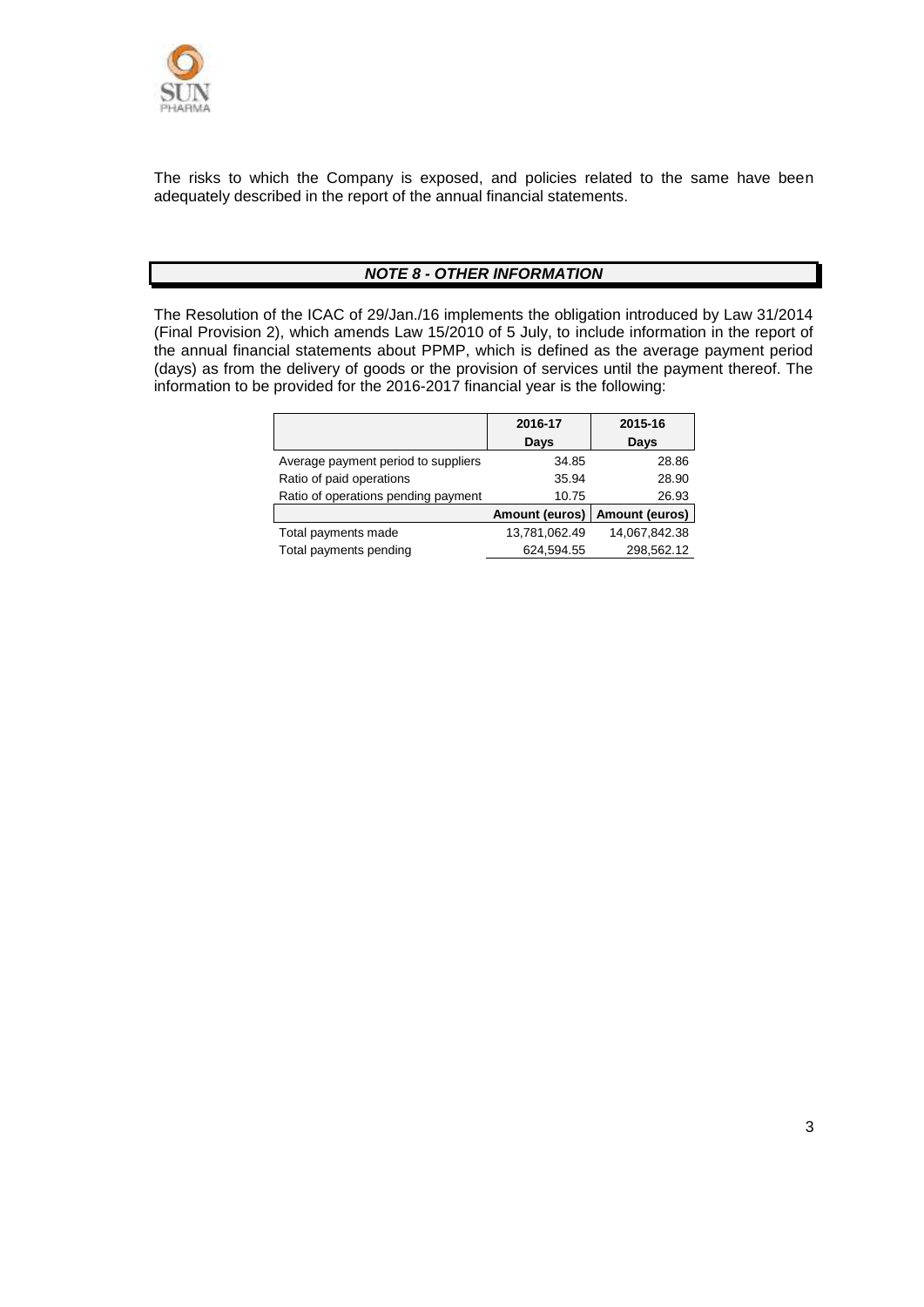The risks to which the Company is exposed, and policies related to the same have been adequately described in the report of the annual financial statements.

## *NOTE 8 - OTHER INFORMATION*

The Resolution of the ICAC of 29/Jan./16 implements the obligation introduced by Law 31/2014 (Final Provision 2), which amends Law 15/2010 of 5 July, to include information in the report of the annual financial statements about PPMP, which is defined as the average payment period (days) as from the delivery of goods or the provision of services until the payment thereof. The information to be provided for the 2016-2017 financial year is the following:

| | 2016-17 | 2015-16 |
|---|---|---|
| | **Days** | **Days** |
| Average payment period to suppliers | 34.85 | 28.86 |
| Ratio of paid operations | 35.94 | 28.90 |
| Ratio of operations pending payment | 10.75 | 26.93 |
| | **Amount (euros)** | **Amount (euros)** |
| Total payments made | 13,781,062.49 | 14,067,842.38 |
| Total payments pending | 624,594.55 | 298,562.12 |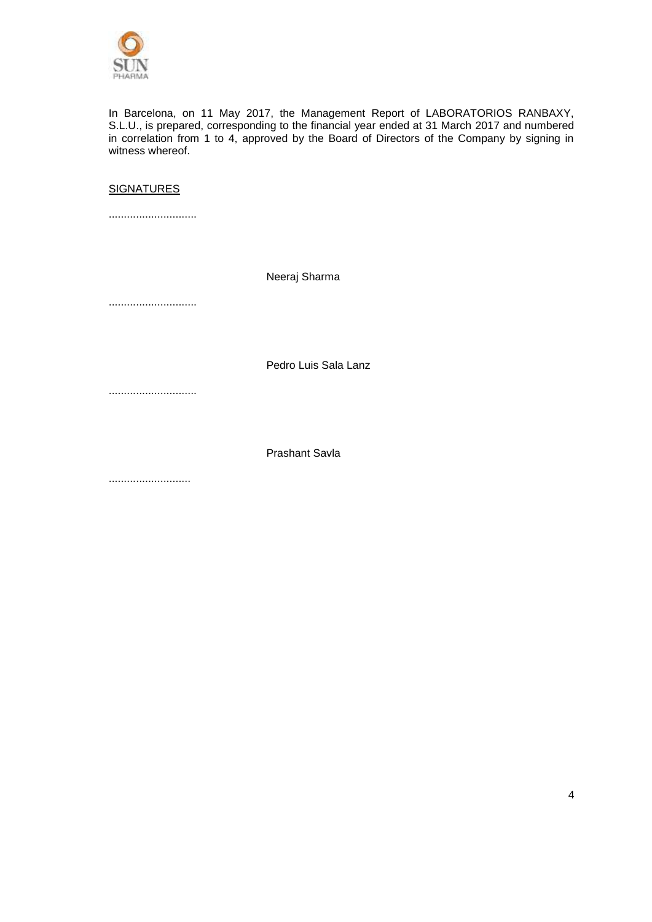In Barcelona, on 11 May 2017, the Management Report of LABORATORIOS RANBAXY, S.L.U., is prepared, corresponding to the financial year ended at 31 March 2017 and numbered in correlation from 1 to 4, approved by the Board of Directors of the Company by signing in witness whereof.

<u>SIGNATURES</u>

.............................

Neeraj Sharma

.............................

Pedro Luis Sala Lanz

.............................

Prashant Savla

...........................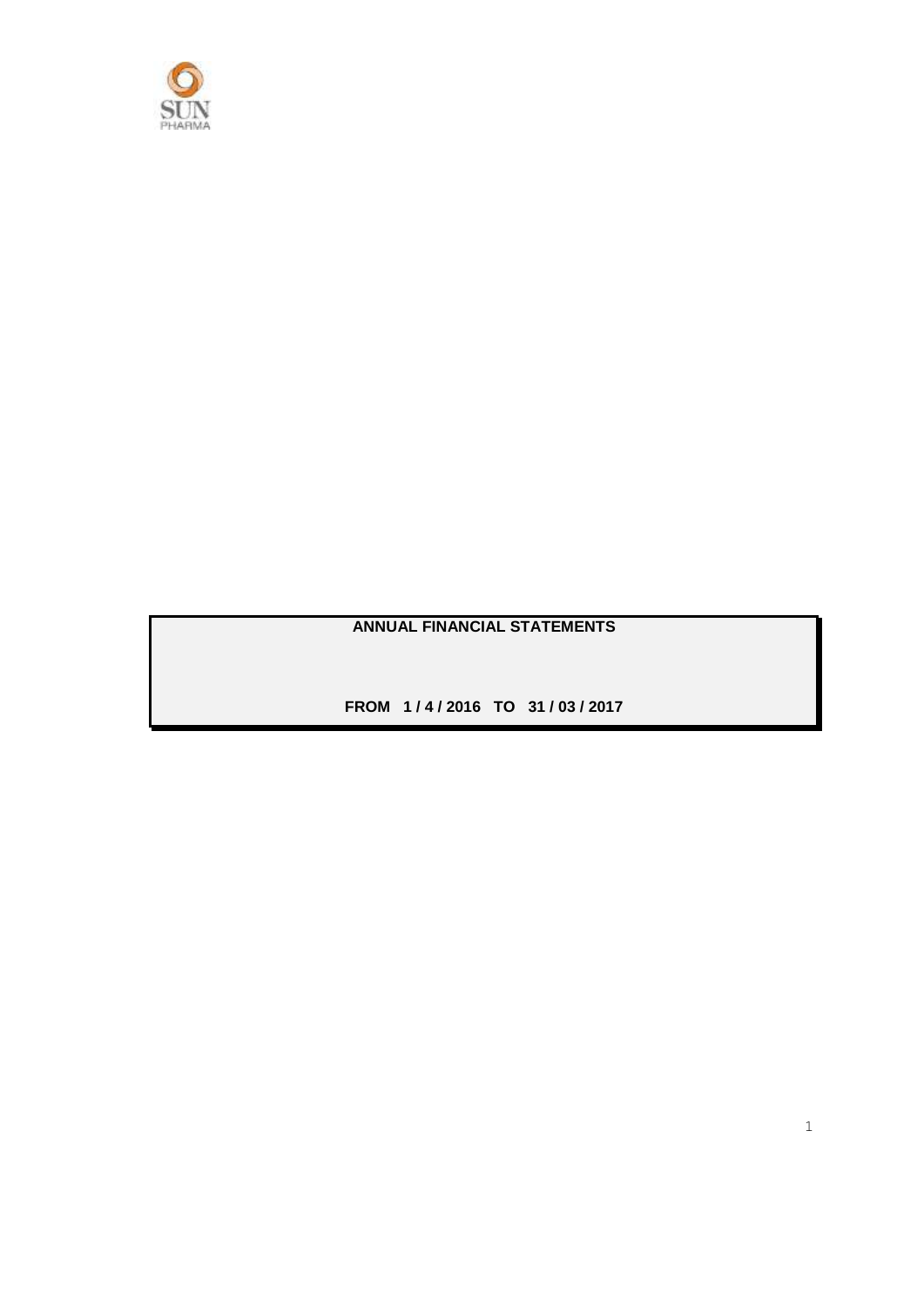**ANNUAL FINANCIAL STATEMENTS**

**FROM 1 / 4 / 2016 TO 31 / 03 / 2017**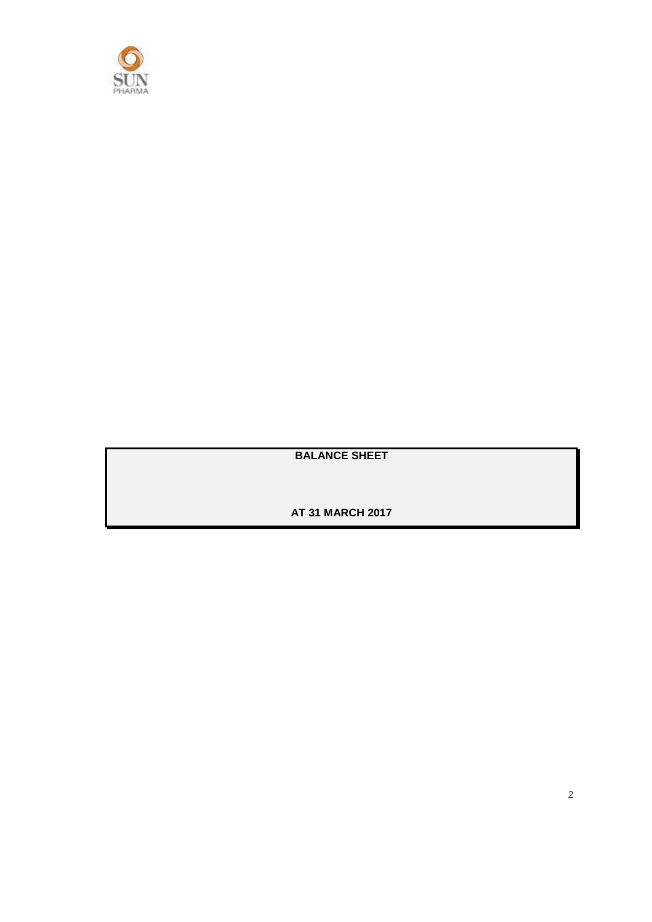**BALANCE SHEET**

**AT 31 MARCH 2017**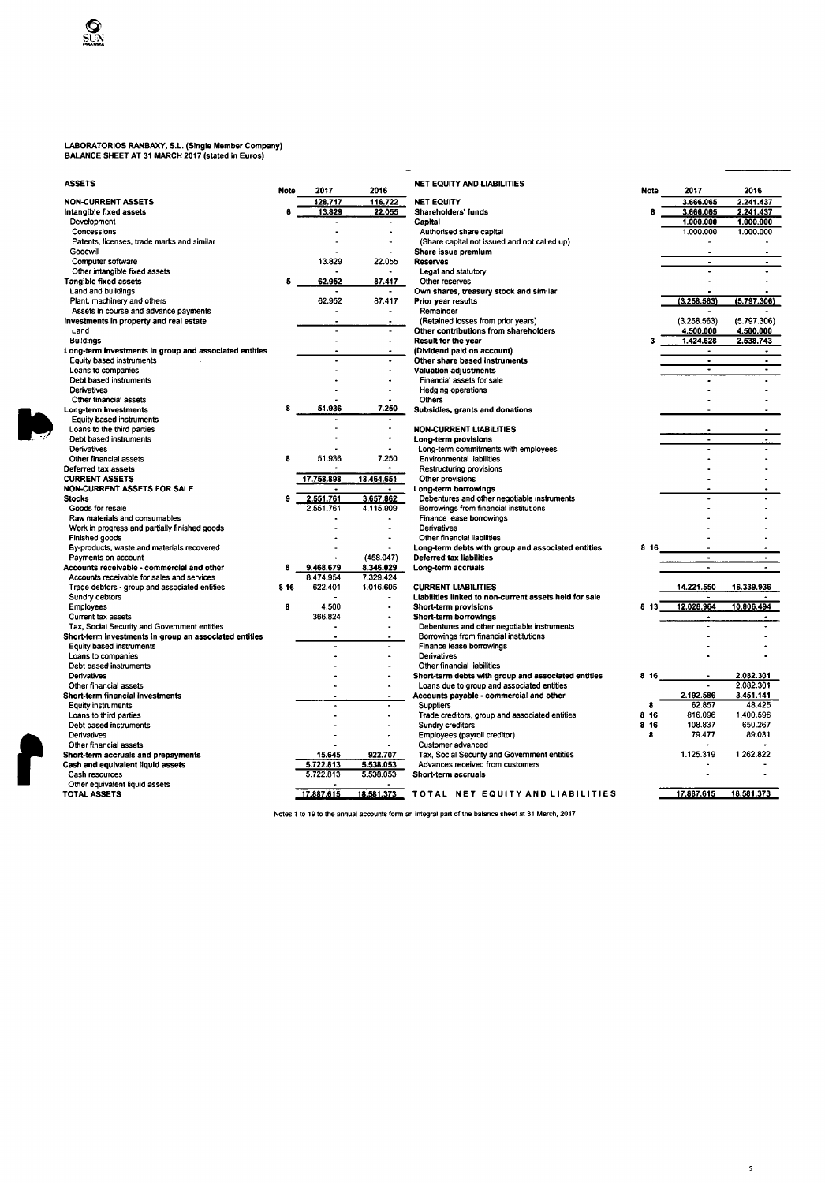**LABORATORIOS RANBAXY, S.L. (Single Member Company)**
**BALANCE SHEET AT 31 MARCH 2017 (stated in Euros)**

| ASSETS | Note | 2017 | 2016 |
|---|---|---|---|
| **NON-CURRENT ASSETS** | | 128.717 | 116.722 |
| **Intangible fixed assets** | 6 | 13.829 | 22.055 |
| Development | | - | - |
| Concessions | | - | - |
| Patents, licenses, trade marks and similar | | - | - |
| Goodwill | | - | - |
| Computer software | | 13.829 | 22.055 |
| Other intangible fixed assets | | - | - |
| **Tangible fixed assets** | 5 | 62.952 | 87.417 |
| Land and buildings | | - | - |
| Plant, machinery and others | | 62.952 | 87.417 |
| Assets in course and advance payments | | - | - |
| **Investments in property and real estate** | | - | - |
| Land | | - | - |
| Buildings | | - | - |
| **Long-term investments in group and associated entities** | | - | - |
| Equity based instruments | | - | - |
| Loans to companies | | - | - |
| Debt based instruments | | - | - |
| Derivatives | | - | - |
| Other financial assets | | - | - |
| **Long-term investments** | 8 | 51.936 | 7.250 |
| Equity based instruments | | - | - |
| Loans to the third parties | | - | - |
| Debt based instruments | | - | - |
| Derivatives | | - | - |
| Other financial assets | 8 | 51.936 | 7.250 |
| **Deferred tax assets** | | - | - |
| **CURRENT ASSETS** | | 17.758.898 | 18.464.651 |
| **NON-CURRENT ASSETS FOR SALE** | | - | - |
| **Stocks** | 9 | 2.551.761 | 3.657.862 |
| Goods for resale | | 2.551.761 | 4.115.909 |
| Raw materials and consumables | | - | - |
| Work in progress and partially finished goods | | - | - |
| Finished goods | | - | - |
| By-products, waste and materials recovered | | - | - |
| Payments on account | | - | (458.047) |
| **Accounts receivable - commercial and other** | 8 | 9.468.679 | 8.346.029 |
| Accounts receivable for sales and services | | 8.474.954 | 7.329.424 |
| Trade debtors - group and associated entities | 8 16 | 622.401 | 1.016.605 |
| Sundry debtors | | - | - |
| Employees | 8 | 4.500 | - |
| Current tax assets | | 366.824 | - |
| Tax, Social Security and Government entities | | - | - |
| **Short-term investments in group an associated entities** | | - | - |
| Equity based instruments | | - | - |
| Loans to companies | | - | - |
| Debt based instruments | | - | - |
| Derivatives | | - | - |
| Other financial assets | | - | - |
| **Short-term financial investments** | | - | - |
| Equity instruments | | - | - |
| Loans to third parties | | - | - |
| Debt based instruments | | - | - |
| Derivatives | | - | - |
| Other financial assets | | - | - |
| **Short-term accruals and prepayments** | | 15.645 | 922.707 |
| **Cash and equivalent liquid assets** | | 5.722.813 | 5.538.053 |
| Cash resources | | 5.722.813 | 5.538.053 |
| Other equivalent liquid assets | | - | - |
| **TOTAL ASSETS** | | 17.887.615 | 18.581.373 |

| NET EQUITY AND LIABILITIES | Note | 2017 | 2016 |
|---|---|---|---|
| **NET EQUITY** | | 3.666.065 | 2.241.437 |
| **Shareholders' funds** | 8 | 3.666.065 | 2.241.437 |
| **Capital** | | 1.000.000 | 1.000.000 |
| Authorised share capital | | 1.000.000 | 1.000.000 |
| (Share capital not issued and not called up) | | - | - |
| **Share issue premium** | | - | - |
| **Reserves** | | - | - |
| Legal and statutory | | - | - |
| Other reserves | | - | - |
| **Own shares, treasury stock and similar** | | - | - |
| **Prior year results** | | (3.258.563) | (5.797.306) |
| Remainder | | - | - |
| (Retained losses from prior years) | | (3.258.563) | (5.797.306) |
| **Other contributions from shareholders** | | 4.500.000 | 4.500.000 |
| **Result for the year** | 3 | 1.424.628 | 2.538.743 |
| **(Dividend paid on account)** | | - | - |
| **Other share based instruments** | | - | - |
| **Valuation adjustments** | | - | - |
| Financial assets for sale | | - | - |
| Hedging operations | | - | - |
| Others | | - | - |
| **Subsidies, grants and donations** | | - | - |
| **NON-CURRENT LIABILITIES** | | - | - |
| **Long-term provisions** | | - | - |
| Long-term commitments with employees | | - | - |
| Environmental liabilities | | - | - |
| Restructuring provisions | | - | - |
| Other provisions | | - | - |
| **Long-term borrowings** | | - | - |
| Debentures and other negotiable instruments | | - | - |
| Borrowings from financial institutions | | - | - |
| Finance lease borrowings | | - | - |
| Derivatives | | - | - |
| Other financial liabilities | | - | - |
| **Long-term debts with group and associated entities** | 8 16 | - | - |
| **Deferred tax liabilities** | | - | - |
| **Long-term accruals** | | - | - |
| **CURRENT LIABILITIES** | | 14.221.550 | 16.339.936 |
| **Liabilities linked to non-current assets held for sale** | | - | - |
| **Short-term provisions** | 8 13 | 12.028.964 | 10.806.494 |
| **Short-term borrowings** | | - | - |
| Debentures and other negotiable instruments | | - | - |
| Borrowings from financial institutions | | - | - |
| Finance lease borrowings | | - | - |
| Derivatives | | - | - |
| Other financial liabilities | | - | - |
| **Short-term debts with group and associated entities** | 8 16 | - | 2.082.301 |
| Loans due to group and associated entities | | - | 2.082.301 |
| **Accounts payable - commercial and other** | | 2.192.586 | 3.451.141 |
| Suppliers | 8 | 62.857 | 48.425 |
| Trade creditors, group and associated entities | 8 16 | 816.096 | 1.400.596 |
| Sundry creditors | 8 16 | 108.837 | 650.267 |
| Employees (payroll creditor) | 8 | 79.477 | 89.031 |
| Customer advanced | | - | - |
| Tax, Social Security and Government entities | | 1.125.319 | 1.262.822 |
| Advances received from customers | | - | - |
| **Short-term accruals** | | - | - |
| **TOTAL NET EQUITY AND LIABILITIES** | | 17.887.615 | 18.581.373 |

Notes 1 to 19 to the annual accounts form an integral part of the balance sheet at 31 March, 2017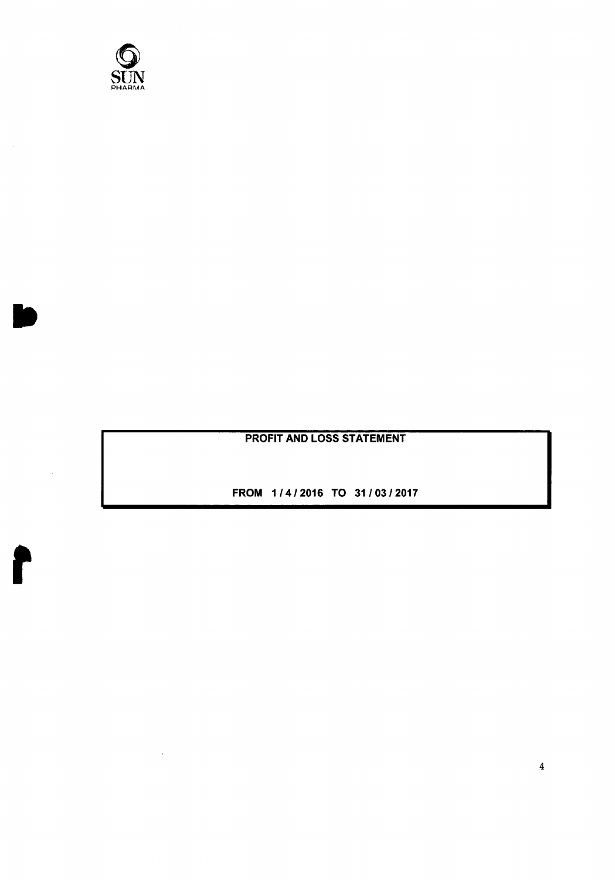# PROFIT AND LOSS STATEMENT

**FROM 1 / 4 / 2016 TO 31 / 03 / 2017**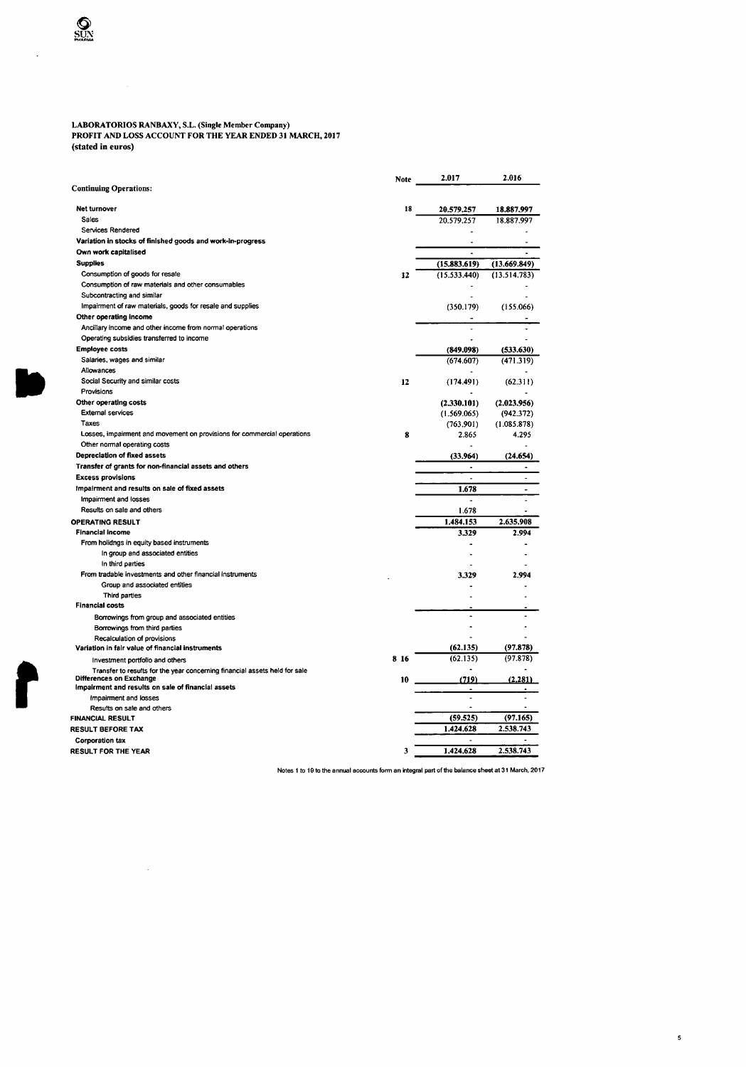**LABORATORIOS RANBAXY, S.L. (Single Member Company)**
**PROFIT AND LOSS ACCOUNT FOR THE YEAR ENDED 31 MARCH, 2017**
**(stated in euros)**

| | Note | 2.017 | 2.016 |
|---|---|---|---|
| **Continuing Operations:** | | | |
| **Net turnover** | 18 | **20.579.257** | **18.887.997** |
| Sales | | 20.579.257 | 18.887.997 |
| Services Rendered | | - | - |
| **Variation in stocks of finished goods and work-in-progress** | | - | - |
| **Own work capitalised** | | - | - |
| **Supplies** | | **(15.883.619)** | **(13.669.849)** |
| Consumption of goods for resale | 12 | (15.533.440) | (13.514.783) |
| Consumption of raw materials and other consumables | | - | - |
| Subcontracting and similar | | - | - |
| Impairment of raw materials, goods for resale and supplies | | (350.179) | (155.066) |
| **Other operating income** | | - | - |
| Ancillary income and other income from normal operations | | - | - |
| Operating subsidies transferred to income | | - | - |
| **Employee costs** | | **(849.098)** | **(533.630)** |
| Salaries, wages and similar | | (674.607) | (471.319) |
| Allowances | | - | - |
| Social Security and similar costs | 12 | (174.491) | (62.311) |
| Provisions | | - | - |
| **Other operating costs** | | **(2.330.101)** | **(2.023.956)** |
| External services | | (1.569.065) | (942.372) |
| Taxes | | (763.901) | (1.085.878) |
| Losses, impairment and movement on provisions for commercial operations | 8 | 2.865 | 4.295 |
| Other normal operating costs | | - | - |
| **Depreciation of fixed assets** | | **(33.964)** | **(24.654)** |
| **Transfer of grants for non-financial assets and others** | | - | - |
| **Excess provisions** | | - | - |
| **Impairment and results on sale of fixed assets** | | **1.678** | - |
| Impairment and losses | | - | - |
| Results on sale and others | | 1.678 | - |
| **OPERATING RESULT** | | **1.484.153** | **2.635.908** |
| **Financial income** | | **3.329** | **2.994** |
| From holidngs in equity based instruments | | - | - |
| In group and associated entities | | - | - |
| In third parties | | - | - |
| From tradable investments and other financial instruments | | **3.329** | **2.994** |
| Group and associated entities | | - | - |
| Third parties | | - | - |
| **Financial costs** | | - | - |
| Borrowings from group and associated entities | | - | - |
| Borrowings from third parties | | - | - |
| Recalculation of provisions | | - | - |
| **Variation in fair value of financial instruments** | | **(62.135)** | **(97.878)** |
| Investment portfolio and others | 8 16 | (62.135) | (97.878) |
| Transfer to results for the year concerning financial assets held for sale | | - | - |
| **Differences on Exchange** | 10 | **(719)** | **(2.281)** |
| **Impairment and results on sale of financial assets** | | - | - |
| Impairment and losses | | - | - |
| Results on sale and others | | - | - |
| **FINANCIAL RESULT** | | **(59.525)** | **(97.165)** |
| **RESULT BEFORE TAX** | | **1.424.628** | **2.538.743** |
| **Corporation tax** | | - | - |
| **RESULT FOR THE YEAR** | 3 | **1.424.628** | **2.538.743** |

Notes 1 to 19 to the annual accounts form an integral part of the balance sheet at 31 March, 2017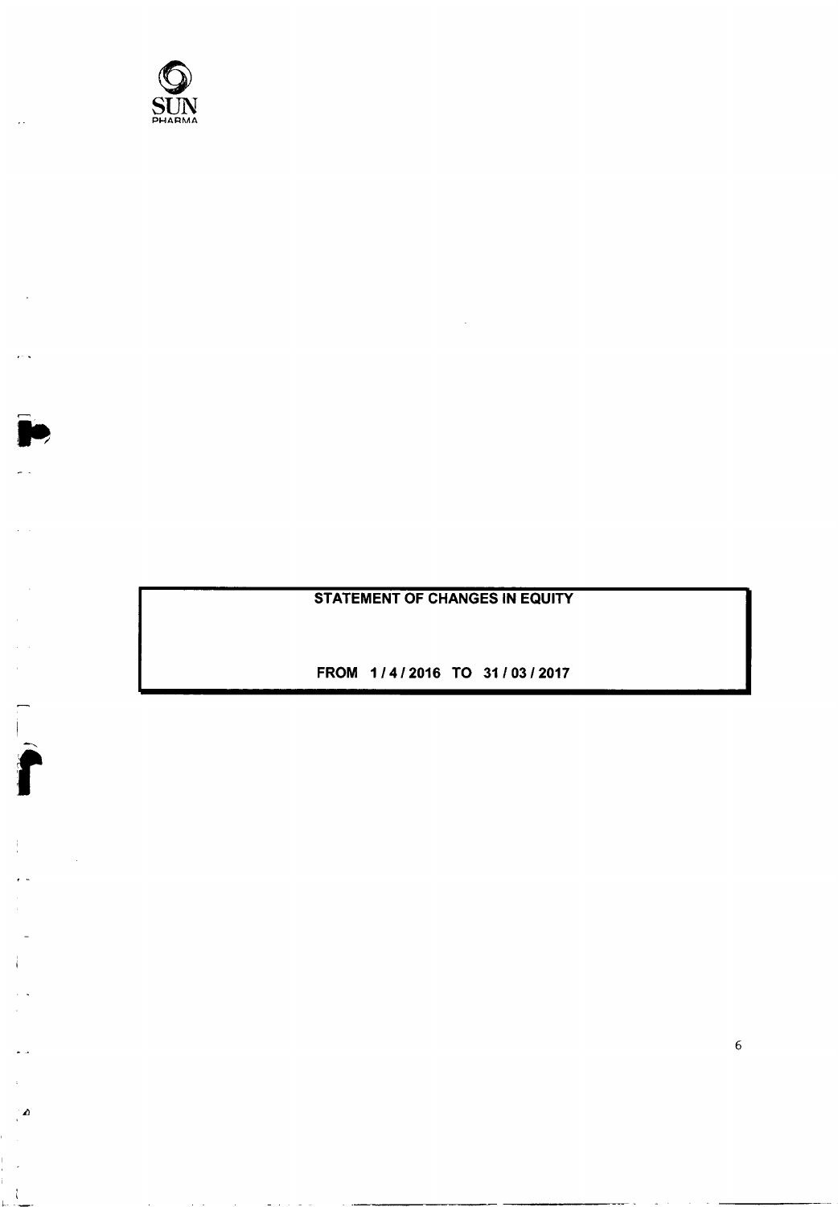SUN PHARMA

# STATEMENT OF CHANGES IN EQUITY

**FROM 1 / 4 / 2016 TO 31 / 03 / 2017**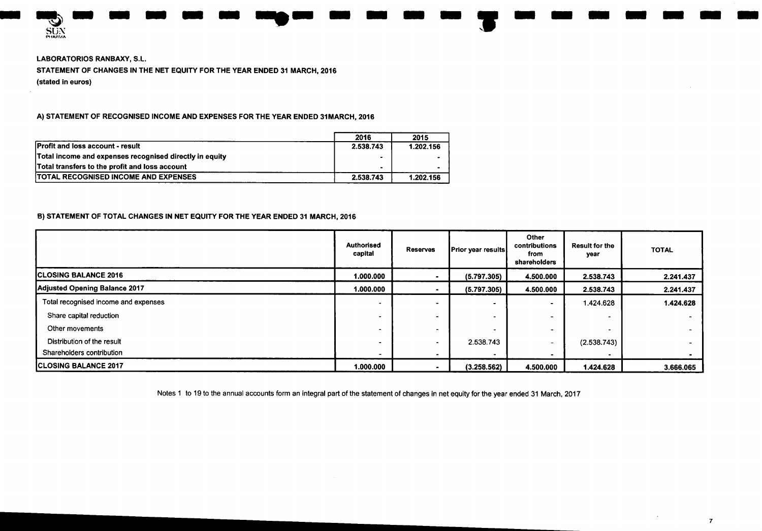LABORATORIOS RANBAXY, S.L.

STATEMENT OF CHANGES IN THE NET EQUITY FOR THE YEAR ENDED 31 MARCH, 2016

(stated in euros)

## A) STATEMENT OF RECOGNISED INCOME AND EXPENSES FOR THE YEAR ENDED 31MARCH, 2016

| | 2016 | 2015 |
|---|---|---|
| Profit and loss account - result | 2.538.743 | 1.202.156 |
| Total income and expenses recognised directly in equity | - | - |
| Total transfers to the profit and loss account | - | - |
| TOTAL RECOGNISED INCOME AND EXPENSES | 2.538.743 | 1.202.156 |

## B) STATEMENT OF TOTAL CHANGES IN NET EQUITY FOR THE YEAR ENDED 31 MARCH, 2016

| | Authorised capital | Reserves | Prior year results | Other contributions from shareholders | Result for the year | TOTAL |
|---|---|---|---|---|---|---|
| CLOSING BALANCE 2016 | 1.000.000 | - | (5.797.305) | 4.500.000 | 2.538.743 | 2.241.437 |
| Adjusted Opening Balance 2017 | 1.000.000 | - | (5.797.305) | 4.500.000 | 2.538.743 | 2.241.437 |
| Total recognised income and expenses | - | - | - | - | 1.424.628 | 1.424.628 |
| Share capital reduction | - | - | - | - | - | - |
| Other movements | - | - | - | - | - | - |
| Distribution of the result | - | - | 2.538.743 | - | (2.538.743) | - |
| Shareholders contribution | - | - | - | - | - | - |
| CLOSING BALANCE 2017 | 1.000.000 | - | (3.258.562) | 4.500.000 | 1.424.628 | 3.666.065 |

Notes 1 to 19 to the annual accounts form an integral part of the statement of changes in net equity for the year ended 31 March, 2017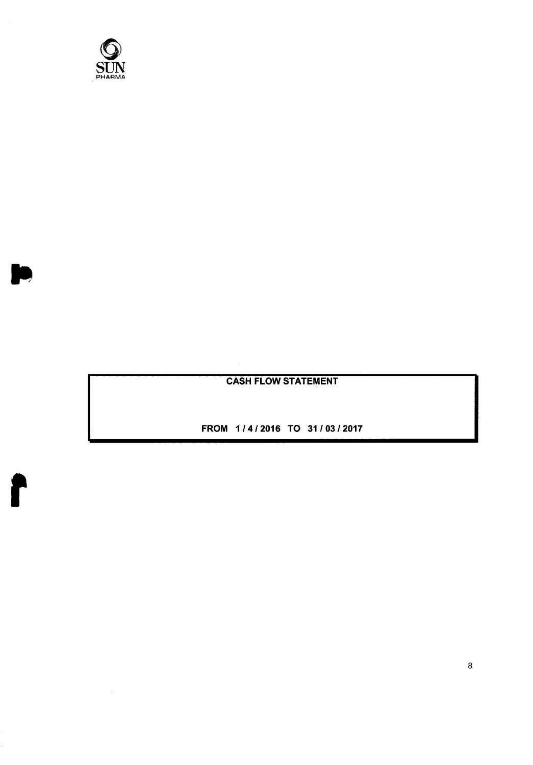**CASH FLOW STATEMENT**

**FROM 1 / 4 / 2016 TO 31 / 03 / 2017**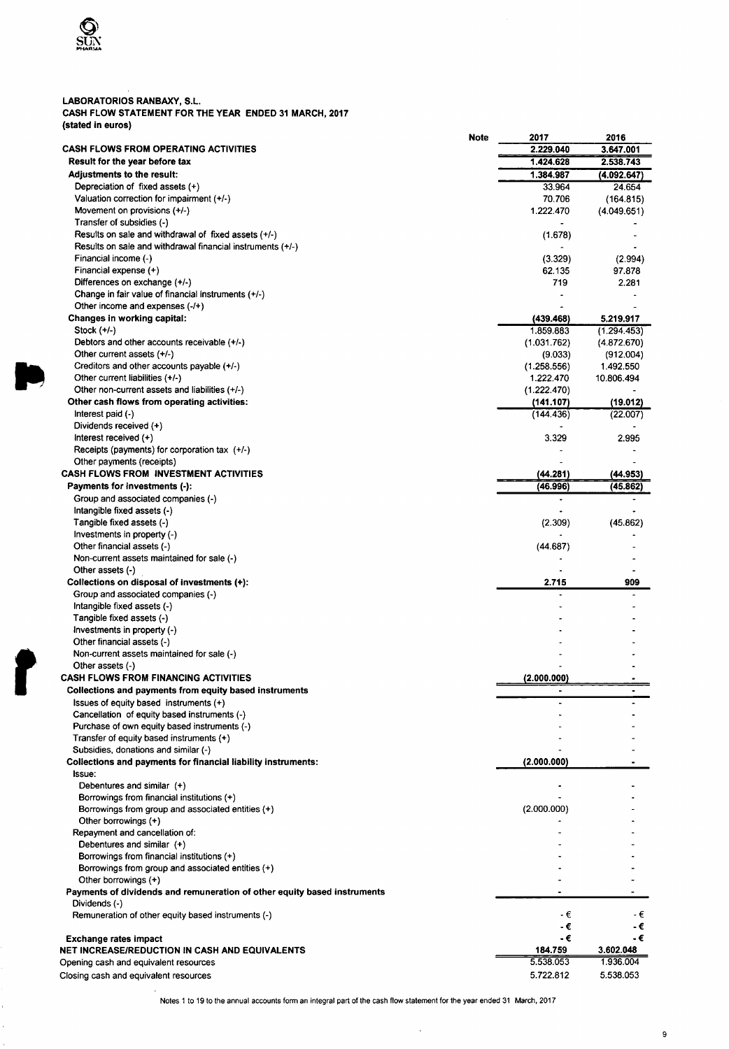**LABORATORIOS RANBAXY, S.L.**
**CASH FLOW STATEMENT FOR THE YEAR ENDED 31 MARCH, 2017**
**(stated in euros)**

| | Note | 2017 | 2016 |
|---|---|---|---|
| **CASH FLOWS FROM OPERATING ACTIVITIES** | | **2.229.040** | **3.647.001** |
| **Result for the year before tax** | | **1.424.628** | **2.538.743** |
| **Adjustments to the result:** | | **1.384.987** | **(4.092.647)** |
| Depreciation of fixed assets (+) | | 33.964 | 24.654 |
| Valuation correction for impairment (+/-) | | 70.706 | (164.815) |
| Movement on provisions (+/-) | | 1.222.470 | (4.049.651) |
| Transfer of subsidies (-) | | - | - |
| Results on sale and withdrawal of fixed assets (+/-) | | (1.678) | - |
| Results on sale and withdrawal financial instruments (+/-) | | - | - |
| Financial income (-) | | (3.329) | (2.994) |
| Financial expense (+) | | 62.135 | 97.878 |
| Differences on exchange (+/-) | | 719 | 2.281 |
| Change in fair value of financial instruments (+/-) | | - | - |
| Other income and expenses (-/+) | | - | - |
| **Changes in working capital:** | | **(439.468)** | **5.219.917** |
| Stock (+/-) | | 1.859.883 | (1.294.453) |
| Debtors and other accounts receivable (+/-) | | (1.031.762) | (4.872.670) |
| Other current assets (+/-) | | (9.033) | (912.004) |
| Creditors and other accounts payable (+/-) | | (1.258.556) | 1.492.550 |
| Other current liabilities (+/-) | | 1.222.470 | 10.806.494 |
| Other non-current assets and liabilities (+/-) | | (1.222.470) | - |
| **Other cash flows from operating activities:** | | **(141.107)** | **(19.012)** |
| Interest paid (-) | | (144.436) | (22.007) |
| Dividends received (+) | | - | - |
| Interest received (+) | | 3.329 | 2.995 |
| Receipts (payments) for corporation tax (+/-) | | - | - |
| Other payments (receipts) | | - | - |
| **CASH FLOWS FROM INVESTMENT ACTIVITIES** | | **(44.281)** | **(44.953)** |
| **Payments for investments (-):** | | **(46.996)** | **(45.862)** |
| Group and associated companies (-) | | - | - |
| Intangible fixed assets (-) | | - | - |
| Tangible fixed assets (-) | | (2.309) | (45.862) |
| Investments in property (-) | | - | - |
| Other financial assets (-) | | (44.687) | - |
| Non-current assets maintained for sale (-) | | - | - |
| Other assets (-) | | - | - |
| **Collections on disposal of investments (+):** | | **2.715** | **909** |
| Group and associated companies (-) | | - | - |
| Intangible fixed assets (-) | | - | - |
| Tangible fixed assets (-) | | - | - |
| Investments in property (-) | | - | - |
| Other financial assets (-) | | - | - |
| Non-current assets maintained for sale (-) | | - | - |
| Other assets (-) | | - | - |
| **CASH FLOWS FROM FINANCING ACTIVITIES** | | **(2.000.000)** | **-** |
| **Collections and payments from equity based instruments** | | **-** | **-** |
| Issues of equity based instruments (+) | | - | - |
| Cancellation of equity based instruments (-) | | - | - |
| Purchase of own equity based instruments (-) | | - | - |
| Transfer of equity based instruments (+) | | - | - |
| Subsidies, donations and similar (-) | | - | - |
| **Collections and payments for financial liability instruments:** | | **(2.000.000)** | **-** |
| Issue: | | | |
| Debentures and similar (+) | | - | - |
| Borrowings from financial institutions (+) | | - | - |
| Borrowings from group and associated entities (+) | | (2.000.000) | - |
| Other borrowings (+) | | - | - |
| Repayment and cancellation of: | | - | - |
| Debentures and similar (+) | | - | - |
| Borrowings from financial institutions (+) | | - | - |
| Borrowings from group and associated entities (+) | | - | - |
| Other borrowings (+) | | - | - |
| **Payments of dividends and remuneration of other equity based instruments** | | **-** | **-** |
| Dividends (-) | | | |
| Remuneration of other equity based instruments (-) | | - € | - € |
| | | - € | - € |
| **Exchange rates impact** | | **- €** | **- €** |
| **NET INCREASE/REDUCTION IN CASH AND EQUIVALENTS** | | **184.759** | **3.602.048** |
| Opening cash and equivalent resources | | 5.538.053 | 1.936.004 |
| Closing cash and equivalent resources | | 5.722.812 | 5.538.053 |

Notes 1 to 19 to the annual accounts form an integral part of the cash flow statement for the year ended 31 March, 2017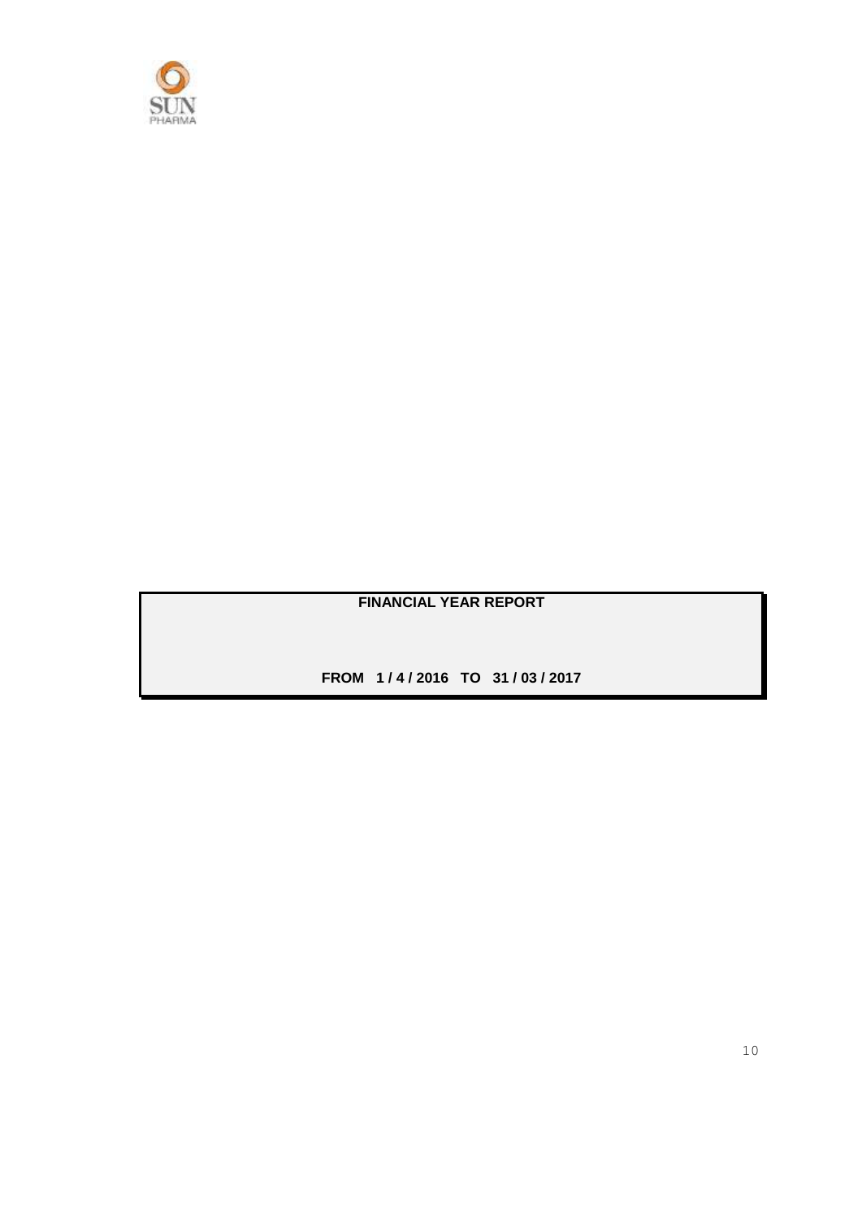**FINANCIAL YEAR REPORT**

**FROM 1 / 4 / 2016 TO 31 / 03 / 2017**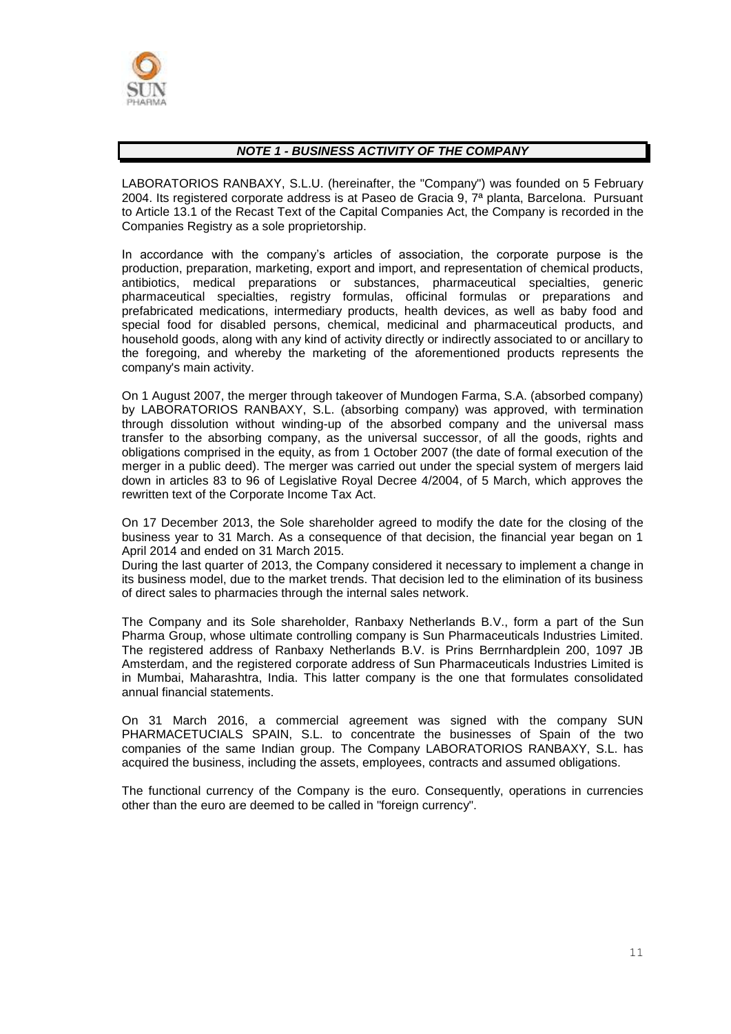## *NOTE 1 - BUSINESS ACTIVITY OF THE COMPANY*

LABORATORIOS RANBAXY, S.L.U. (hereinafter, the "Company") was founded on 5 February 2004. Its registered corporate address is at Paseo de Gracia 9, 7ª planta, Barcelona. Pursuant to Article 13.1 of the Recast Text of the Capital Companies Act, the Company is recorded in the Companies Registry as a sole proprietorship.

In accordance with the company's articles of association, the corporate purpose is the production, preparation, marketing, export and import, and representation of chemical products, antibiotics, medical preparations or substances, pharmaceutical specialties, generic pharmaceutical specialties, registry formulas, officinal formulas or preparations and prefabricated medications, intermediary products, health devices, as well as baby food and special food for disabled persons, chemical, medicinal and pharmaceutical products, and household goods, along with any kind of activity directly or indirectly associated to or ancillary to the foregoing, and whereby the marketing of the aforementioned products represents the company's main activity.

On 1 August 2007, the merger through takeover of Mundogen Farma, S.A. (absorbed company) by LABORATORIOS RANBAXY, S.L. (absorbing company) was approved, with termination through dissolution without winding-up of the absorbed company and the universal mass transfer to the absorbing company, as the universal successor, of all the goods, rights and obligations comprised in the equity, as from 1 October 2007 (the date of formal execution of the merger in a public deed). The merger was carried out under the special system of mergers laid down in articles 83 to 96 of Legislative Royal Decree 4/2004, of 5 March, which approves the rewritten text of the Corporate Income Tax Act.

On 17 December 2013, the Sole shareholder agreed to modify the date for the closing of the business year to 31 March. As a consequence of that decision, the financial year began on 1 April 2014 and ended on 31 March 2015.
During the last quarter of 2013, the Company considered it necessary to implement a change in its business model, due to the market trends. That decision led to the elimination of its business of direct sales to pharmacies through the internal sales network.

The Company and its Sole shareholder, Ranbaxy Netherlands B.V., form a part of the Sun Pharma Group, whose ultimate controlling company is Sun Pharmaceuticals Industries Limited. The registered address of Ranbaxy Netherlands B.V. is Prins Berrnhardplein 200, 1097 JB Amsterdam, and the registered corporate address of Sun Pharmaceuticals Industries Limited is in Mumbai, Maharashtra, India. This latter company is the one that formulates consolidated annual financial statements.

On 31 March 2016, a commercial agreement was signed with the company SUN PHARMACETUCIALS SPAIN, S.L. to concentrate the businesses of Spain of the two companies of the same Indian group. The Company LABORATORIOS RANBAXY, S.L. has acquired the business, including the assets, employees, contracts and assumed obligations.

The functional currency of the Company is the euro. Consequently, operations in currencies other than the euro are deemed to be called in "foreign currency".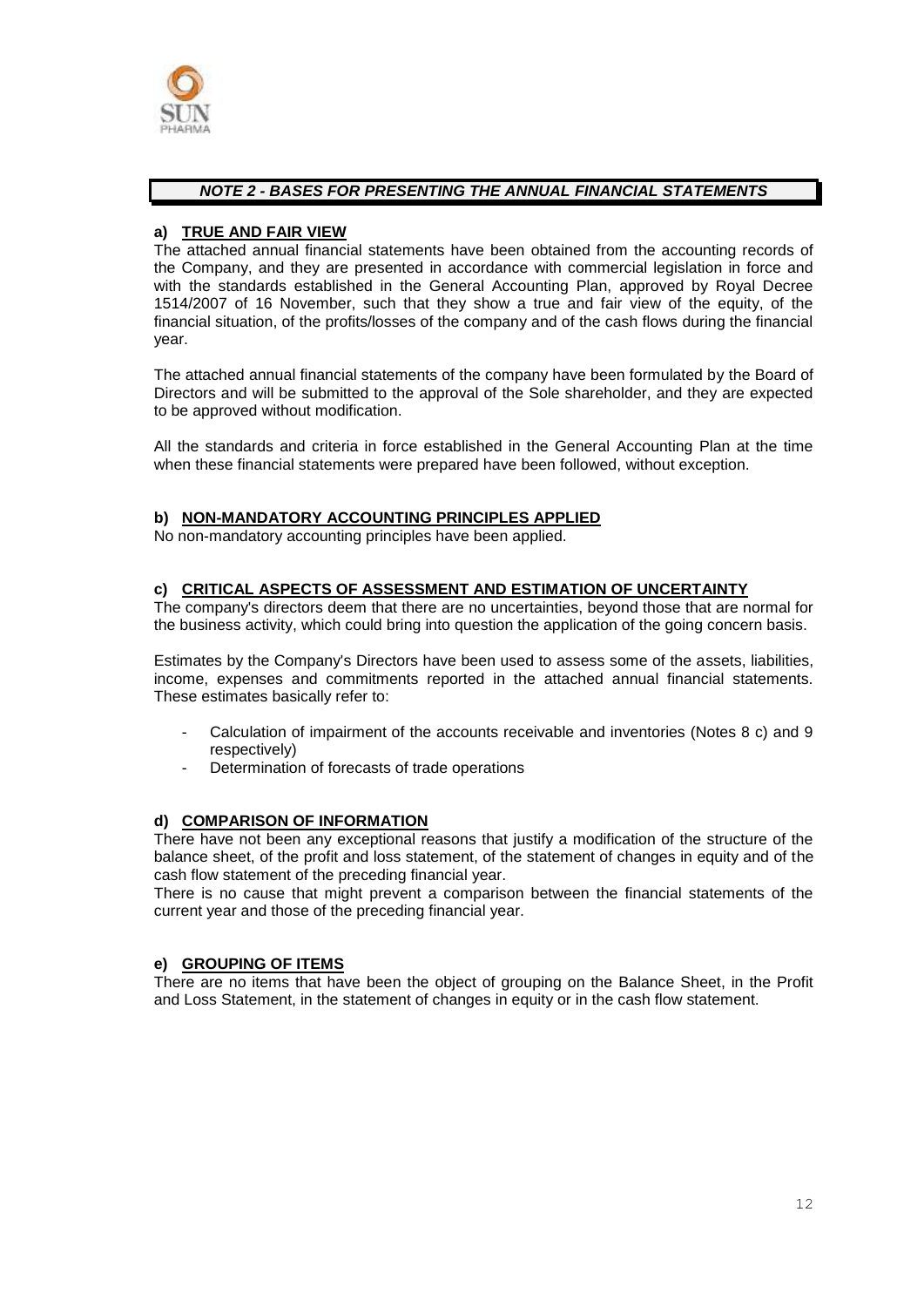## *NOTE 2 - BASES FOR PRESENTING THE ANNUAL FINANCIAL STATEMENTS*

### a) TRUE AND FAIR VIEW

The attached annual financial statements have been obtained from the accounting records of the Company, and they are presented in accordance with commercial legislation in force and with the standards established in the General Accounting Plan, approved by Royal Decree 1514/2007 of 16 November, such that they show a true and fair view of the equity, of the financial situation, of the profits/losses of the company and of the cash flows during the financial year.

The attached annual financial statements of the company have been formulated by the Board of Directors and will be submitted to the approval of the Sole shareholder, and they are expected to be approved without modification.

All the standards and criteria in force established in the General Accounting Plan at the time when these financial statements were prepared have been followed, without exception.

### b) NON-MANDATORY ACCOUNTING PRINCIPLES APPLIED

No non-mandatory accounting principles have been applied.

### c) CRITICAL ASPECTS OF ASSESSMENT AND ESTIMATION OF UNCERTAINTY

The company's directors deem that there are no uncertainties, beyond those that are normal for the business activity, which could bring into question the application of the going concern basis.

Estimates by the Company's Directors have been used to assess some of the assets, liabilities, income, expenses and commitments reported in the attached annual financial statements. These estimates basically refer to:

- Calculation of impairment of the accounts receivable and inventories (Notes 8 c) and 9 respectively)
- Determination of forecasts of trade operations

### d) COMPARISON OF INFORMATION

There have not been any exceptional reasons that justify a modification of the structure of the balance sheet, of the profit and loss statement, of the statement of changes in equity and of the cash flow statement of the preceding financial year.

There is no cause that might prevent a comparison between the financial statements of the current year and those of the preceding financial year.

### e) GROUPING OF ITEMS

There are no items that have been the object of grouping on the Balance Sheet, in the Profit and Loss Statement, in the statement of changes in equity or in the cash flow statement.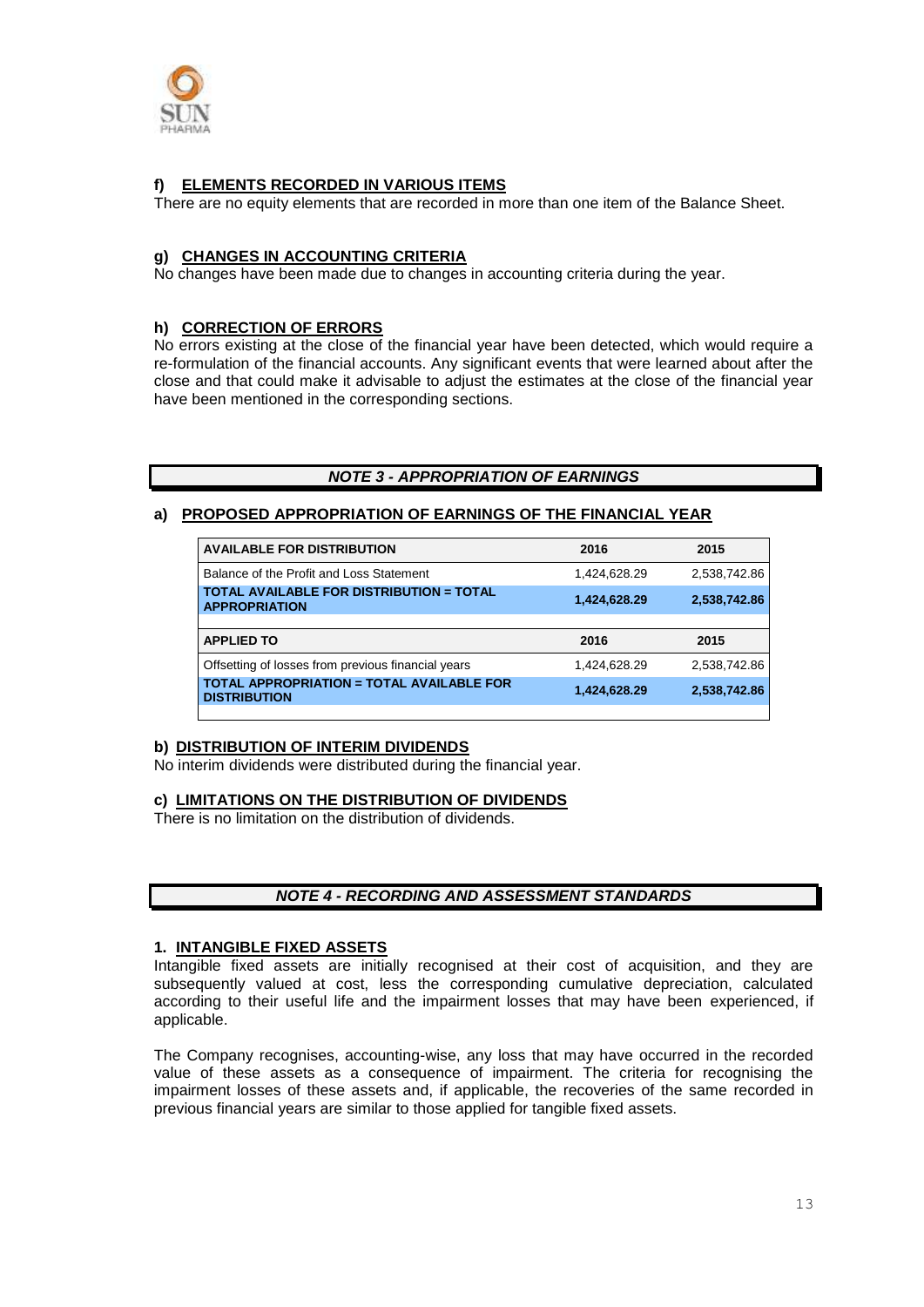### f) ELEMENTS RECORDED IN VARIOUS ITEMS

There are no equity elements that are recorded in more than one item of the Balance Sheet.

### g) CHANGES IN ACCOUNTING CRITERIA

No changes have been made due to changes in accounting criteria during the year.

### h) CORRECTION OF ERRORS

No errors existing at the close of the financial year have been detected, which would require a re-formulation of the financial accounts. Any significant events that were learned about after the close and that could make it advisable to adjust the estimates at the close of the financial year have been mentioned in the corresponding sections.

## *NOTE 3 - APPROPRIATION OF EARNINGS*

### a) PROPOSED APPROPRIATION OF EARNINGS OF THE FINANCIAL YEAR

| AVAILABLE FOR DISTRIBUTION | 2016 | 2015 |
|---|---|---|
| Balance of the Profit and Loss Statement | 1,424,628.29 | 2,538,742.86 |
| **TOTAL AVAILABLE FOR DISTRIBUTION = TOTAL APPROPRIATION** | **1,424,628.29** | **2,538,742.86** |
| **APPLIED TO** | **2016** | **2015** |
| Offsetting of losses from previous financial years | 1,424,628.29 | 2,538,742.86 |
| **TOTAL APPROPRIATION = TOTAL AVAILABLE FOR DISTRIBUTION** | **1,424,628.29** | **2,538,742.86** |

### b) DISTRIBUTION OF INTERIM DIVIDENDS

No interim dividends were distributed during the financial year.

### c) LIMITATIONS ON THE DISTRIBUTION OF DIVIDENDS

There is no limitation on the distribution of dividends.

## *NOTE 4 - RECORDING AND ASSESSMENT STANDARDS*

### 1. INTANGIBLE FIXED ASSETS

Intangible fixed assets are initially recognised at their cost of acquisition, and they are subsequently valued at cost, less the corresponding cumulative depreciation, calculated according to their useful life and the impairment losses that may have been experienced, if applicable.

The Company recognises, accounting-wise, any loss that may have occurred in the recorded value of these assets as a consequence of impairment. The criteria for recognising the impairment losses of these assets and, if applicable, the recoveries of the same recorded in previous financial years are similar to those applied for tangible fixed assets.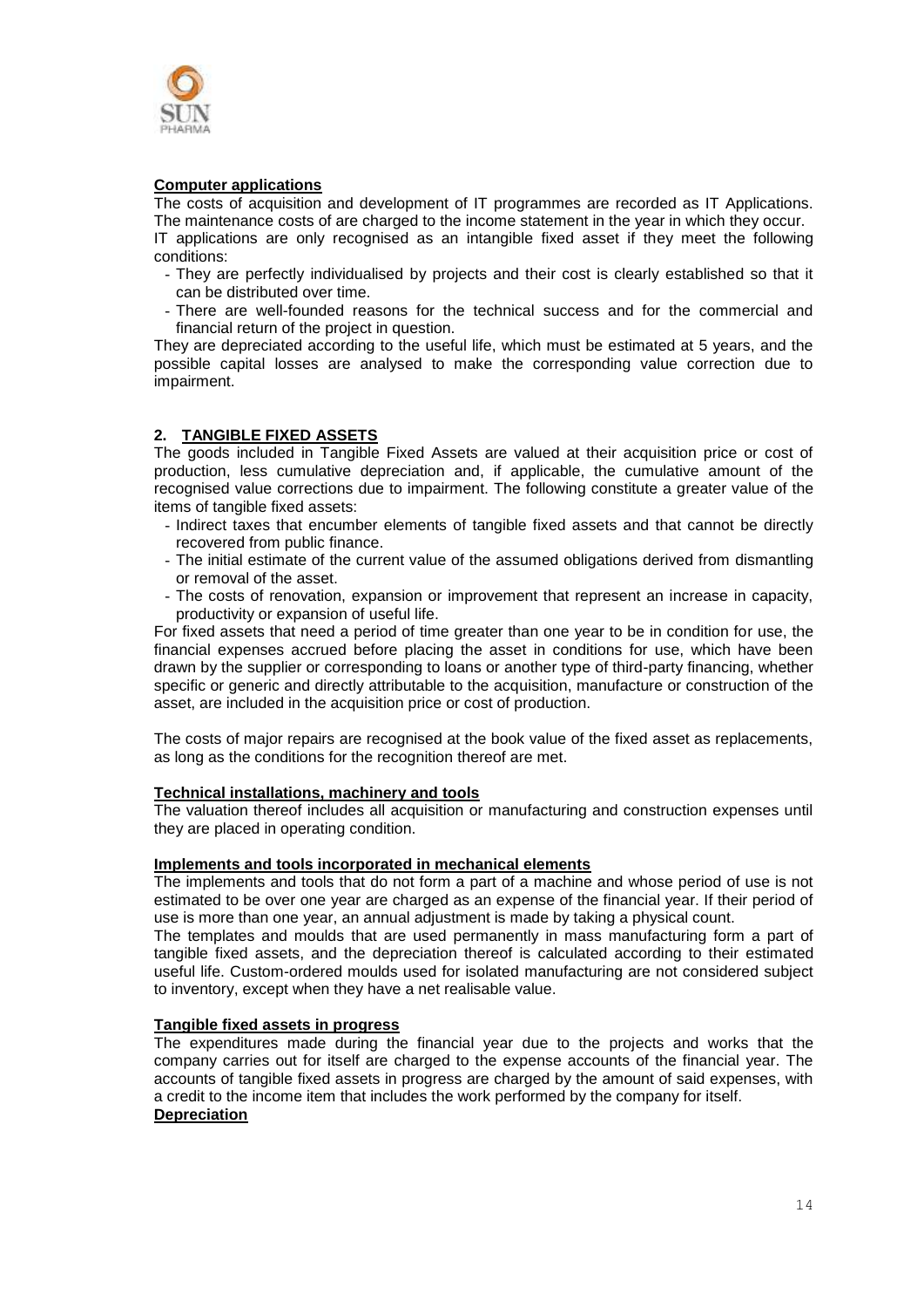**Computer applications**

The costs of acquisition and development of IT programmes are recorded as IT Applications. The maintenance costs of are charged to the income statement in the year in which they occur.
IT applications are only recognised as an intangible fixed asset if they meet the following conditions:

- They are perfectly individualised by projects and their cost is clearly established so that it can be distributed over time.
- There are well-founded reasons for the technical success and for the commercial and financial return of the project in question.

They are depreciated according to the useful life, which must be estimated at 5 years, and the possible capital losses are analysed to make the corresponding value correction due to impairment.

## 2. TANGIBLE FIXED ASSETS

The goods included in Tangible Fixed Assets are valued at their acquisition price or cost of production, less cumulative depreciation and, if applicable, the cumulative amount of the recognised value corrections due to impairment. The following constitute a greater value of the items of tangible fixed assets:

- Indirect taxes that encumber elements of tangible fixed assets and that cannot be directly recovered from public finance.
- The initial estimate of the current value of the assumed obligations derived from dismantling or removal of the asset.
- The costs of renovation, expansion or improvement that represent an increase in capacity, productivity or expansion of useful life.

For fixed assets that need a period of time greater than one year to be in condition for use, the financial expenses accrued before placing the asset in conditions for use, which have been drawn by the supplier or corresponding to loans or another type of third-party financing, whether specific or generic and directly attributable to the acquisition, manufacture or construction of the asset, are included in the acquisition price or cost of production.

The costs of major repairs are recognised at the book value of the fixed asset as replacements, as long as the conditions for the recognition thereof are met.

**Technical installations, machinery and tools**

The valuation thereof includes all acquisition or manufacturing and construction expenses until they are placed in operating condition.

**Implements and tools incorporated in mechanical elements**

The implements and tools that do not form a part of a machine and whose period of use is not estimated to be over one year are charged as an expense of the financial year. If their period of use is more than one year, an annual adjustment is made by taking a physical count.

The templates and moulds that are used permanently in mass manufacturing form a part of tangible fixed assets, and the depreciation thereof is calculated according to their estimated useful life. Custom-ordered moulds used for isolated manufacturing are not considered subject to inventory, except when they have a net realisable value.

**Tangible fixed assets in progress**

The expenditures made during the financial year due to the projects and works that the company carries out for itself are charged to the expense accounts of the financial year. The accounts of tangible fixed assets in progress are charged by the amount of said expenses, with a credit to the income item that includes the work performed by the company for itself.

**Depreciation**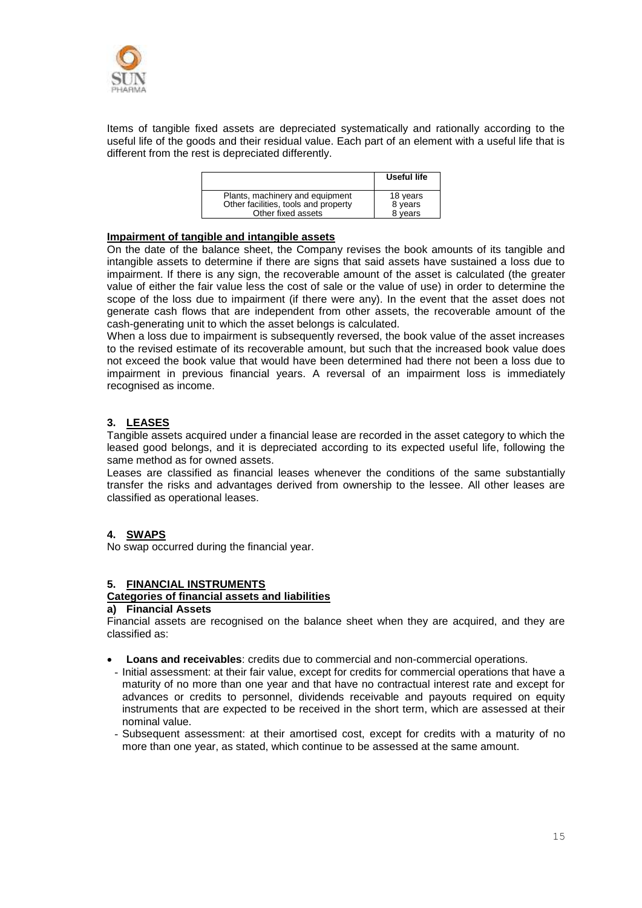Items of tangible fixed assets are depreciated systematically and rationally according to the useful life of the goods and their residual value. Each part of an element with a useful life that is different from the rest is depreciated differently.

| | Useful life |
|---|---|
| Plants, machinery and equipment | 18 years |
| Other facilities, tools and property | 8 years |
| Other fixed assets | 8 years |

**Impairment of tangible and intangible assets**

On the date of the balance sheet, the Company revises the book amounts of its tangible and intangible assets to determine if there are signs that said assets have sustained a loss due to impairment. If there is any sign, the recoverable amount of the asset is calculated (the greater value of either the fair value less the cost of sale or the value of use) in order to determine the scope of the loss due to impairment (if there were any). In the event that the asset does not generate cash flows that are independent from other assets, the recoverable amount of the cash-generating unit to which the asset belongs is calculated.

When a loss due to impairment is subsequently reversed, the book value of the asset increases to the revised estimate of its recoverable amount, but such that the increased book value does not exceed the book value that would have been determined had there not been a loss due to impairment in previous financial years. A reversal of an impairment loss is immediately recognised as income.

## 3. LEASES

Tangible assets acquired under a financial lease are recorded in the asset category to which the leased good belongs, and it is depreciated according to its expected useful life, following the same method as for owned assets.

Leases are classified as financial leases whenever the conditions of the same substantially transfer the risks and advantages derived from ownership to the lessee. All other leases are classified as operational leases.

## 4. SWAPS

No swap occurred during the financial year.

## 5. FINANCIAL INSTRUMENTS

**Categories of financial assets and liabilities**

**a) Financial Assets**

Financial assets are recognised on the balance sheet when they are acquired, and they are classified as:

- **Loans and receivables**: credits due to commercial and non-commercial operations.
  - Initial assessment: at their fair value, except for credits for commercial operations that have a maturity of no more than one year and that have no contractual interest rate and except for advances or credits to personnel, dividends receivable and payouts required on equity instruments that are expected to be received in the short term, which are assessed at their nominal value.
  - Subsequent assessment: at their amortised cost, except for credits with a maturity of no more than one year, as stated, which continue to be assessed at the same amount.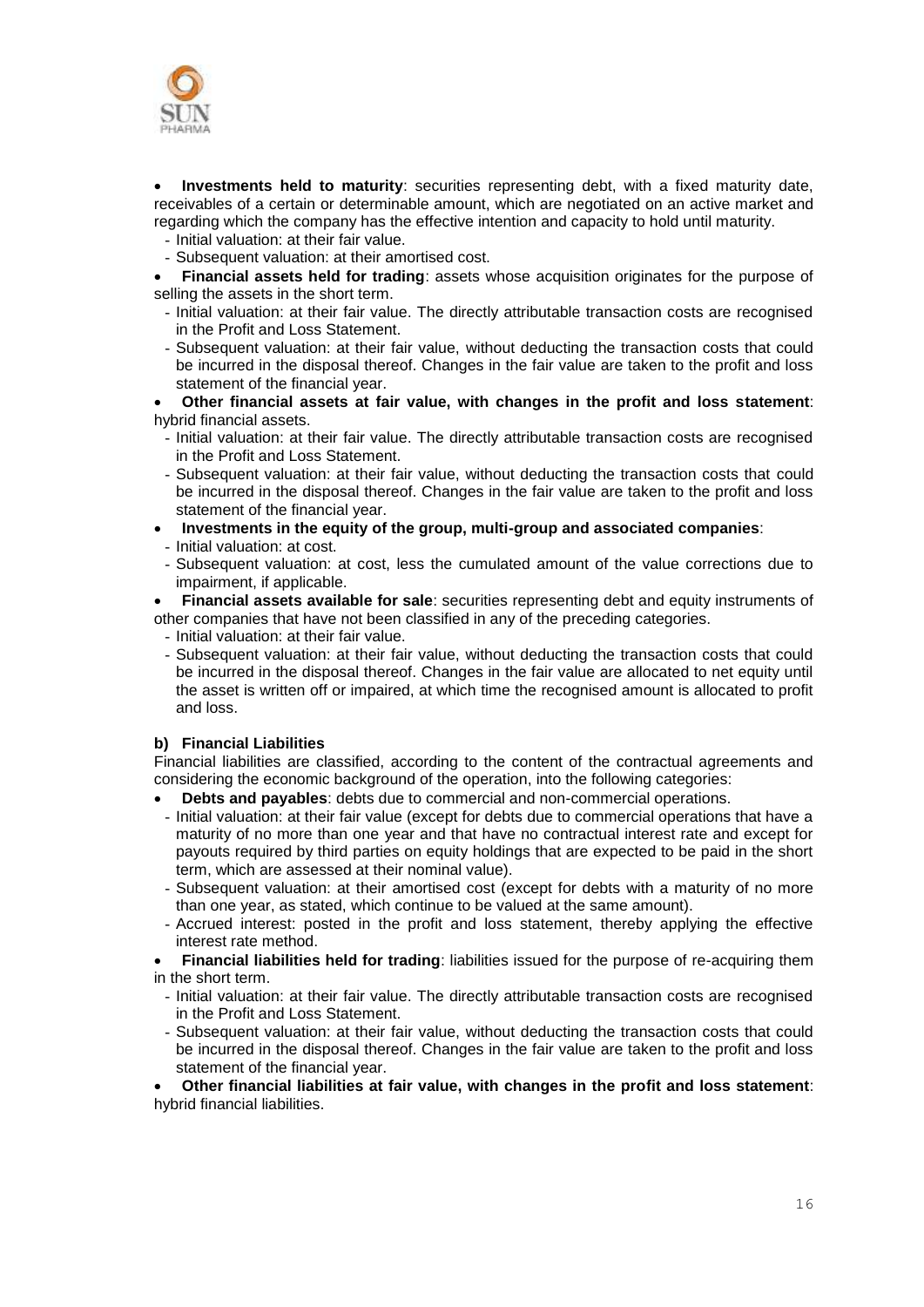- **Investments held to maturity**: securities representing debt, with a fixed maturity date, receivables of a certain or determinable amount, which are negotiated on an active market and regarding which the company has the effective intention and capacity to hold until maturity.
  - Initial valuation: at their fair value.
  - Subsequent valuation: at their amortised cost.
- **Financial assets held for trading**: assets whose acquisition originates for the purpose of selling the assets in the short term.
  - Initial valuation: at their fair value. The directly attributable transaction costs are recognised in the Profit and Loss Statement.
  - Subsequent valuation: at their fair value, without deducting the transaction costs that could be incurred in the disposal thereof. Changes in the fair value are taken to the profit and loss statement of the financial year.
- **Other financial assets at fair value, with changes in the profit and loss statement**: hybrid financial assets.
  - Initial valuation: at their fair value. The directly attributable transaction costs are recognised in the Profit and Loss Statement.
  - Subsequent valuation: at their fair value, without deducting the transaction costs that could be incurred in the disposal thereof. Changes in the fair value are taken to the profit and loss statement of the financial year.
- **Investments in the equity of the group, multi-group and associated companies**:
  - Initial valuation: at cost.
  - Subsequent valuation: at cost, less the cumulated amount of the value corrections due to impairment, if applicable.
- **Financial assets available for sale**: securities representing debt and equity instruments of other companies that have not been classified in any of the preceding categories.
  - Initial valuation: at their fair value.
  - Subsequent valuation: at their fair value, without deducting the transaction costs that could be incurred in the disposal thereof. Changes in the fair value are allocated to net equity until the asset is written off or impaired, at which time the recognised amount is allocated to profit and loss.

**b) Financial Liabilities**

Financial liabilities are classified, according to the content of the contractual agreements and considering the economic background of the operation, into the following categories:

- **Debts and payables**: debts due to commercial and non-commercial operations.
  - Initial valuation: at their fair value (except for debts due to commercial operations that have a maturity of no more than one year and that have no contractual interest rate and except for payouts required by third parties on equity holdings that are expected to be paid in the short term, which are assessed at their nominal value).
  - Subsequent valuation: at their amortised cost (except for debts with a maturity of no more than one year, as stated, which continue to be valued at the same amount).
  - Accrued interest: posted in the profit and loss statement, thereby applying the effective interest rate method.
- **Financial liabilities held for trading**: liabilities issued for the purpose of re-acquiring them in the short term.
  - Initial valuation: at their fair value. The directly attributable transaction costs are recognised in the Profit and Loss Statement.
  - Subsequent valuation: at their fair value, without deducting the transaction costs that could be incurred in the disposal thereof. Changes in the fair value are taken to the profit and loss statement of the financial year.
- **Other financial liabilities at fair value, with changes in the profit and loss statement**: hybrid financial liabilities.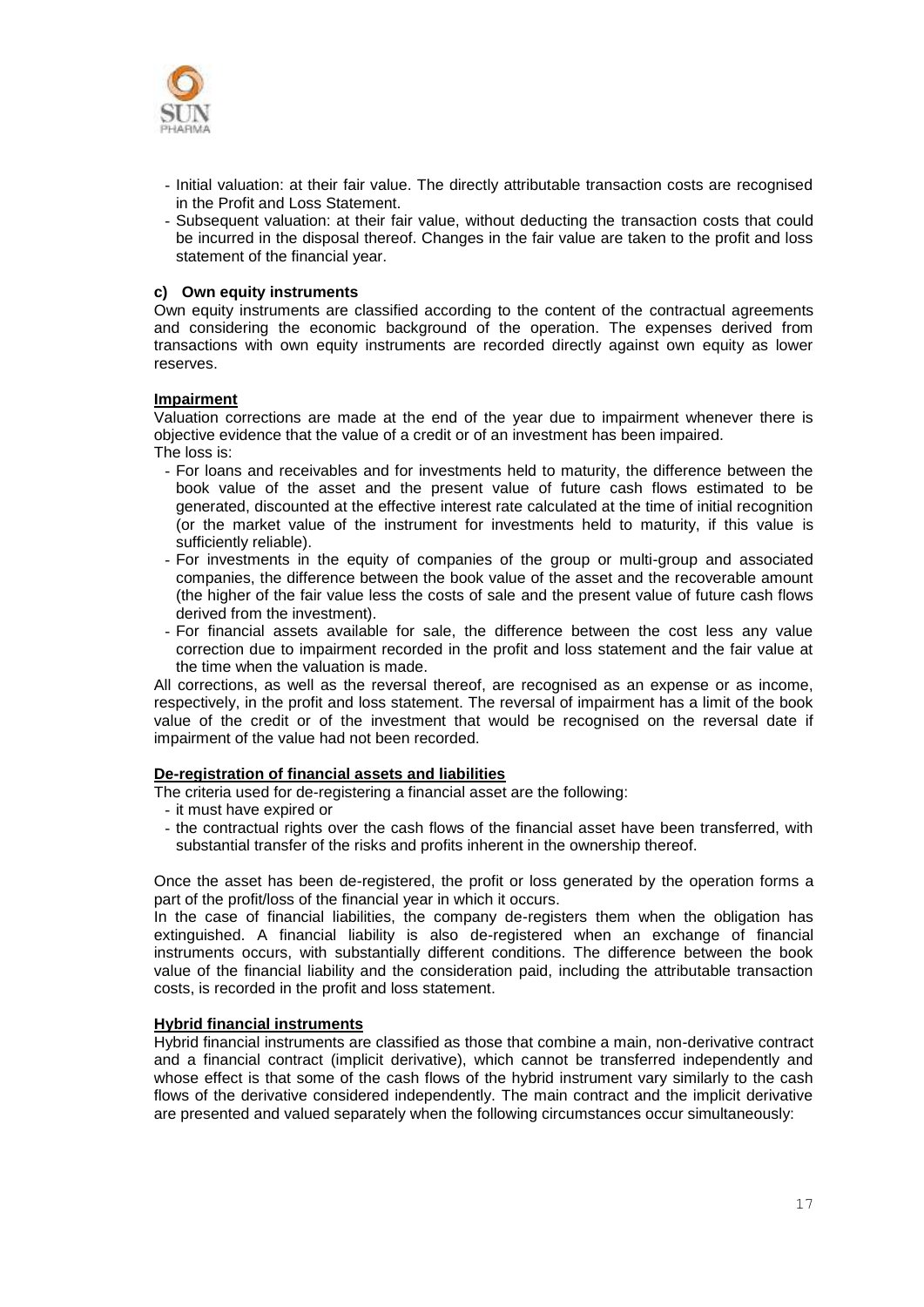- Initial valuation: at their fair value. The directly attributable transaction costs are recognised in the Profit and Loss Statement.
- Subsequent valuation: at their fair value, without deducting the transaction costs that could be incurred in the disposal thereof. Changes in the fair value are taken to the profit and loss statement of the financial year.

**c) Own equity instruments**

Own equity instruments are classified according to the content of the contractual agreements and considering the economic background of the operation. The expenses derived from transactions with own equity instruments are recorded directly against own equity as lower reserves.

**Impairment**

Valuation corrections are made at the end of the year due to impairment whenever there is objective evidence that the value of a credit or of an investment has been impaired.
The loss is:

- For loans and receivables and for investments held to maturity, the difference between the book value of the asset and the present value of future cash flows estimated to be generated, discounted at the effective interest rate calculated at the time of initial recognition (or the market value of the instrument for investments held to maturity, if this value is sufficiently reliable).
- For investments in the equity of companies of the group or multi-group and associated companies, the difference between the book value of the asset and the recoverable amount (the higher of the fair value less the costs of sale and the present value of future cash flows derived from the investment).
- For financial assets available for sale, the difference between the cost less any value correction due to impairment recorded in the profit and loss statement and the fair value at the time when the valuation is made.

All corrections, as well as the reversal thereof, are recognised as an expense or as income, respectively, in the profit and loss statement. The reversal of impairment has a limit of the book value of the credit or of the investment that would be recognised on the reversal date if impairment of the value had not been recorded.

**De-registration of financial assets and liabilities**

The criteria used for de-registering a financial asset are the following:

- it must have expired or
- the contractual rights over the cash flows of the financial asset have been transferred, with substantial transfer of the risks and profits inherent in the ownership thereof.

Once the asset has been de-registered, the profit or loss generated by the operation forms a part of the profit/loss of the financial year in which it occurs.
In the case of financial liabilities, the company de-registers them when the obligation has extinguished. A financial liability is also de-registered when an exchange of financial instruments occurs, with substantially different conditions. The difference between the book value of the financial liability and the consideration paid, including the attributable transaction costs, is recorded in the profit and loss statement.

**Hybrid financial instruments**

Hybrid financial instruments are classified as those that combine a main, non-derivative contract and a financial contract (implicit derivative), which cannot be transferred independently and whose effect is that some of the cash flows of the hybrid instrument vary similarly to the cash flows of the derivative considered independently. The main contract and the implicit derivative are presented and valued separately when the following circumstances occur simultaneously: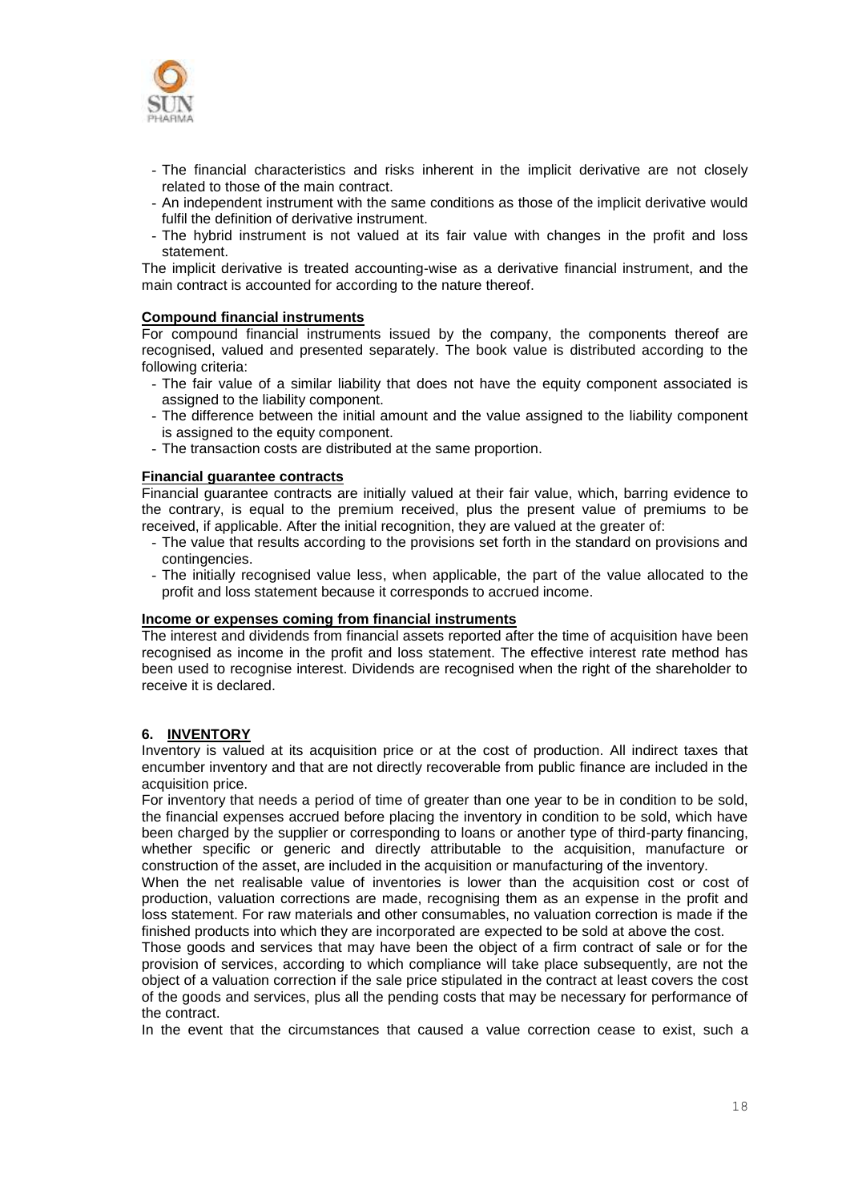- The financial characteristics and risks inherent in the implicit derivative are not closely related to those of the main contract.
- An independent instrument with the same conditions as those of the implicit derivative would fulfil the definition of derivative instrument.
- The hybrid instrument is not valued at its fair value with changes in the profit and loss statement.

The implicit derivative is treated accounting-wise as a derivative financial instrument, and the main contract is accounted for according to the nature thereof.

**Compound financial instruments**

For compound financial instruments issued by the company, the components thereof are recognised, valued and presented separately. The book value is distributed according to the following criteria:

- The fair value of a similar liability that does not have the equity component associated is assigned to the liability component.
- The difference between the initial amount and the value assigned to the liability component is assigned to the equity component.
- The transaction costs are distributed at the same proportion.

**Financial guarantee contracts**

Financial guarantee contracts are initially valued at their fair value, which, barring evidence to the contrary, is equal to the premium received, plus the present value of premiums to be received, if applicable. After the initial recognition, they are valued at the greater of:

- The value that results according to the provisions set forth in the standard on provisions and contingencies.
- The initially recognised value less, when applicable, the part of the value allocated to the profit and loss statement because it corresponds to accrued income.

**Income or expenses coming from financial instruments**

The interest and dividends from financial assets reported after the time of acquisition have been recognised as income in the profit and loss statement. The effective interest rate method has been used to recognise interest. Dividends are recognised when the right of the shareholder to receive it is declared.

## 6. INVENTORY

Inventory is valued at its acquisition price or at the cost of production. All indirect taxes that encumber inventory and that are not directly recoverable from public finance are included in the acquisition price.

For inventory that needs a period of time of greater than one year to be in condition to be sold, the financial expenses accrued before placing the inventory in condition to be sold, which have been charged by the supplier or corresponding to loans or another type of third-party financing, whether specific or generic and directly attributable to the acquisition, manufacture or construction of the asset, are included in the acquisition or manufacturing of the inventory.

When the net realisable value of inventories is lower than the acquisition cost or cost of production, valuation corrections are made, recognising them as an expense in the profit and loss statement. For raw materials and other consumables, no valuation correction is made if the finished products into which they are incorporated are expected to be sold at above the cost.

Those goods and services that may have been the object of a firm contract of sale or for the provision of services, according to which compliance will take place subsequently, are not the object of a valuation correction if the sale price stipulated in the contract at least covers the cost of the goods and services, plus all the pending costs that may be necessary for performance of the contract.

In the event that the circumstances that caused a value correction cease to exist, such a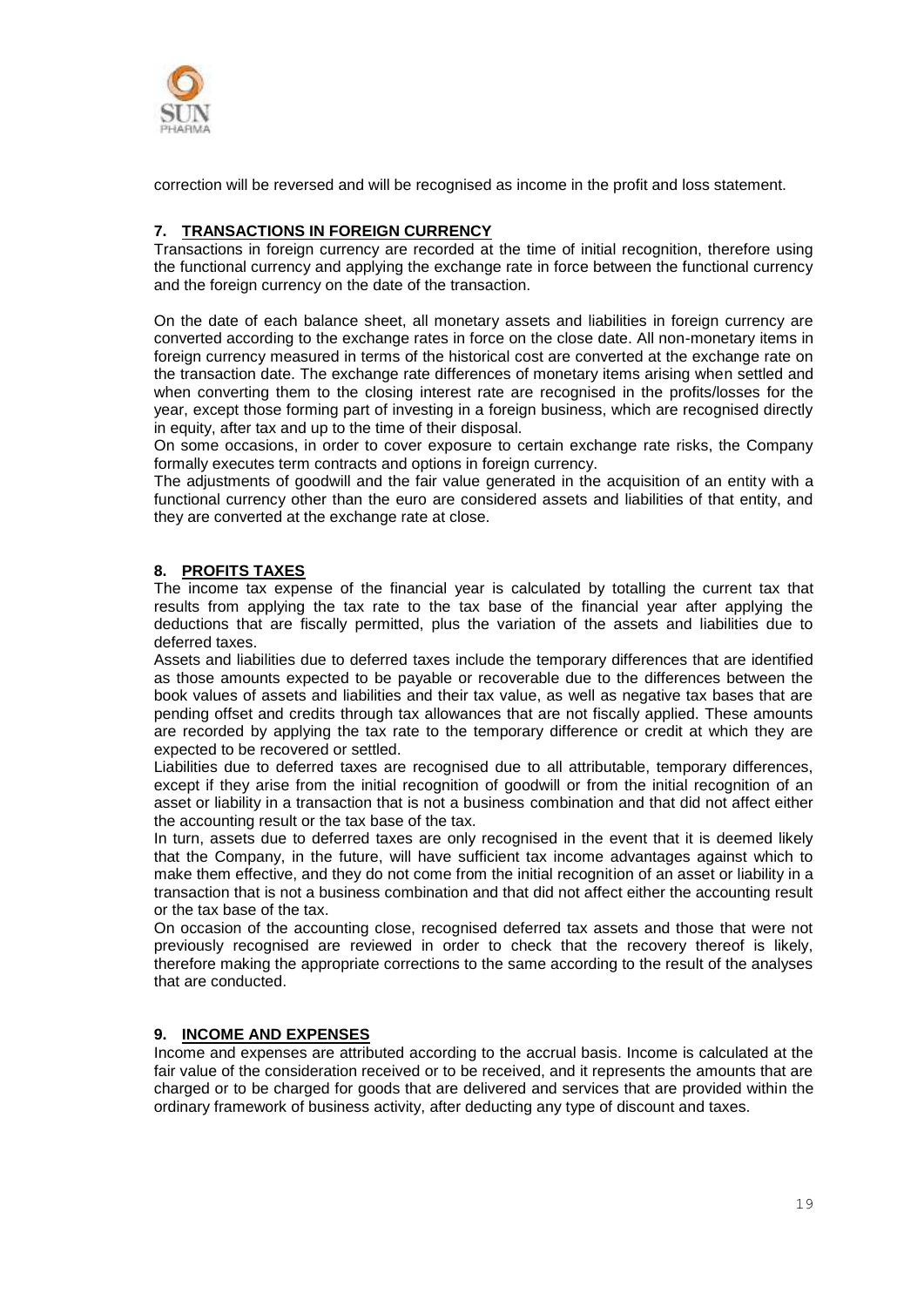correction will be reversed and will be recognised as income in the profit and loss statement.

## 7. TRANSACTIONS IN FOREIGN CURRENCY

Transactions in foreign currency are recorded at the time of initial recognition, therefore using the functional currency and applying the exchange rate in force between the functional currency and the foreign currency on the date of the transaction.

On the date of each balance sheet, all monetary assets and liabilities in foreign currency are converted according to the exchange rates in force on the close date. All non-monetary items in foreign currency measured in terms of the historical cost are converted at the exchange rate on the transaction date. The exchange rate differences of monetary items arising when settled and when converting them to the closing interest rate are recognised in the profits/losses for the year, except those forming part of investing in a foreign business, which are recognised directly in equity, after tax and up to the time of their disposal.

On some occasions, in order to cover exposure to certain exchange rate risks, the Company formally executes term contracts and options in foreign currency.

The adjustments of goodwill and the fair value generated in the acquisition of an entity with a functional currency other than the euro are considered assets and liabilities of that entity, and they are converted at the exchange rate at close.

## 8. PROFITS TAXES

The income tax expense of the financial year is calculated by totalling the current tax that results from applying the tax rate to the tax base of the financial year after applying the deductions that are fiscally permitted, plus the variation of the assets and liabilities due to deferred taxes.

Assets and liabilities due to deferred taxes include the temporary differences that are identified as those amounts expected to be payable or recoverable due to the differences between the book values of assets and liabilities and their tax value, as well as negative tax bases that are pending offset and credits through tax allowances that are not fiscally applied. These amounts are recorded by applying the tax rate to the temporary difference or credit at which they are expected to be recovered or settled.

Liabilities due to deferred taxes are recognised due to all attributable, temporary differences, except if they arise from the initial recognition of goodwill or from the initial recognition of an asset or liability in a transaction that is not a business combination and that did not affect either the accounting result or the tax base of the tax.

In turn, assets due to deferred taxes are only recognised in the event that it is deemed likely that the Company, in the future, will have sufficient tax income advantages against which to make them effective, and they do not come from the initial recognition of an asset or liability in a transaction that is not a business combination and that did not affect either the accounting result or the tax base of the tax.

On occasion of the accounting close, recognised deferred tax assets and those that were not previously recognised are reviewed in order to check that the recovery thereof is likely, therefore making the appropriate corrections to the same according to the result of the analyses that are conducted.

## 9. INCOME AND EXPENSES

Income and expenses are attributed according to the accrual basis. Income is calculated at the fair value of the consideration received or to be received, and it represents the amounts that are charged or to be charged for goods that are delivered and services that are provided within the ordinary framework of business activity, after deducting any type of discount and taxes.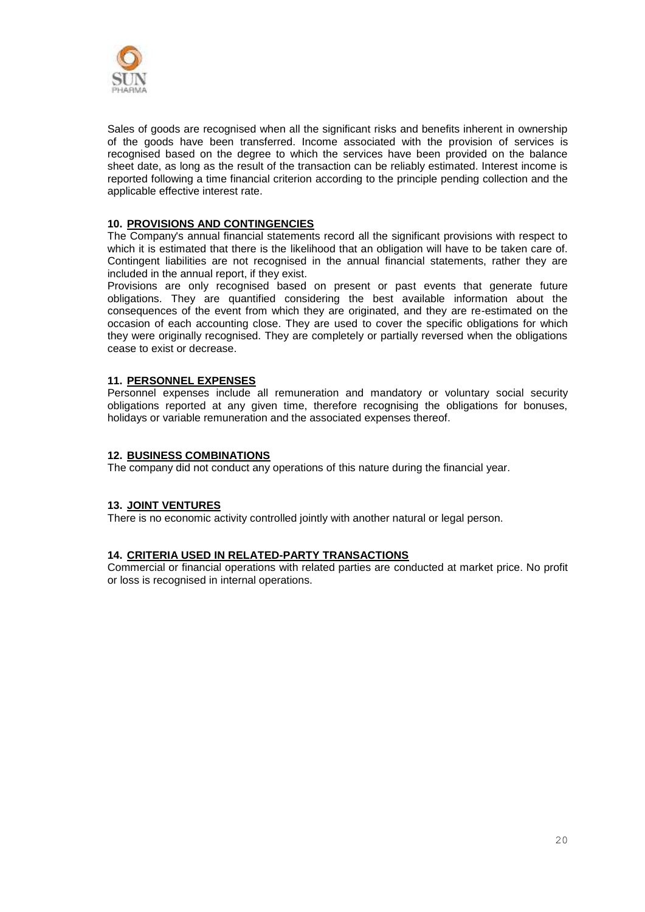Sales of goods are recognised when all the significant risks and benefits inherent in ownership of the goods have been transferred. Income associated with the provision of services is recognised based on the degree to which the services have been provided on the balance sheet date, as long as the result of the transaction can be reliably estimated. Interest income is reported following a time financial criterion according to the principle pending collection and the applicable effective interest rate.

### 10. PROVISIONS AND CONTINGENCIES

The Company's annual financial statements record all the significant provisions with respect to which it is estimated that there is the likelihood that an obligation will have to be taken care of. Contingent liabilities are not recognised in the annual financial statements, rather they are included in the annual report, if they exist.

Provisions are only recognised based on present or past events that generate future obligations. They are quantified considering the best available information about the consequences of the event from which they are originated, and they are re-estimated on the occasion of each accounting close. They are used to cover the specific obligations for which they were originally recognised. They are completely or partially reversed when the obligations cease to exist or decrease.

### 11. PERSONNEL EXPENSES

Personnel expenses include all remuneration and mandatory or voluntary social security obligations reported at any given time, therefore recognising the obligations for bonuses, holidays or variable remuneration and the associated expenses thereof.

### 12. BUSINESS COMBINATIONS

The company did not conduct any operations of this nature during the financial year.

### 13. JOINT VENTURES

There is no economic activity controlled jointly with another natural or legal person.

### 14. CRITERIA USED IN RELATED-PARTY TRANSACTIONS

Commercial or financial operations with related parties are conducted at market price. No profit or loss is recognised in internal operations.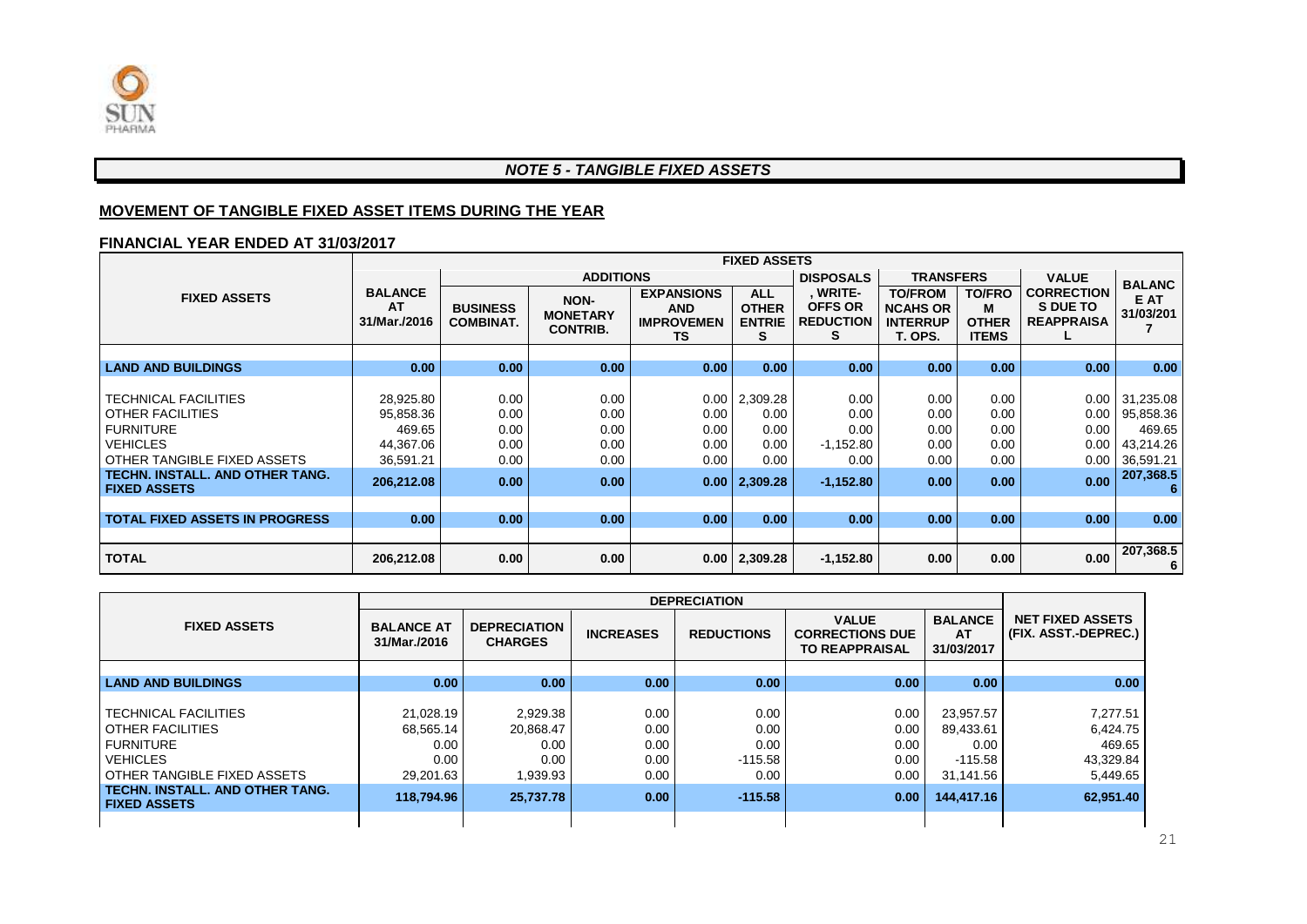## *NOTE 5 - TANGIBLE FIXED ASSETS*

### MOVEMENT OF TANGIBLE FIXED ASSET ITEMS DURING THE YEAR

### FINANCIAL YEAR ENDED AT 31/03/2017

| FIXED ASSETS | FIXED ASSETS | | | | | | | | | |
|---|---|---|---|---|---|---|---|---|---|---|
| | BALANCE AT 31/Mar./2016 | ADDITIONS | | | | DISPOSALS | TRANSFERS | | VALUE | BALANCE AT 31/03/2017 |
| | | BUSINESS COMBINAT. | NON-MONETARY CONTRIB. | EXPANSIONS AND IMPROVEMENTS | ALL OTHER ENTRIES | , WRITE-OFFS OR REDUCTIONS | TO/FROM NCAHS OR INTERRUP T. OPS. | TO/FROM OTHER ITEMS | CORRECTIONS DUE TO REAPPRAISAL | |
| **LAND AND BUILDINGS** | **0.00** | **0.00** | **0.00** | **0.00** | **0.00** | **0.00** | **0.00** | **0.00** | **0.00** | **0.00** |
| TECHNICAL FACILITIES | 28,925.80 | 0.00 | 0.00 | 0.00 | 2,309.28 | 0.00 | 0.00 | 0.00 | 0.00 | 31,235.08 |
| OTHER FACILITIES | 95,858.36 | 0.00 | 0.00 | 0.00 | 0.00 | 0.00 | 0.00 | 0.00 | 0.00 | 95,858.36 |
| FURNITURE | 469.65 | 0.00 | 0.00 | 0.00 | 0.00 | 0.00 | 0.00 | 0.00 | 0.00 | 469.65 |
| VEHICLES | 44,367.06 | 0.00 | 0.00 | 0.00 | 0.00 | -1,152.80 | 0.00 | 0.00 | 0.00 | 43,214.26 |
| OTHER TANGIBLE FIXED ASSETS | 36,591.21 | 0.00 | 0.00 | 0.00 | 0.00 | 0.00 | 0.00 | 0.00 | 0.00 | 36,591.21 |
| **TECHN. INSTALL. AND OTHER TANG. FIXED ASSETS** | **206,212.08** | **0.00** | **0.00** | **0.00** | **2,309.28** | **-1,152.80** | **0.00** | **0.00** | **0.00** | **207,368.56** |
| **TOTAL FIXED ASSETS IN PROGRESS** | **0.00** | **0.00** | **0.00** | **0.00** | **0.00** | **0.00** | **0.00** | **0.00** | **0.00** | **0.00** |
| **TOTAL** | **206,212.08** | **0.00** | **0.00** | **0.00** | **2,309.28** | **-1,152.80** | **0.00** | **0.00** | **0.00** | **207,368.56** |

| FIXED ASSETS | DEPRECIATION | | | | | | NET FIXED ASSETS (FIX. ASST.-DEPREC.) |
|---|---|---|---|---|---|---|---|
| | BALANCE AT 31/Mar./2016 | DEPRECIATION CHARGES | INCREASES | REDUCTIONS | VALUE CORRECTIONS DUE TO REAPPRAISAL | BALANCE AT 31/03/2017 | |
| **LAND AND BUILDINGS** | **0.00** | **0.00** | **0.00** | **0.00** | **0.00** | **0.00** | **0.00** |
| TECHNICAL FACILITIES | 21,028.19 | 2,929.38 | 0.00 | 0.00 | 0.00 | 23,957.57 | 7,277.51 |
| OTHER FACILITIES | 68,565.14 | 20,868.47 | 0.00 | 0.00 | 0.00 | 89,433.61 | 6,424.75 |
| FURNITURE | 0.00 | 0.00 | 0.00 | 0.00 | 0.00 | 0.00 | 469.65 |
| VEHICLES | 0.00 | 0.00 | 0.00 | -115.58 | 0.00 | -115.58 | 43,329.84 |
| OTHER TANGIBLE FIXED ASSETS | 29,201.63 | 1,939.93 | 0.00 | 0.00 | 0.00 | 31,141.56 | 5,449.65 |
| **TECHN. INSTALL. AND OTHER TANG. FIXED ASSETS** | **118,794.96** | **25,737.78** | **0.00** | **-115.58** | **0.00** | **144,417.16** | **62,951.40** |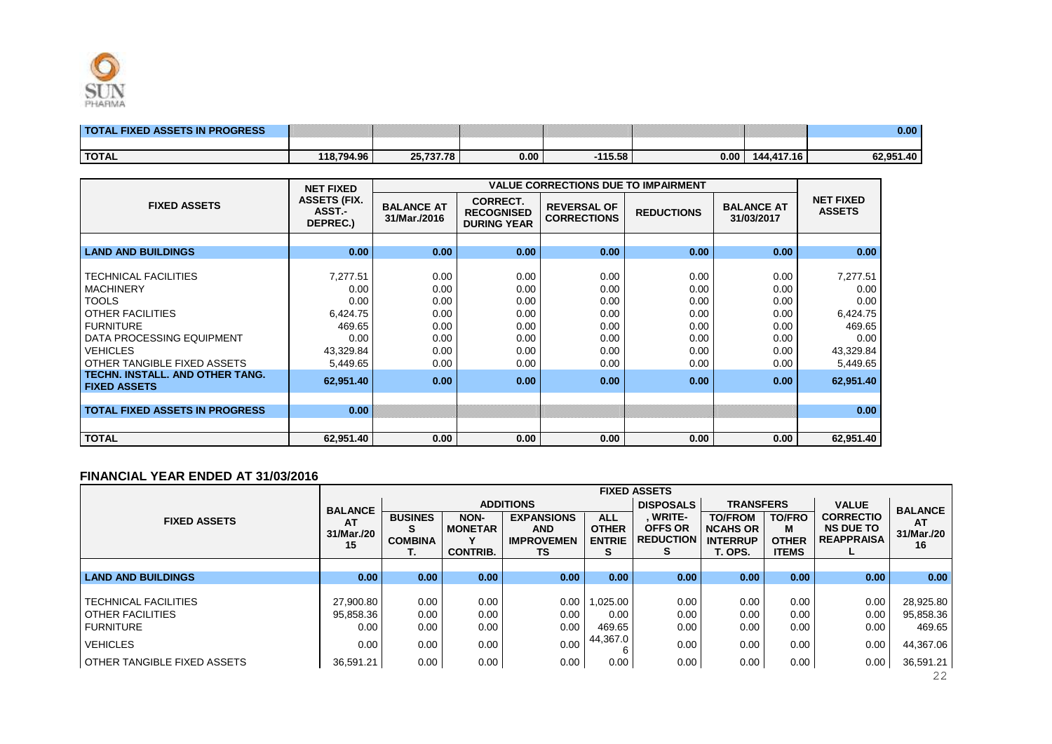| TOTAL FIXED ASSETS IN PROGRESS | | | | | | | 0.00 |
|---|---|---|---|---|---|---|---|
| | | | | | | | |
| TOTAL | 118,794.96 | 25,737.78 | 0.00 | -115.58 | 0.00 | 144,417.16 | 62,951.40 |

| FIXED ASSETS | NET FIXED ASSETS (FIX. ASST.-DEPREC.) | VALUE CORRECTIONS DUE TO IMPAIRMENT | | | | | NET FIXED ASSETS |
|---|---|---|---|---|---|---|---|
| | | BALANCE AT 31/Mar./2016 | CORRECT. RECOGNISED DURING YEAR | REVERSAL OF CORRECTIONS | REDUCTIONS | BALANCE AT 31/03/2017 | |
| LAND AND BUILDINGS | 0.00 | 0.00 | 0.00 | 0.00 | 0.00 | 0.00 | 0.00 |
| TECHNICAL FACILITIES | 7,277.51 | 0.00 | 0.00 | 0.00 | 0.00 | 0.00 | 7,277.51 |
| MACHINERY | 0.00 | 0.00 | 0.00 | 0.00 | 0.00 | 0.00 | 0.00 |
| TOOLS | 0.00 | 0.00 | 0.00 | 0.00 | 0.00 | 0.00 | 0.00 |
| OTHER FACILITIES | 6,424.75 | 0.00 | 0.00 | 0.00 | 0.00 | 0.00 | 6,424.75 |
| FURNITURE | 469.65 | 0.00 | 0.00 | 0.00 | 0.00 | 0.00 | 469.65 |
| DATA PROCESSING EQUIPMENT | 0.00 | 0.00 | 0.00 | 0.00 | 0.00 | 0.00 | 0.00 |
| VEHICLES | 43,329.84 | 0.00 | 0.00 | 0.00 | 0.00 | 0.00 | 43,329.84 |
| OTHER TANGIBLE FIXED ASSETS | 5,449.65 | 0.00 | 0.00 | 0.00 | 0.00 | 0.00 | 5,449.65 |
| TECHN. INSTALL. AND OTHER TANG. FIXED ASSETS | 62,951.40 | 0.00 | 0.00 | 0.00 | 0.00 | 0.00 | 62,951.40 |
| TOTAL FIXED ASSETS IN PROGRESS | 0.00 | | | | | | 0.00 |
| TOTAL | 62,951.40 | 0.00 | 0.00 | 0.00 | 0.00 | 0.00 | 62,951.40 |

## FINANCIAL YEAR ENDED AT 31/03/2016

| FIXED ASSETS | FIXED ASSETS | | | | | | | | | |
|---|---|---|---|---|---|---|---|---|---|---|
| | BALANCE AT 31/Mar./2015 | ADDITIONS | | | | DISPOSALS | TRANSFERS | | VALUE | BALANCE AT 31/Mar./2016 |
| | | BUSINESS COMBINAT. | NON-MONETARY CONTRIB. | EXPANSIONS AND IMPROVEMENTS | ALL OTHER ENTRIES | , WRITE-OFFS OR REDUCTIONS | TO/FROM NCAHS OR INTERRUPT. OPS. | TO/FROM OTHER ITEMS | CORRECTIONS DUE TO REAPPRAISAL | |
| LAND AND BUILDINGS | 0.00 | 0.00 | 0.00 | 0.00 | 0.00 | 0.00 | 0.00 | 0.00 | 0.00 | 0.00 |
| TECHNICAL FACILITIES | 27,900.80 | 0.00 | 0.00 | 0.00 | 1,025.00 | 0.00 | 0.00 | 0.00 | 0.00 | 28,925.80 |
| OTHER FACILITIES | 95,858.36 | 0.00 | 0.00 | 0.00 | 0.00 | 0.00 | 0.00 | 0.00 | 0.00 | 95,858.36 |
| FURNITURE | 0.00 | 0.00 | 0.00 | 0.00 | 469.65 | 0.00 | 0.00 | 0.00 | 0.00 | 469.65 |
| VEHICLES | 0.00 | 0.00 | 0.00 | 0.00 | 44,367.06 | 0.00 | 0.00 | 0.00 | 0.00 | 44,367.06 |
| OTHER TANGIBLE FIXED ASSETS | 36,591.21 | 0.00 | 0.00 | 0.00 | 0.00 | 0.00 | 0.00 | 0.00 | 0.00 | 36,591.21 |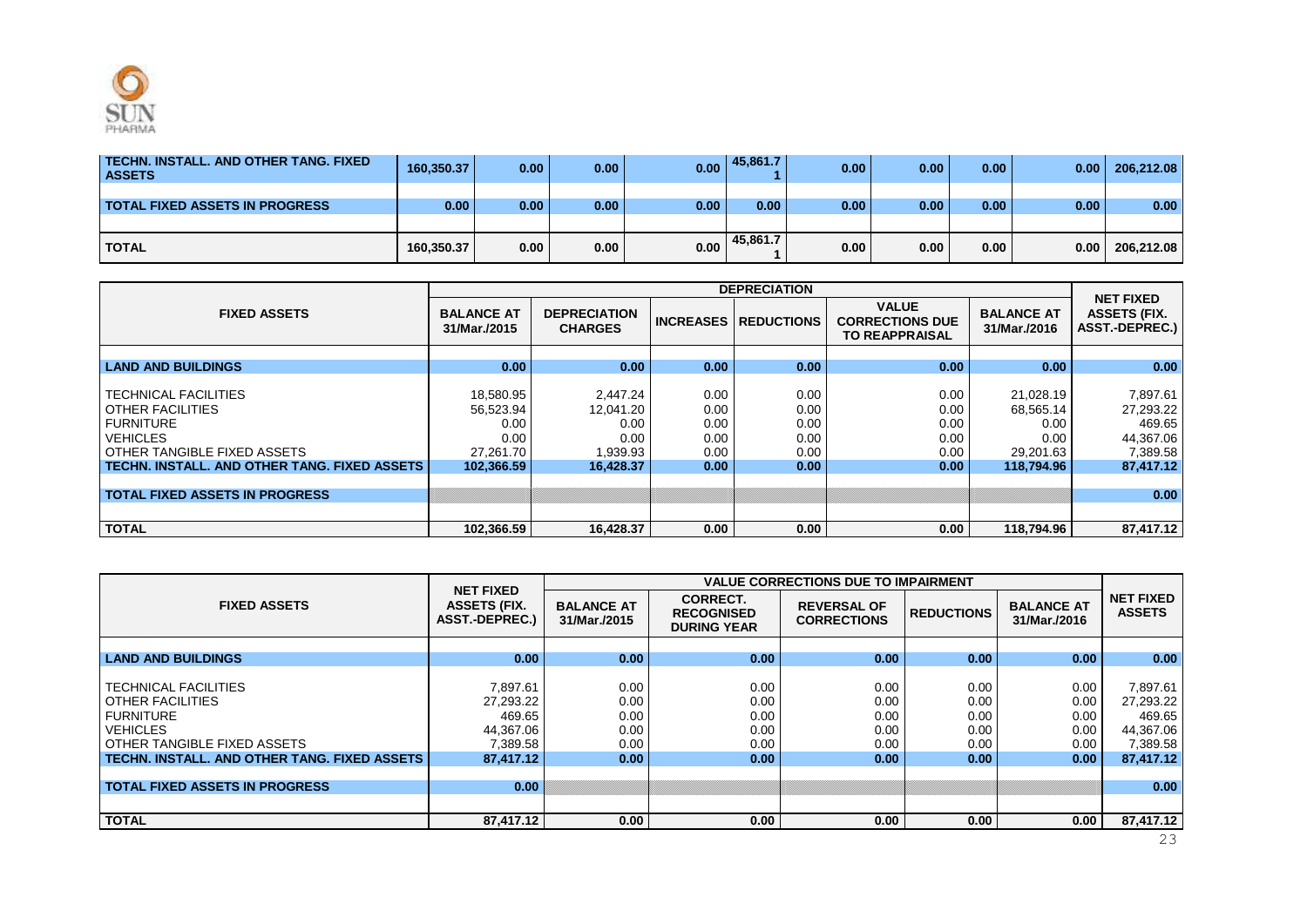| | | | | | | | | | | |
|---|---|---|---|---|---|---|---|---|---|---|
| **TECHN. INSTALL. AND OTHER TANG. FIXED ASSETS** | **160,350.37** | **0.00** | **0.00** | **0.00** | **45,861.71** | **0.00** | **0.00** | **0.00** | **0.00** | **206,212.08** |
| **TOTAL FIXED ASSETS IN PROGRESS** | **0.00** | **0.00** | **0.00** | **0.00** | **0.00** | **0.00** | **0.00** | **0.00** | **0.00** | **0.00** |
| **TOTAL** | **160,350.37** | **0.00** | **0.00** | **0.00** | **45,861.71** | **0.00** | **0.00** | **0.00** | **0.00** | **206,212.08** |

| FIXED ASSETS | DEPRECIATION | | | | | | NET FIXED ASSETS (FIX. ASST.-DEPREC.) |
|---|---|---|---|---|---|---|---|
| | BALANCE AT 31/Mar./2015 | DEPRECIATION CHARGES | INCREASES | REDUCTIONS | VALUE CORRECTIONS DUE TO REAPPRAISAL | BALANCE AT 31/Mar./2016 | |
| **LAND AND BUILDINGS** | **0.00** | **0.00** | **0.00** | **0.00** | **0.00** | **0.00** | **0.00** |
| TECHNICAL FACILITIES | 18,580.95 | 2,447.24 | 0.00 | 0.00 | 0.00 | 21,028.19 | 7,897.61 |
| OTHER FACILITIES | 56,523.94 | 12,041.20 | 0.00 | 0.00 | 0.00 | 68,565.14 | 27,293.22 |
| FURNITURE | 0.00 | 0.00 | 0.00 | 0.00 | 0.00 | 0.00 | 469.65 |
| VEHICLES | 0.00 | 0.00 | 0.00 | 0.00 | 0.00 | 0.00 | 44,367.06 |
| OTHER TANGIBLE FIXED ASSETS | 27,261.70 | 1,939.93 | 0.00 | 0.00 | 0.00 | 29,201.63 | 7,389.58 |
| **TECHN. INSTALL. AND OTHER TANG. FIXED ASSETS** | **102,366.59** | **16,428.37** | **0.00** | **0.00** | **0.00** | **118,794.96** | **87,417.12** |
| **TOTAL FIXED ASSETS IN PROGRESS** | | | | | | | **0.00** |
| **TOTAL** | **102,366.59** | **16,428.37** | **0.00** | **0.00** | **0.00** | **118,794.96** | **87,417.12** |

| FIXED ASSETS | NET FIXED ASSETS (FIX. ASST.-DEPREC.) | VALUE CORRECTIONS DUE TO IMPAIRMENT | | | | | NET FIXED ASSETS |
|---|---|---|---|---|---|---|---|
| | | BALANCE AT 31/Mar./2015 | CORRECT. RECOGNISED DURING YEAR | REVERSAL OF CORRECTIONS | REDUCTIONS | BALANCE AT 31/Mar./2016 | |
| **LAND AND BUILDINGS** | **0.00** | **0.00** | **0.00** | **0.00** | **0.00** | **0.00** | **0.00** |
| TECHNICAL FACILITIES | 7,897.61 | 0.00 | 0.00 | 0.00 | 0.00 | 0.00 | 7,897.61 |
| OTHER FACILITIES | 27,293.22 | 0.00 | 0.00 | 0.00 | 0.00 | 0.00 | 27,293.22 |
| FURNITURE | 469.65 | 0.00 | 0.00 | 0.00 | 0.00 | 0.00 | 469.65 |
| VEHICLES | 44,367.06 | 0.00 | 0.00 | 0.00 | 0.00 | 0.00 | 44,367.06 |
| OTHER TANGIBLE FIXED ASSETS | 7,389.58 | 0.00 | 0.00 | 0.00 | 0.00 | 0.00 | 7,389.58 |
| **TECHN. INSTALL. AND OTHER TANG. FIXED ASSETS** | **87,417.12** | **0.00** | **0.00** | **0.00** | **0.00** | **0.00** | **87,417.12** |
| **TOTAL FIXED ASSETS IN PROGRESS** | **0.00** | | | | | | **0.00** |
| **TOTAL** | **87,417.12** | **0.00** | **0.00** | **0.00** | **0.00** | **0.00** | **87,417.12** |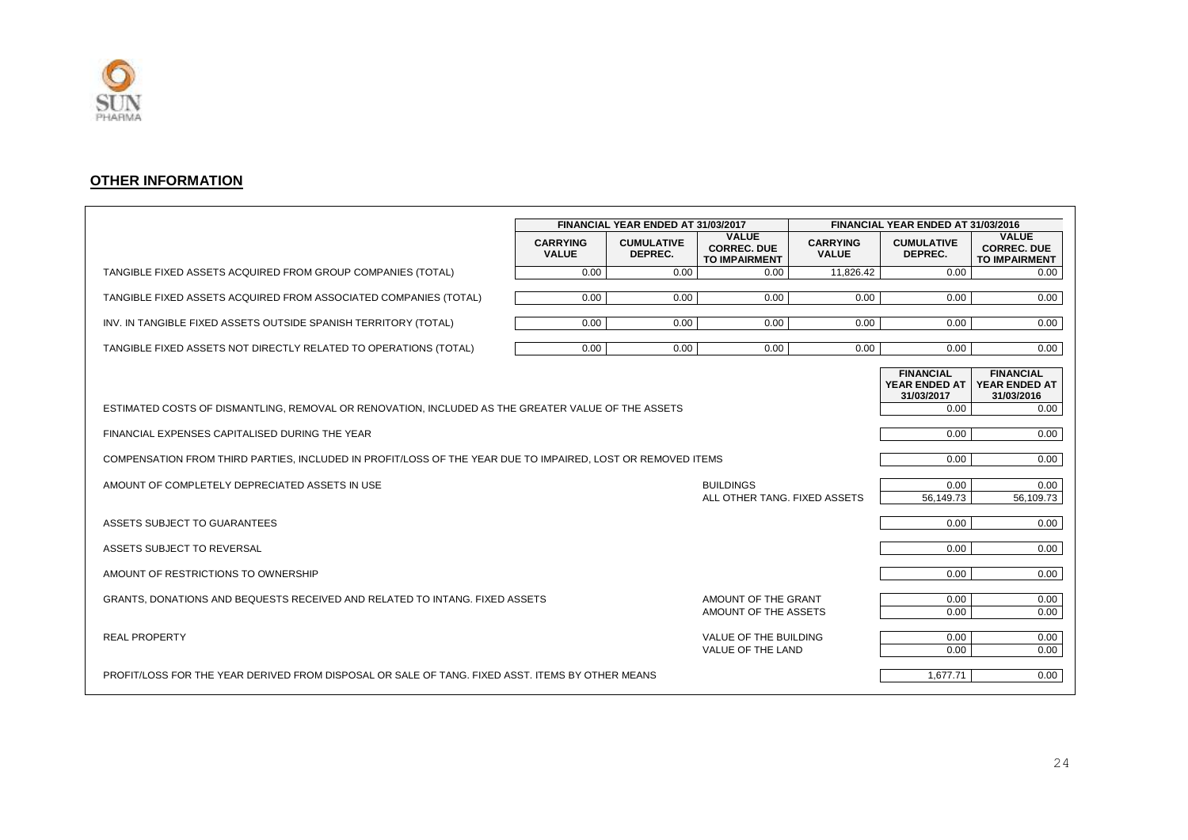## OTHER INFORMATION

| | FINANCIAL YEAR ENDED AT 31/03/2017 | | | FINANCIAL YEAR ENDED AT 31/03/2016 | | |
|---|---|---|---|---|---|---|
| | CARRYING VALUE | CUMULATIVE DEPREC. | VALUE CORREC. DUE TO IMPAIRMENT | CARRYING VALUE | CUMULATIVE DEPREC. | VALUE CORREC. DUE TO IMPAIRMENT |
| TANGIBLE FIXED ASSETS ACQUIRED FROM GROUP COMPANIES (TOTAL) | 0.00 | 0.00 | 0.00 | 11,826.42 | 0.00 | 0.00 |
| TANGIBLE FIXED ASSETS ACQUIRED FROM ASSOCIATED COMPANIES (TOTAL) | 0.00 | 0.00 | 0.00 | 0.00 | 0.00 | 0.00 |
| INV. IN TANGIBLE FIXED ASSETS OUTSIDE SPANISH TERRITORY (TOTAL) | 0.00 | 0.00 | 0.00 | 0.00 | 0.00 | 0.00 |
| TANGIBLE FIXED ASSETS NOT DIRECTLY RELATED TO OPERATIONS (TOTAL) | 0.00 | 0.00 | 0.00 | 0.00 | 0.00 | 0.00 |

| | | FINANCIAL YEAR ENDED AT 31/03/2017 | FINANCIAL YEAR ENDED AT 31/03/2016 |
|---|---|---|---|
| ESTIMATED COSTS OF DISMANTLING, REMOVAL OR RENOVATION, INCLUDED AS THE GREATER VALUE OF THE ASSETS | | 0.00 | 0.00 |
| FINANCIAL EXPENSES CAPITALISED DURING THE YEAR | | 0.00 | 0.00 |
| COMPENSATION FROM THIRD PARTIES, INCLUDED IN PROFIT/LOSS OF THE YEAR DUE TO IMPAIRED, LOST OR REMOVED ITEMS | | 0.00 | 0.00 |
| AMOUNT OF COMPLETELY DEPRECIATED ASSETS IN USE | BUILDINGS | 0.00 | 0.00 |
| | ALL OTHER TANG. FIXED ASSETS | 56,149.73 | 56,109.73 |
| ASSETS SUBJECT TO GUARANTEES | | 0.00 | 0.00 |
| ASSETS SUBJECT TO REVERSAL | | 0.00 | 0.00 |
| AMOUNT OF RESTRICTIONS TO OWNERSHIP | | 0.00 | 0.00 |
| GRANTS, DONATIONS AND BEQUESTS RECEIVED AND RELATED TO INTANG. FIXED ASSETS | AMOUNT OF THE GRANT | 0.00 | 0.00 |
| | AMOUNT OF THE ASSETS | 0.00 | 0.00 |
| REAL PROPERTY | VALUE OF THE BUILDING | 0.00 | 0.00 |
| | VALUE OF THE LAND | 0.00 | 0.00 |
| PROFIT/LOSS FOR THE YEAR DERIVED FROM DISPOSAL OR SALE OF TANG. FIXED ASST. ITEMS BY OTHER MEANS | | 1,677.71 | 0.00 |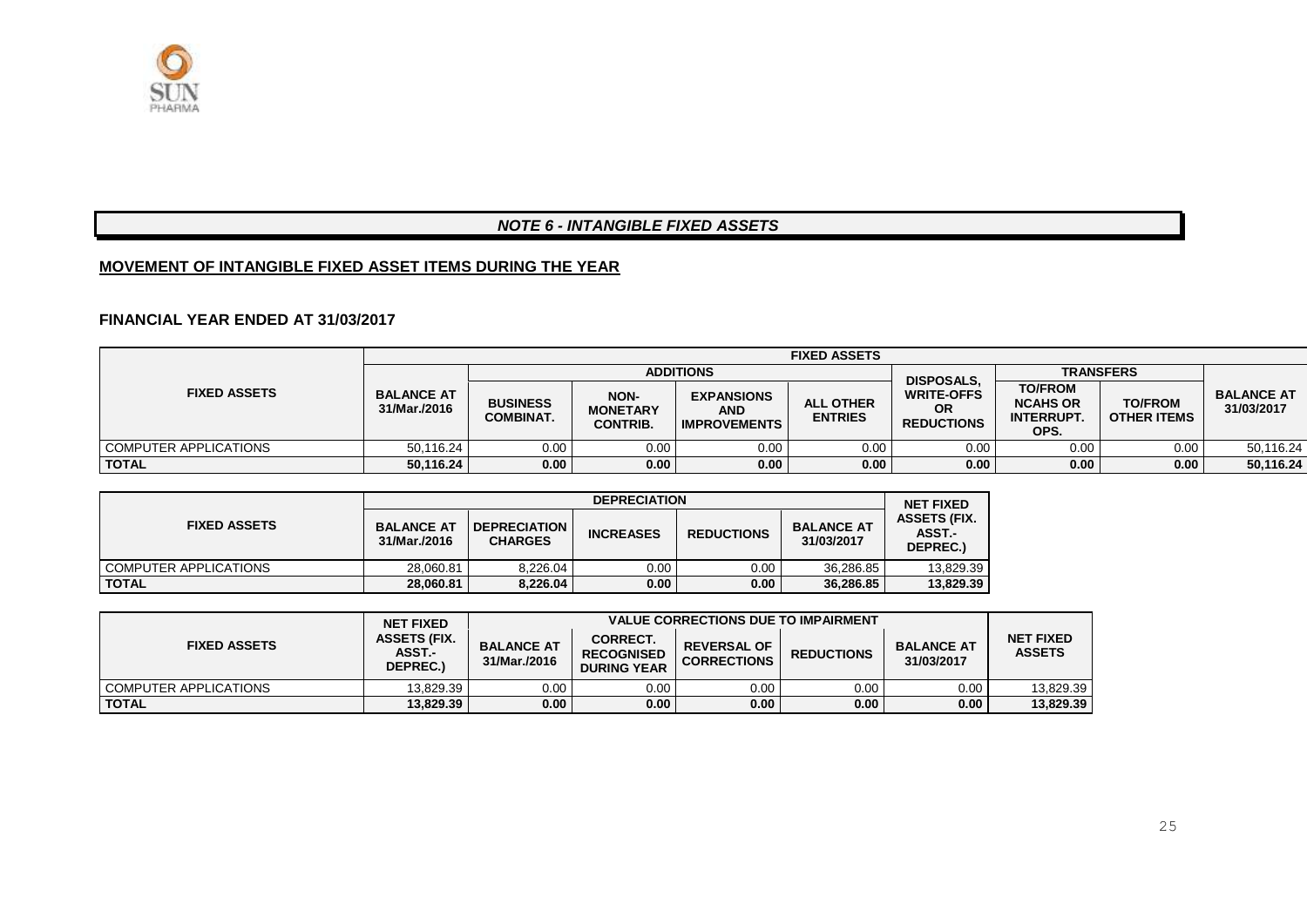## *NOTE 6 - INTANGIBLE FIXED ASSETS*

**MOVEMENT OF INTANGIBLE FIXED ASSET ITEMS DURING THE YEAR**

**FINANCIAL YEAR ENDED AT 31/03/2017**

| FIXED ASSETS | FIXED ASSETS | | | | | | | | |
|---|---|---|---|---|---|---|---|---|---|
| | BALANCE AT 31/Mar./2016 | ADDITIONS | | | | DISPOSALS, WRITE-OFFS OR REDUCTIONS | TRANSFERS | | BALANCE AT 31/03/2017 |
| | | BUSINESS COMBINAT. | NON-MONETARY CONTRIB. | EXPANSIONS AND IMPROVEMENTS | ALL OTHER ENTRIES | | TO/FROM NCAHS OR INTERRUPT. OPS. | TO/FROM OTHER ITEMS | |
| COMPUTER APPLICATIONS | 50,116.24 | 0.00 | 0.00 | 0.00 | 0.00 | 0.00 | 0.00 | 0.00 | 50,116.24 |
| **TOTAL** | **50,116.24** | **0.00** | **0.00** | **0.00** | **0.00** | **0.00** | **0.00** | **0.00** | **50,116.24** |

| FIXED ASSETS | DEPRECIATION | | | | | NET FIXED ASSETS (FIX. ASST.- DEPREC.) |
|---|---|---|---|---|---|---|
| | BALANCE AT 31/Mar./2016 | DEPRECIATION CHARGES | INCREASES | REDUCTIONS | BALANCE AT 31/03/2017 | |
| COMPUTER APPLICATIONS | 28,060.81 | 8,226.04 | 0.00 | 0.00 | 36,286.85 | 13,829.39 |
| **TOTAL** | **28,060.81** | **8,226.04** | **0.00** | **0.00** | **36,286.85** | **13,829.39** |

| FIXED ASSETS | NET FIXED ASSETS (FIX. ASST.- DEPREC.) | VALUE CORRECTIONS DUE TO IMPAIRMENT | | | | | NET FIXED ASSETS |
|---|---|---|---|---|---|---|---|
| | | BALANCE AT 31/Mar./2016 | CORRECT. RECOGNISED DURING YEAR | REVERSAL OF CORRECTIONS | REDUCTIONS | BALANCE AT 31/03/2017 | |
| COMPUTER APPLICATIONS | 13,829.39 | 0.00 | 0.00 | 0.00 | 0.00 | 0.00 | 13,829.39 |
| **TOTAL** | **13,829.39** | **0.00** | **0.00** | **0.00** | **0.00** | **0.00** | **13,829.39** |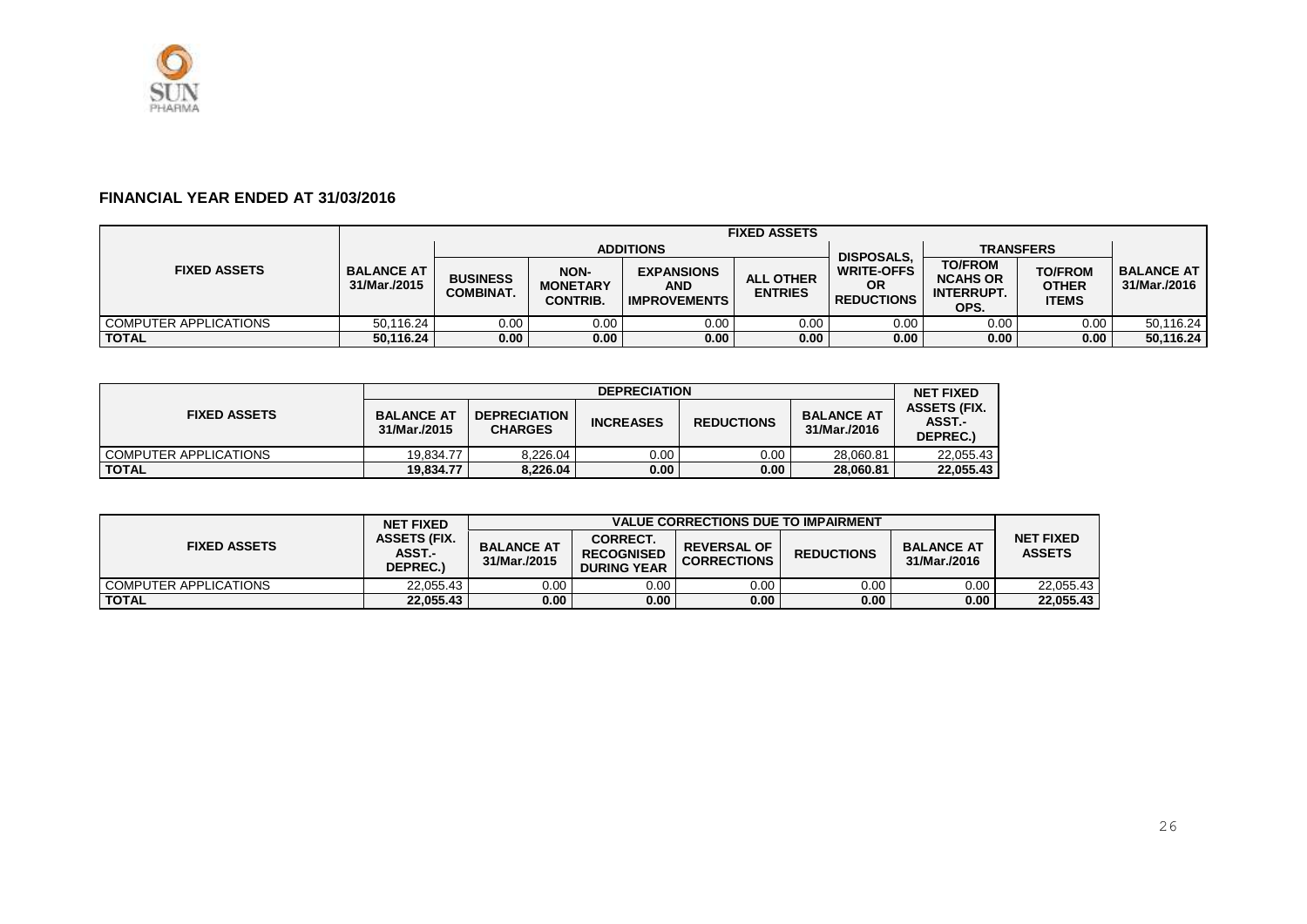## FINANCIAL YEAR ENDED AT 31/03/2016

| FIXED ASSETS | FIXED ASSETS | | | | | | | | |
|---|---|---|---|---|---|---|---|---|---|
| | BALANCE AT 31/Mar./2015 | ADDITIONS | | | | DISPOSALS, WRITE-OFFS OR REDUCTIONS | TRANSFERS | | BALANCE AT 31/Mar./2016 |
| | | BUSINESS COMBINAT. | NON-MONETARY CONTRIB. | EXPANSIONS AND IMPROVEMENTS | ALL OTHER ENTRIES | | TO/FROM NCAHS OR INTERRUPT. OPS. | TO/FROM OTHER ITEMS | |
| COMPUTER APPLICATIONS | 50,116.24 | 0.00 | 0.00 | 0.00 | 0.00 | 0.00 | 0.00 | 0.00 | 50,116.24 |
| **TOTAL** | **50,116.24** | **0.00** | **0.00** | **0.00** | **0.00** | **0.00** | **0.00** | **0.00** | **50,116.24** |

| FIXED ASSETS | DEPRECIATION | | | | | NET FIXED ASSETS (FIX. ASST.-DEPREC.) |
|---|---|---|---|---|---|---|
| | BALANCE AT 31/Mar./2015 | DEPRECIATION CHARGES | INCREASES | REDUCTIONS | BALANCE AT 31/Mar./2016 | |
| COMPUTER APPLICATIONS | 19,834.77 | 8,226.04 | 0.00 | 0.00 | 28,060.81 | 22,055.43 |
| **TOTAL** | **19,834.77** | **8,226.04** | **0.00** | **0.00** | **28,060.81** | **22,055.43** |

| FIXED ASSETS | NET FIXED ASSETS (FIX. ASST.-DEPREC.) | VALUE CORRECTIONS DUE TO IMPAIRMENT | | | | | NET FIXED ASSETS |
|---|---|---|---|---|---|---|---|
| | | BALANCE AT 31/Mar./2015 | CORRECT. RECOGNISED DURING YEAR | REVERSAL OF CORRECTIONS | REDUCTIONS | BALANCE AT 31/Mar./2016 | |
| COMPUTER APPLICATIONS | 22,055.43 | 0.00 | 0.00 | 0.00 | 0.00 | 0.00 | 22,055.43 |
| **TOTAL** | **22,055.43** | **0.00** | **0.00** | **0.00** | **0.00** | **0.00** | **22,055.43** |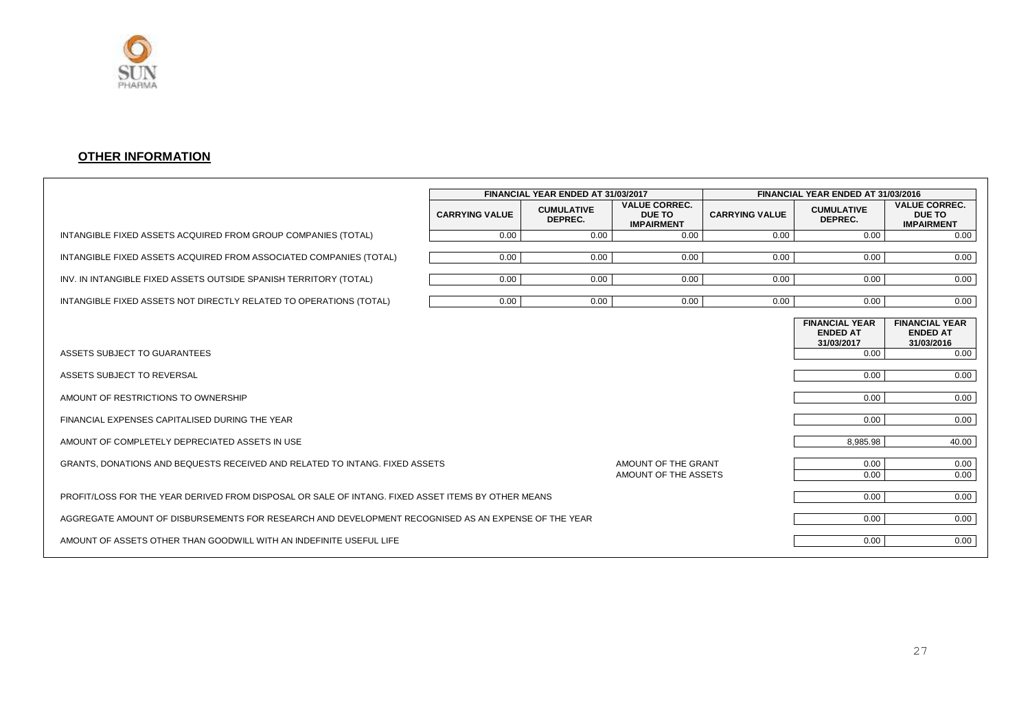## OTHER INFORMATION

| | FINANCIAL YEAR ENDED AT 31/03/2017 | | | FINANCIAL YEAR ENDED AT 31/03/2016 | | |
|---|---|---|---|---|---|---|
| | CARRYING VALUE | CUMULATIVE DEPREC. | VALUE CORREC. DUE TO IMPAIRMENT | CARRYING VALUE | CUMULATIVE DEPREC. | VALUE CORREC. DUE TO IMPAIRMENT |
| INTANGIBLE FIXED ASSETS ACQUIRED FROM GROUP COMPANIES (TOTAL) | 0.00 | 0.00 | 0.00 | 0.00 | 0.00 | 0.00 |
| INTANGIBLE FIXED ASSETS ACQUIRED FROM ASSOCIATED COMPANIES (TOTAL) | 0.00 | 0.00 | 0.00 | 0.00 | 0.00 | 0.00 |
| INV. IN INTANGIBLE FIXED ASSETS OUTSIDE SPANISH TERRITORY (TOTAL) | 0.00 | 0.00 | 0.00 | 0.00 | 0.00 | 0.00 |
| INTANGIBLE FIXED ASSETS NOT DIRECTLY RELATED TO OPERATIONS (TOTAL) | 0.00 | 0.00 | 0.00 | 0.00 | 0.00 | 0.00 |

| | | FINANCIAL YEAR ENDED AT 31/03/2017 | FINANCIAL YEAR ENDED AT 31/03/2016 |
|---|---|---|---|
| ASSETS SUBJECT TO GUARANTEES | | 0.00 | 0.00 |
| ASSETS SUBJECT TO REVERSAL | | 0.00 | 0.00 |
| AMOUNT OF RESTRICTIONS TO OWNERSHIP | | 0.00 | 0.00 |
| FINANCIAL EXPENSES CAPITALISED DURING THE YEAR | | 0.00 | 0.00 |
| AMOUNT OF COMPLETELY DEPRECIATED ASSETS IN USE | | 8,985.98 | 40.00 |
| GRANTS, DONATIONS AND BEQUESTS RECEIVED AND RELATED TO INTANG. FIXED ASSETS | AMOUNT OF THE GRANT | 0.00 | 0.00 |
| | AMOUNT OF THE ASSETS | 0.00 | 0.00 |
| PROFIT/LOSS FOR THE YEAR DERIVED FROM DISPOSAL OR SALE OF INTANG. FIXED ASSET ITEMS BY OTHER MEANS | | 0.00 | 0.00 |
| AGGREGATE AMOUNT OF DISBURSEMENTS FOR RESEARCH AND DEVELOPMENT RECOGNISED AS AN EXPENSE OF THE YEAR | | 0.00 | 0.00 |
| AMOUNT OF ASSETS OTHER THAN GOODWILL WITH AN INDEFINITE USEFUL LIFE | | 0.00 | 0.00 |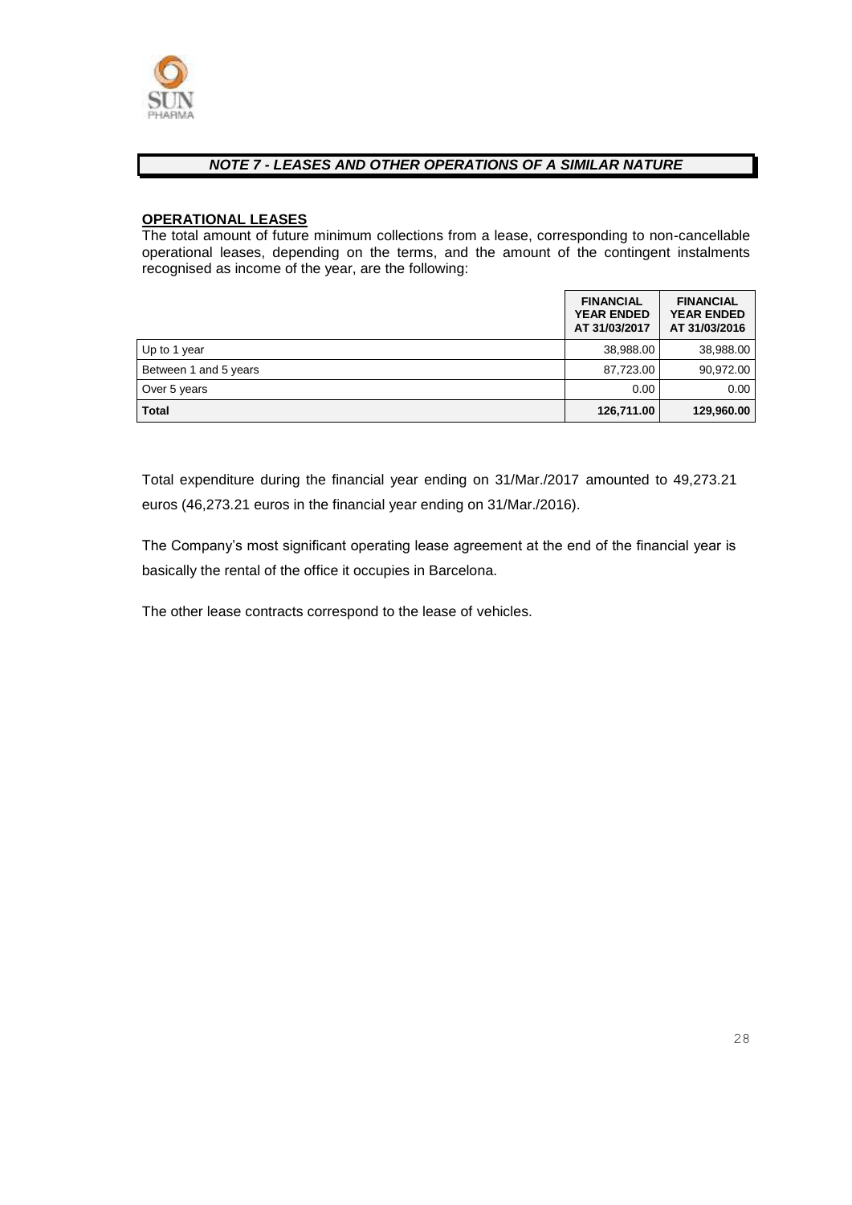## *NOTE 7 - LEASES AND OTHER OPERATIONS OF A SIMILAR NATURE*

**OPERATIONAL LEASES**

The total amount of future minimum collections from a lease, corresponding to non-cancellable operational leases, depending on the terms, and the amount of the contingent instalments recognised as income of the year, are the following:

| | **FINANCIAL YEAR ENDED AT 31/03/2017** | **FINANCIAL YEAR ENDED AT 31/03/2016** |
|---|---|---|
| Up to 1 year | 38,988.00 | 38,988.00 |
| Between 1 and 5 years | 87,723.00 | 90,972.00 |
| Over 5 years | 0.00 | 0.00 |
| **Total** | **126,711.00** | **129,960.00** |

Total expenditure during the financial year ending on 31/Mar./2017 amounted to 49,273.21 euros (46,273.21 euros in the financial year ending on 31/Mar./2016).

The Company's most significant operating lease agreement at the end of the financial year is basically the rental of the office it occupies in Barcelona.

The other lease contracts correspond to the lease of vehicles.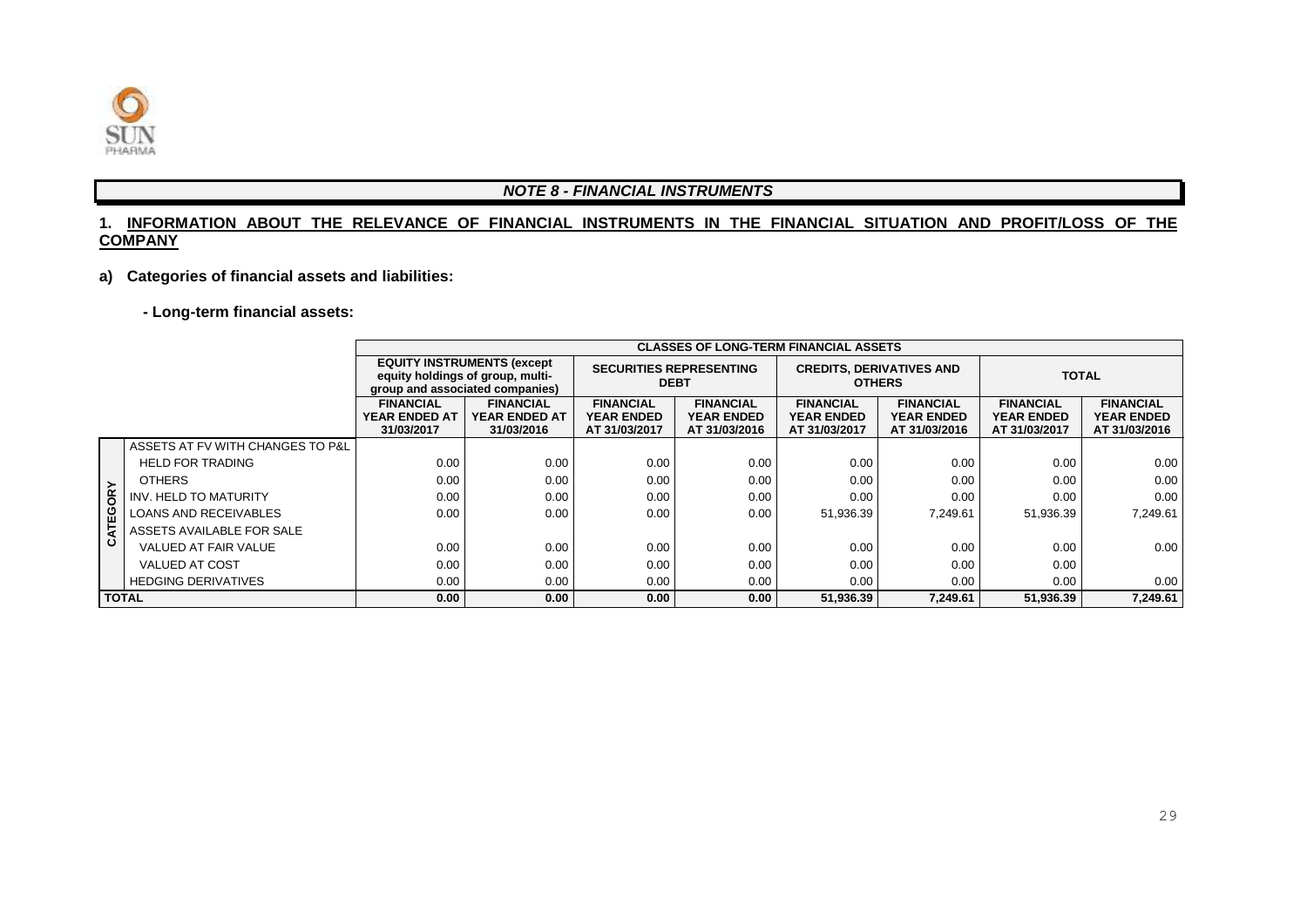## NOTE 8 - FINANCIAL INSTRUMENTS

### 1. INFORMATION ABOUT THE RELEVANCE OF FINANCIAL INSTRUMENTS IN THE FINANCIAL SITUATION AND PROFIT/LOSS OF THE COMPANY

**a) Categories of financial assets and liabilities:**

**- Long-term financial assets:**

| | | CLASSES OF LONG-TERM FINANCIAL ASSETS | | | | | | | |
|---|---|---|---|---|---|---|---|---|---|
| | | EQUITY INSTRUMENTS (except equity holdings of group, multi-group and associated companies) | | SECURITIES REPRESENTING DEBT | | CREDITS, DERIVATIVES AND OTHERS | | TOTAL | |
| | | FINANCIAL YEAR ENDED AT 31/03/2017 | FINANCIAL YEAR ENDED AT 31/03/2016 | FINANCIAL YEAR ENDED AT 31/03/2017 | FINANCIAL YEAR ENDED AT 31/03/2016 | FINANCIAL YEAR ENDED AT 31/03/2017 | FINANCIAL YEAR ENDED AT 31/03/2016 | FINANCIAL YEAR ENDED AT 31/03/2017 | FINANCIAL YEAR ENDED AT 31/03/2016 |
| CATEGORY | ASSETS AT FV WITH CHANGES TO P&L | | | | | | | | |
| | HELD FOR TRADING | 0.00 | 0.00 | 0.00 | 0.00 | 0.00 | 0.00 | 0.00 | 0.00 |
| | OTHERS | 0.00 | 0.00 | 0.00 | 0.00 | 0.00 | 0.00 | 0.00 | 0.00 |
| | INV. HELD TO MATURITY | 0.00 | 0.00 | 0.00 | 0.00 | 0.00 | 0.00 | 0.00 | 0.00 |
| | LOANS AND RECEIVABLES | 0.00 | 0.00 | 0.00 | 0.00 | 51,936.39 | 7,249.61 | 51,936.39 | 7,249.61 |
| | ASSETS AVAILABLE FOR SALE | | | | | | | | |
| | VALUED AT FAIR VALUE | 0.00 | 0.00 | 0.00 | 0.00 | 0.00 | 0.00 | 0.00 | 0.00 |
| | VALUED AT COST | 0.00 | 0.00 | 0.00 | 0.00 | 0.00 | 0.00 | 0.00 | |
| | HEDGING DERIVATIVES | 0.00 | 0.00 | 0.00 | 0.00 | 0.00 | 0.00 | 0.00 | 0.00 |
| **TOTAL** | | **0.00** | **0.00** | **0.00** | **0.00** | **51,936.39** | **7,249.61** | **51,936.39** | **7,249.61** |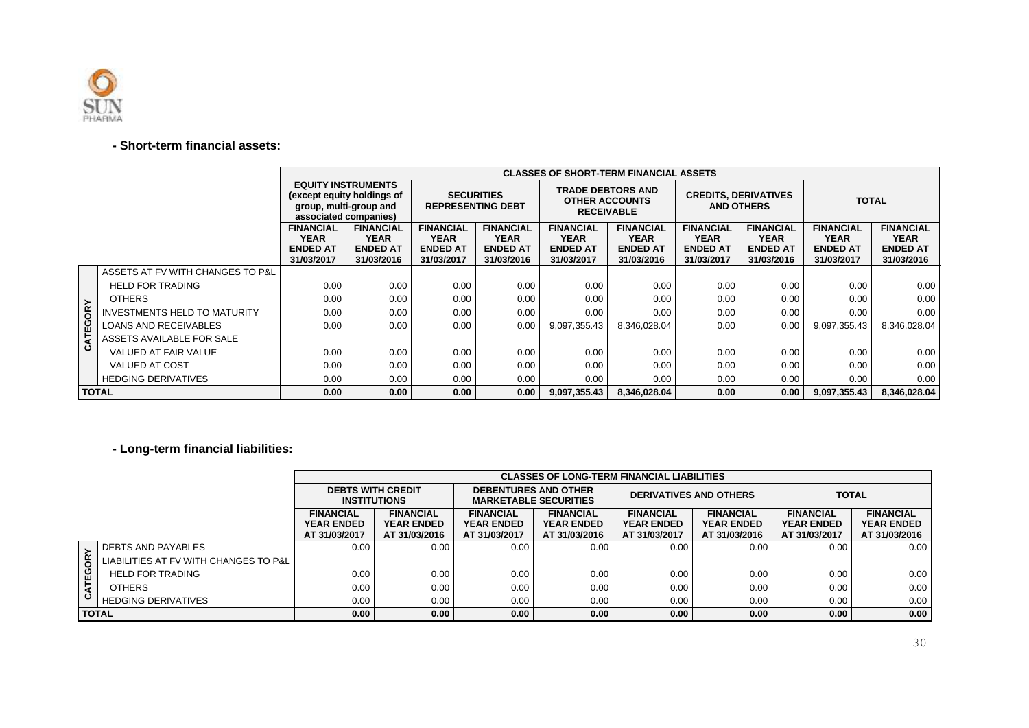### - Short-term financial assets:

| | | CLASSES OF SHORT-TERM FINANCIAL ASSETS | | | | | | | | | |
|---|---|---|---|---|---|---|---|---|---|---|---|
| | | EQUITY INSTRUMENTS (except equity holdings of group, multi-group and associated companies) | | SECURITIES REPRESENTING DEBT | | TRADE DEBTORS AND OTHER ACCOUNTS RECEIVABLE | | CREDITS, DERIVATIVES AND OTHERS | | TOTAL | |
| | | FINANCIAL YEAR ENDED AT 31/03/2017 | FINANCIAL YEAR ENDED AT 31/03/2016 | FINANCIAL YEAR ENDED AT 31/03/2017 | FINANCIAL YEAR ENDED AT 31/03/2016 | FINANCIAL YEAR ENDED AT 31/03/2017 | FINANCIAL YEAR ENDED AT 31/03/2016 | FINANCIAL YEAR ENDED AT 31/03/2017 | FINANCIAL YEAR ENDED AT 31/03/2016 | FINANCIAL YEAR ENDED AT 31/03/2017 | FINANCIAL YEAR ENDED AT 31/03/2016 |
| CATEGORY | ASSETS AT FV WITH CHANGES TO P&L | | | | | | | | | | |
| | HELD FOR TRADING | 0.00 | 0.00 | 0.00 | 0.00 | 0.00 | 0.00 | 0.00 | 0.00 | 0.00 | 0.00 |
| | OTHERS | 0.00 | 0.00 | 0.00 | 0.00 | 0.00 | 0.00 | 0.00 | 0.00 | 0.00 | 0.00 |
| | INVESTMENTS HELD TO MATURITY | 0.00 | 0.00 | 0.00 | 0.00 | 0.00 | 0.00 | 0.00 | 0.00 | 0.00 | 0.00 |
| | LOANS AND RECEIVABLES | 0.00 | 0.00 | 0.00 | 0.00 | 9,097,355.43 | 8,346,028.04 | 0.00 | 0.00 | 9,097,355.43 | 8,346,028.04 |
| | ASSETS AVAILABLE FOR SALE | | | | | | | | | | |
| | VALUED AT FAIR VALUE | 0.00 | 0.00 | 0.00 | 0.00 | 0.00 | 0.00 | 0.00 | 0.00 | 0.00 | 0.00 |
| | VALUED AT COST | 0.00 | 0.00 | 0.00 | 0.00 | 0.00 | 0.00 | 0.00 | 0.00 | 0.00 | 0.00 |
| | HEDGING DERIVATIVES | 0.00 | 0.00 | 0.00 | 0.00 | 0.00 | 0.00 | 0.00 | 0.00 | 0.00 | 0.00 |
| TOTAL | | 0.00 | 0.00 | 0.00 | 0.00 | 9,097,355.43 | 8,346,028.04 | 0.00 | 0.00 | 9,097,355.43 | 8,346,028.04 |

### - Long-term financial liabilities:

| | | CLASSES OF LONG-TERM FINANCIAL LIABILITIES | | | | | | | |
|---|---|---|---|---|---|---|---|---|---|
| | | DEBTS WITH CREDIT INSTITUTIONS | | DEBENTURES AND OTHER MARKETABLE SECURITIES | | DERIVATIVES AND OTHERS | | TOTAL | |
| | | FINANCIAL YEAR ENDED AT 31/03/2017 | FINANCIAL YEAR ENDED AT 31/03/2016 | FINANCIAL YEAR ENDED AT 31/03/2017 | FINANCIAL YEAR ENDED AT 31/03/2016 | FINANCIAL YEAR ENDED AT 31/03/2017 | FINANCIAL YEAR ENDED AT 31/03/2016 | FINANCIAL YEAR ENDED AT 31/03/2017 | FINANCIAL YEAR ENDED AT 31/03/2016 |
| CATEGORY | DEBTS AND PAYABLES | 0.00 | 0.00 | 0.00 | 0.00 | 0.00 | 0.00 | 0.00 | 0.00 |
| | LIABILITIES AT FV WITH CHANGES TO P&L | | | | | | | | |
| | HELD FOR TRADING | 0.00 | 0.00 | 0.00 | 0.00 | 0.00 | 0.00 | 0.00 | 0.00 |
| | OTHERS | 0.00 | 0.00 | 0.00 | 0.00 | 0.00 | 0.00 | 0.00 | 0.00 |
| | HEDGING DERIVATIVES | 0.00 | 0.00 | 0.00 | 0.00 | 0.00 | 0.00 | 0.00 | 0.00 |
| TOTAL | | 0.00 | 0.00 | 0.00 | 0.00 | 0.00 | 0.00 | 0.00 | 0.00 |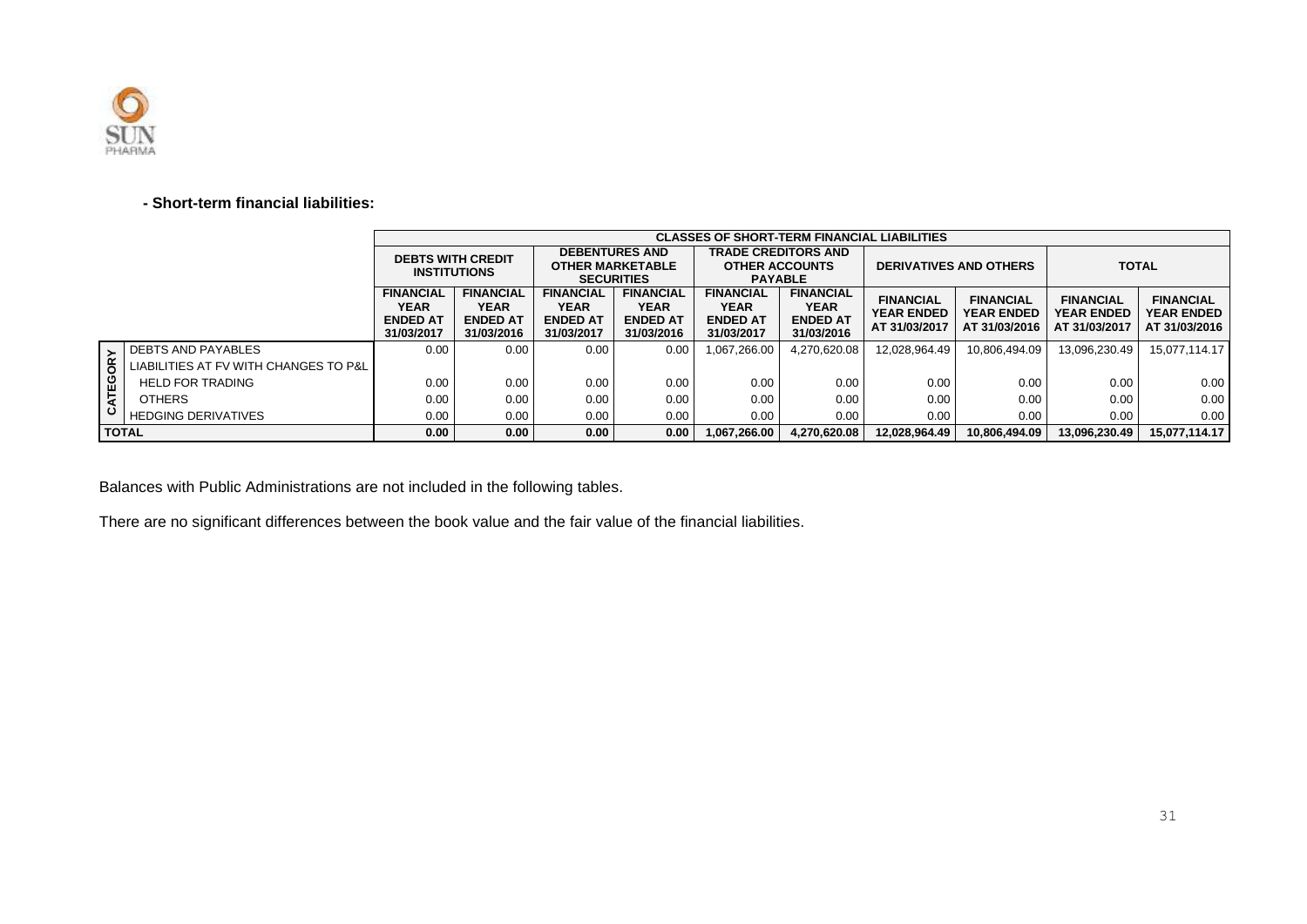**- Short-term financial liabilities:**

| | | CLASSES OF SHORT-TERM FINANCIAL LIABILITIES | | | | | | | | | |
|---|---|---|---|---|---|---|---|---|---|---|---|
| | | DEBTS WITH CREDIT INSTITUTIONS | | DEBENTURES AND OTHER MARKETABLE SECURITIES | | TRADE CREDITORS AND OTHER ACCOUNTS PAYABLE | | DERIVATIVES AND OTHERS | | TOTAL | |
| | | FINANCIAL YEAR ENDED AT 31/03/2017 | FINANCIAL YEAR ENDED AT 31/03/2016 | FINANCIAL YEAR ENDED AT 31/03/2017 | FINANCIAL YEAR ENDED AT 31/03/2016 | FINANCIAL YEAR ENDED AT 31/03/2017 | FINANCIAL YEAR ENDED AT 31/03/2016 | FINANCIAL YEAR ENDED AT 31/03/2017 | FINANCIAL YEAR ENDED AT 31/03/2016 | FINANCIAL YEAR ENDED AT 31/03/2017 | FINANCIAL YEAR ENDED AT 31/03/2016 |
| CATEGORY | DEBTS AND PAYABLES | 0.00 | 0.00 | 0.00 | 0.00 | 1,067,266.00 | 4,270,620.08 | 12,028,964.49 | 10,806,494.09 | 13,096,230.49 | 15,077,114.17 |
| | LIABILITIES AT FV WITH CHANGES TO P&L | | | | | | | | | | |
| | HELD FOR TRADING | 0.00 | 0.00 | 0.00 | 0.00 | 0.00 | 0.00 | 0.00 | 0.00 | 0.00 | 0.00 |
| | OTHERS | 0.00 | 0.00 | 0.00 | 0.00 | 0.00 | 0.00 | 0.00 | 0.00 | 0.00 | 0.00 |
| | HEDGING DERIVATIVES | 0.00 | 0.00 | 0.00 | 0.00 | 0.00 | 0.00 | 0.00 | 0.00 | 0.00 | 0.00 |
| **TOTAL** | | **0.00** | **0.00** | **0.00** | **0.00** | **1,067,266.00** | **4,270,620.08** | **12,028,964.49** | **10,806,494.09** | **13,096,230.49** | **15,077,114.17** |

Balances with Public Administrations are not included in the following tables.

There are no significant differences between the book value and the fair value of the financial liabilities.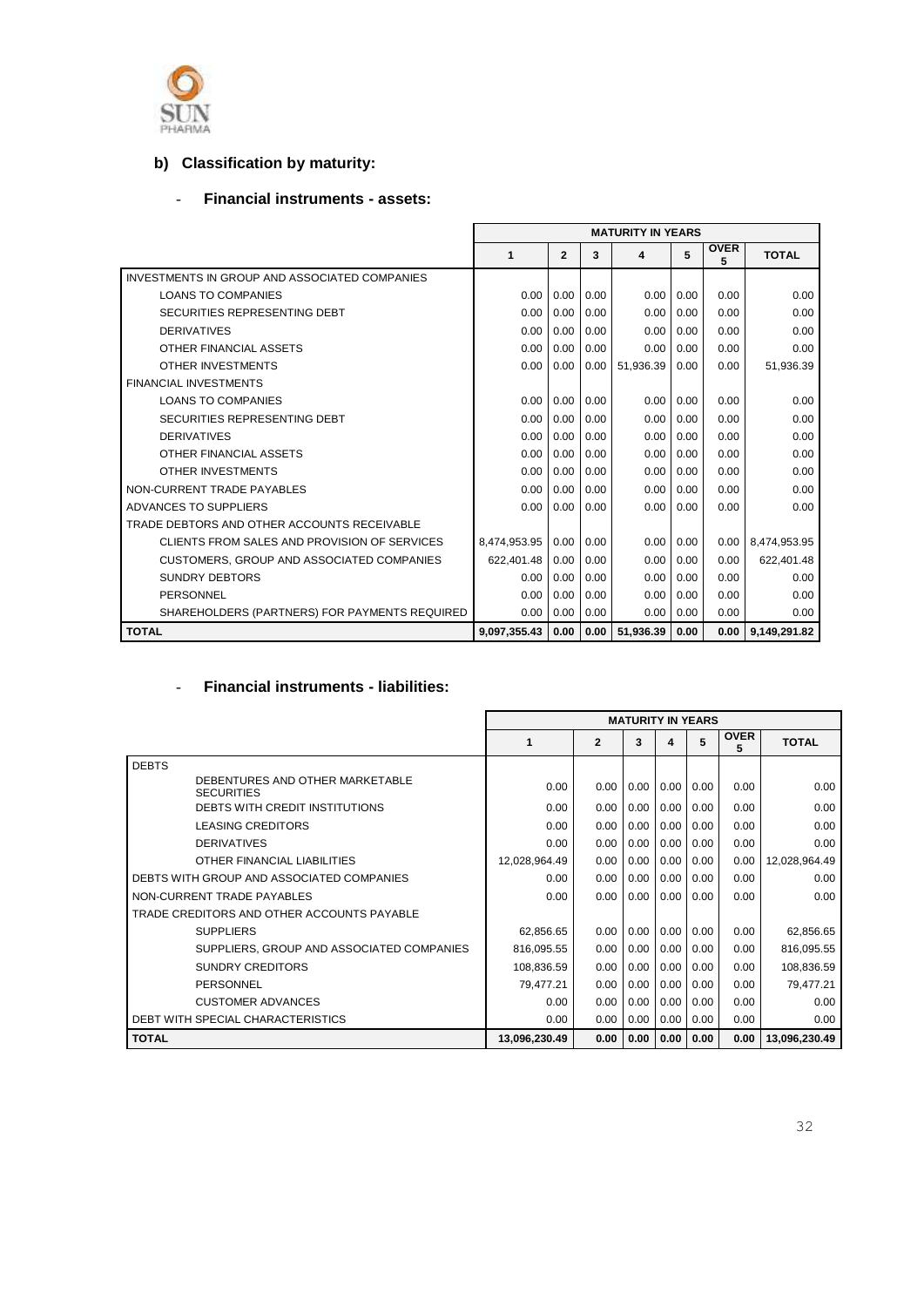## b) Classification by maturity:

### - Financial instruments - assets:

| | MATURITY IN YEARS | | | | | | |
|---|---|---|---|---|---|---|---|
| | 1 | 2 | 3 | 4 | 5 | OVER 5 | TOTAL |
| INVESTMENTS IN GROUP AND ASSOCIATED COMPANIES | | | | | | | |
| LOANS TO COMPANIES | 0.00 | 0.00 | 0.00 | 0.00 | 0.00 | 0.00 | 0.00 |
| SECURITIES REPRESENTING DEBT | 0.00 | 0.00 | 0.00 | 0.00 | 0.00 | 0.00 | 0.00 |
| DERIVATIVES | 0.00 | 0.00 | 0.00 | 0.00 | 0.00 | 0.00 | 0.00 |
| OTHER FINANCIAL ASSETS | 0.00 | 0.00 | 0.00 | 0.00 | 0.00 | 0.00 | 0.00 |
| OTHER INVESTMENTS | 0.00 | 0.00 | 0.00 | 51,936.39 | 0.00 | 0.00 | 51,936.39 |
| FINANCIAL INVESTMENTS | | | | | | | |
| LOANS TO COMPANIES | 0.00 | 0.00 | 0.00 | 0.00 | 0.00 | 0.00 | 0.00 |
| SECURITIES REPRESENTING DEBT | 0.00 | 0.00 | 0.00 | 0.00 | 0.00 | 0.00 | 0.00 |
| DERIVATIVES | 0.00 | 0.00 | 0.00 | 0.00 | 0.00 | 0.00 | 0.00 |
| OTHER FINANCIAL ASSETS | 0.00 | 0.00 | 0.00 | 0.00 | 0.00 | 0.00 | 0.00 |
| OTHER INVESTMENTS | 0.00 | 0.00 | 0.00 | 0.00 | 0.00 | 0.00 | 0.00 |
| NON-CURRENT TRADE PAYABLES | 0.00 | 0.00 | 0.00 | 0.00 | 0.00 | 0.00 | 0.00 |
| ADVANCES TO SUPPLIERS | 0.00 | 0.00 | 0.00 | 0.00 | 0.00 | 0.00 | 0.00 |
| TRADE DEBTORS AND OTHER ACCOUNTS RECEIVABLE | | | | | | | |
| CLIENTS FROM SALES AND PROVISION OF SERVICES | 8,474,953.95 | 0.00 | 0.00 | 0.00 | 0.00 | 0.00 | 8,474,953.95 |
| CUSTOMERS, GROUP AND ASSOCIATED COMPANIES | 622,401.48 | 0.00 | 0.00 | 0.00 | 0.00 | 0.00 | 622,401.48 |
| SUNDRY DEBTORS | 0.00 | 0.00 | 0.00 | 0.00 | 0.00 | 0.00 | 0.00 |
| PERSONNEL | 0.00 | 0.00 | 0.00 | 0.00 | 0.00 | 0.00 | 0.00 |
| SHAREHOLDERS (PARTNERS) FOR PAYMENTS REQUIRED | 0.00 | 0.00 | 0.00 | 0.00 | 0.00 | 0.00 | 0.00 |
| **TOTAL** | **9,097,355.43** | **0.00** | **0.00** | **51,936.39** | **0.00** | **0.00** | **9,149,291.82** |

### - Financial instruments - liabilities:

| | MATURITY IN YEARS | | | | | | |
|---|---|---|---|---|---|---|---|
| | 1 | 2 | 3 | 4 | 5 | OVER 5 | TOTAL |
| DEBTS | | | | | | | |
| DEBENTURES AND OTHER MARKETABLE SECURITIES | 0.00 | 0.00 | 0.00 | 0.00 | 0.00 | 0.00 | 0.00 |
| DEBTS WITH CREDIT INSTITUTIONS | 0.00 | 0.00 | 0.00 | 0.00 | 0.00 | 0.00 | 0.00 |
| LEASING CREDITORS | 0.00 | 0.00 | 0.00 | 0.00 | 0.00 | 0.00 | 0.00 |
| DERIVATIVES | 0.00 | 0.00 | 0.00 | 0.00 | 0.00 | 0.00 | 0.00 |
| OTHER FINANCIAL LIABILITIES | 12,028,964.49 | 0.00 | 0.00 | 0.00 | 0.00 | 0.00 | 12,028,964.49 |
| DEBTS WITH GROUP AND ASSOCIATED COMPANIES | 0.00 | 0.00 | 0.00 | 0.00 | 0.00 | 0.00 | 0.00 |
| NON-CURRENT TRADE PAYABLES | 0.00 | 0.00 | 0.00 | 0.00 | 0.00 | 0.00 | 0.00 |
| TRADE CREDITORS AND OTHER ACCOUNTS PAYABLE | | | | | | | |
| SUPPLIERS | 62,856.65 | 0.00 | 0.00 | 0.00 | 0.00 | 0.00 | 62,856.65 |
| SUPPLIERS, GROUP AND ASSOCIATED COMPANIES | 816,095.55 | 0.00 | 0.00 | 0.00 | 0.00 | 0.00 | 816,095.55 |
| SUNDRY CREDITORS | 108,836.59 | 0.00 | 0.00 | 0.00 | 0.00 | 0.00 | 108,836.59 |
| PERSONNEL | 79,477.21 | 0.00 | 0.00 | 0.00 | 0.00 | 0.00 | 79,477.21 |
| CUSTOMER ADVANCES | 0.00 | 0.00 | 0.00 | 0.00 | 0.00 | 0.00 | 0.00 |
| DEBT WITH SPECIAL CHARACTERISTICS | 0.00 | 0.00 | 0.00 | 0.00 | 0.00 | 0.00 | 0.00 |
| **TOTAL** | **13,096,230.49** | **0.00** | **0.00** | **0.00** | **0.00** | **0.00** | **13,096,230.49** |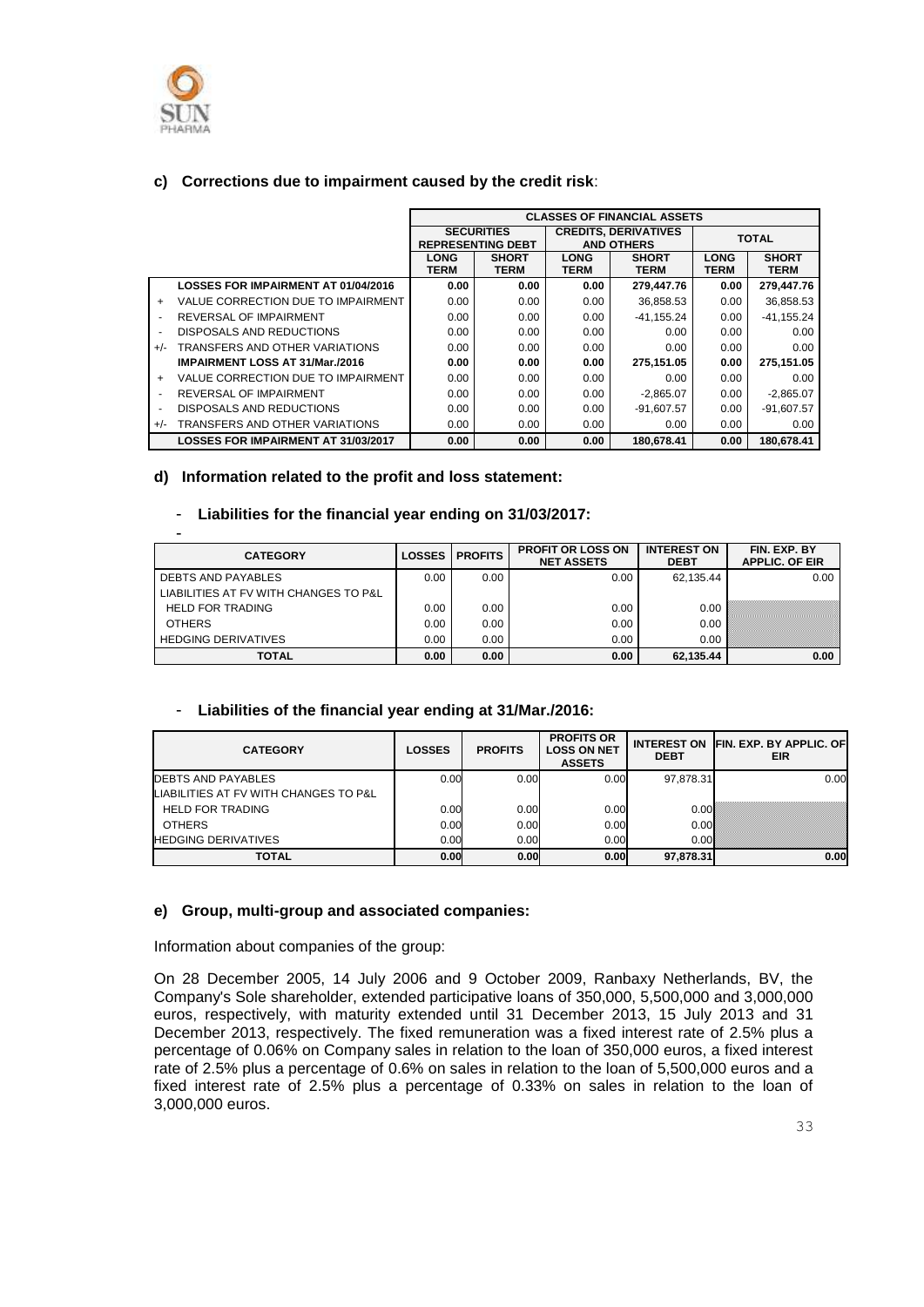### c) Corrections due to impairment caused by the credit risk:

| | | CLASSES OF FINANCIAL ASSETS | | | | | |
|---|---|---|---|---|---|---|---|
| | | SECURITIES REPRESENTING DEBT | | CREDITS, DERIVATIVES AND OTHERS | | TOTAL | |
| | | LONG TERM | SHORT TERM | LONG TERM | SHORT TERM | LONG TERM | SHORT TERM |
| | **LOSSES FOR IMPAIRMENT AT 01/04/2016** | **0.00** | **0.00** | **0.00** | **279,447.76** | **0.00** | **279,447.76** |
| + | VALUE CORRECTION DUE TO IMPAIRMENT | 0.00 | 0.00 | 0.00 | 36,858.53 | 0.00 | 36,858.53 |
| - | REVERSAL OF IMPAIRMENT | 0.00 | 0.00 | 0.00 | -41,155.24 | 0.00 | -41,155.24 |
| - | DISPOSALS AND REDUCTIONS | 0.00 | 0.00 | 0.00 | 0.00 | 0.00 | 0.00 |
| +/- | TRANSFERS AND OTHER VARIATIONS | 0.00 | 0.00 | 0.00 | 0.00 | 0.00 | 0.00 |
| | **IMPAIRMENT LOSS AT 31/Mar./2016** | **0.00** | **0.00** | **0.00** | **275,151.05** | **0.00** | **275,151.05** |
| + | VALUE CORRECTION DUE TO IMPAIRMENT | 0.00 | 0.00 | 0.00 | 0.00 | 0.00 | 0.00 |
| - | REVERSAL OF IMPAIRMENT | 0.00 | 0.00 | 0.00 | -2,865.07 | 0.00 | -2,865.07 |
| - | DISPOSALS AND REDUCTIONS | 0.00 | 0.00 | 0.00 | -91,607.57 | 0.00 | -91,607.57 |
| +/- | TRANSFERS AND OTHER VARIATIONS | 0.00 | 0.00 | 0.00 | 0.00 | 0.00 | 0.00 |
| | **LOSSES FOR IMPAIRMENT AT 31/03/2017** | **0.00** | **0.00** | **0.00** | **180,678.41** | **0.00** | **180,678.41** |

### d) Information related to the profit and loss statement:

- **Liabilities for the financial year ending on 31/03/2017:**

| CATEGORY | LOSSES | PROFITS | PROFIT OR LOSS ON NET ASSETS | INTEREST ON DEBT | FIN. EXP. BY APPLIC. OF EIR |
|---|---|---|---|---|---|
| DEBTS AND PAYABLES | 0.00 | 0.00 | 0.00 | 62,135.44 | 0.00 |
| LIABILITIES AT FV WITH CHANGES TO P&L | | | | | |
| HELD FOR TRADING | 0.00 | 0.00 | 0.00 | 0.00 | |
| OTHERS | 0.00 | 0.00 | 0.00 | 0.00 | |
| HEDGING DERIVATIVES | 0.00 | 0.00 | 0.00 | 0.00 | |
| **TOTAL** | **0.00** | **0.00** | **0.00** | **62,135.44** | **0.00** |

- **Liabilities of the financial year ending at 31/Mar./2016:**

| CATEGORY | LOSSES | PROFITS | PROFITS OR LOSS ON NET ASSETS | INTEREST ON DEBT | FIN. EXP. BY APPLIC. OF EIR |
|---|---|---|---|---|---|
| DEBTS AND PAYABLES | 0.00 | 0.00 | 0.00 | 97,878.31 | 0.00 |
| LIABILITIES AT FV WITH CHANGES TO P&L | | | | | |
| HELD FOR TRADING | 0.00 | 0.00 | 0.00 | 0.00 | |
| OTHERS | 0.00 | 0.00 | 0.00 | 0.00 | |
| HEDGING DERIVATIVES | 0.00 | 0.00 | 0.00 | 0.00 | |
| **TOTAL** | **0.00** | **0.00** | **0.00** | **97,878.31** | **0.00** |

### e) Group, multi-group and associated companies:

Information about companies of the group:

On 28 December 2005, 14 July 2006 and 9 October 2009, Ranbaxy Netherlands, BV, the Company's Sole shareholder, extended participative loans of 350,000, 5,500,000 and 3,000,000 euros, respectively, with maturity extended until 31 December 2013, 15 July 2013 and 31 December 2013, respectively. The fixed remuneration was a fixed interest rate of 2.5% plus a percentage of 0.06% on Company sales in relation to the loan of 350,000 euros, a fixed interest rate of 2.5% plus a percentage of 0.6% on sales in relation to the loan of 5,500,000 euros and a fixed interest rate of 2.5% plus a percentage of 0.33% on sales in relation to the loan of 3,000,000 euros.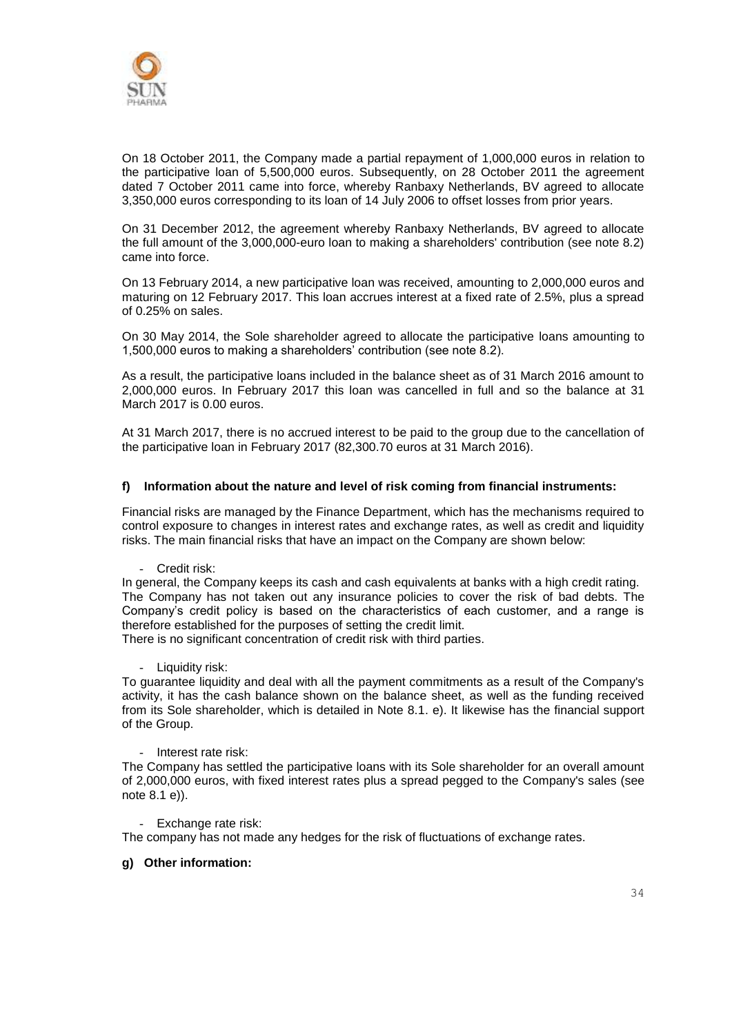On 18 October 2011, the Company made a partial repayment of 1,000,000 euros in relation to the participative loan of 5,500,000 euros. Subsequently, on 28 October 2011 the agreement dated 7 October 2011 came into force, whereby Ranbaxy Netherlands, BV agreed to allocate 3,350,000 euros corresponding to its loan of 14 July 2006 to offset losses from prior years.

On 31 December 2012, the agreement whereby Ranbaxy Netherlands, BV agreed to allocate the full amount of the 3,000,000-euro loan to making a shareholders' contribution (see note 8.2) came into force.

On 13 February 2014, a new participative loan was received, amounting to 2,000,000 euros and maturing on 12 February 2017. This loan accrues interest at a fixed rate of 2.5%, plus a spread of 0.25% on sales.

On 30 May 2014, the Sole shareholder agreed to allocate the participative loans amounting to 1,500,000 euros to making a shareholders' contribution (see note 8.2).

As a result, the participative loans included in the balance sheet as of 31 March 2016 amount to 2,000,000 euros. In February 2017 this loan was cancelled in full and so the balance at 31 March 2017 is 0.00 euros.

At 31 March 2017, there is no accrued interest to be paid to the group due to the cancellation of the participative loan in February 2017 (82,300.70 euros at 31 March 2016).

#### f) Information about the nature and level of risk coming from financial instruments:

Financial risks are managed by the Finance Department, which has the mechanisms required to control exposure to changes in interest rates and exchange rates, as well as credit and liquidity risks. The main financial risks that have an impact on the Company are shown below:

- Credit risk:

In general, the Company keeps its cash and cash equivalents at banks with a high credit rating. The Company has not taken out any insurance policies to cover the risk of bad debts. The Company's credit policy is based on the characteristics of each customer, and a range is therefore established for the purposes of setting the credit limit.
There is no significant concentration of credit risk with third parties.

- Liquidity risk:

To guarantee liquidity and deal with all the payment commitments as a result of the Company's activity, it has the cash balance shown on the balance sheet, as well as the funding received from its Sole shareholder, which is detailed in Note 8.1. e). It likewise has the financial support of the Group.

- Interest rate risk:

The Company has settled the participative loans with its Sole shareholder for an overall amount of 2,000,000 euros, with fixed interest rates plus a spread pegged to the Company's sales (see note 8.1 e)).

- Exchange rate risk:

The company has not made any hedges for the risk of fluctuations of exchange rates.

#### g) Other information: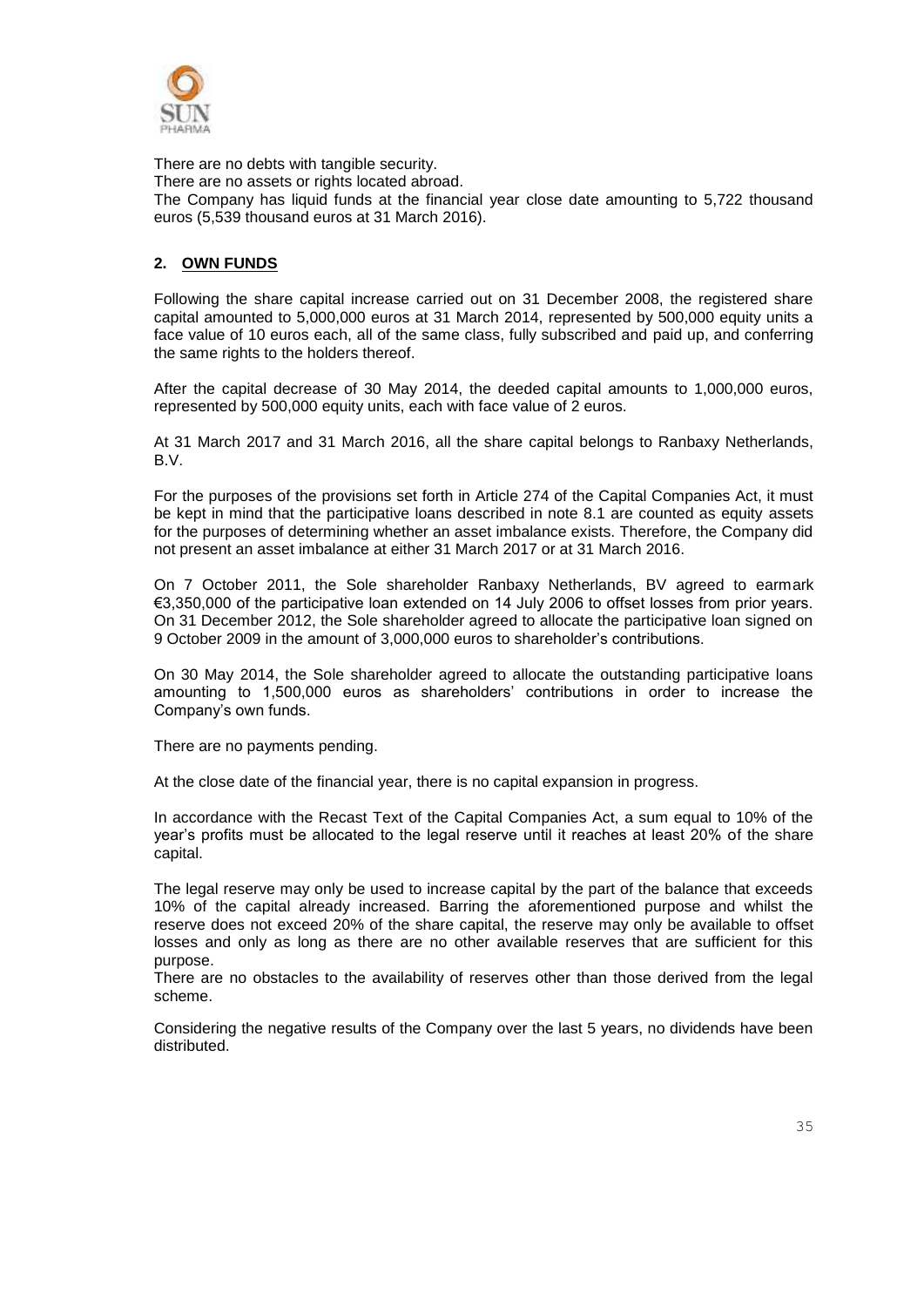There are no debts with tangible security.
There are no assets or rights located abroad.
The Company has liquid funds at the financial year close date amounting to 5,722 thousand euros (5,539 thousand euros at 31 March 2016).

## 2. OWN FUNDS

Following the share capital increase carried out on 31 December 2008, the registered share capital amounted to 5,000,000 euros at 31 March 2014, represented by 500,000 equity units a face value of 10 euros each, all of the same class, fully subscribed and paid up, and conferring the same rights to the holders thereof.

After the capital decrease of 30 May 2014, the deeded capital amounts to 1,000,000 euros, represented by 500,000 equity units, each with face value of 2 euros.

At 31 March 2017 and 31 March 2016, all the share capital belongs to Ranbaxy Netherlands, B.V.

For the purposes of the provisions set forth in Article 274 of the Capital Companies Act, it must be kept in mind that the participative loans described in note 8.1 are counted as equity assets for the purposes of determining whether an asset imbalance exists. Therefore, the Company did not present an asset imbalance at either 31 March 2017 or at 31 March 2016.

On 7 October 2011, the Sole shareholder Ranbaxy Netherlands, BV agreed to earmark €3,350,000 of the participative loan extended on 14 July 2006 to offset losses from prior years. On 31 December 2012, the Sole shareholder agreed to allocate the participative loan signed on 9 October 2009 in the amount of 3,000,000 euros to shareholder's contributions.

On 30 May 2014, the Sole shareholder agreed to allocate the outstanding participative loans amounting to 1,500,000 euros as shareholders' contributions in order to increase the Company's own funds.

There are no payments pending.

At the close date of the financial year, there is no capital expansion in progress.

In accordance with the Recast Text of the Capital Companies Act, a sum equal to 10% of the year's profits must be allocated to the legal reserve until it reaches at least 20% of the share capital.

The legal reserve may only be used to increase capital by the part of the balance that exceeds 10% of the capital already increased. Barring the aforementioned purpose and whilst the reserve does not exceed 20% of the share capital, the reserve may only be available to offset losses and only as long as there are no other available reserves that are sufficient for this purpose.
There are no obstacles to the availability of reserves other than those derived from the legal scheme.

Considering the negative results of the Company over the last 5 years, no dividends have been distributed.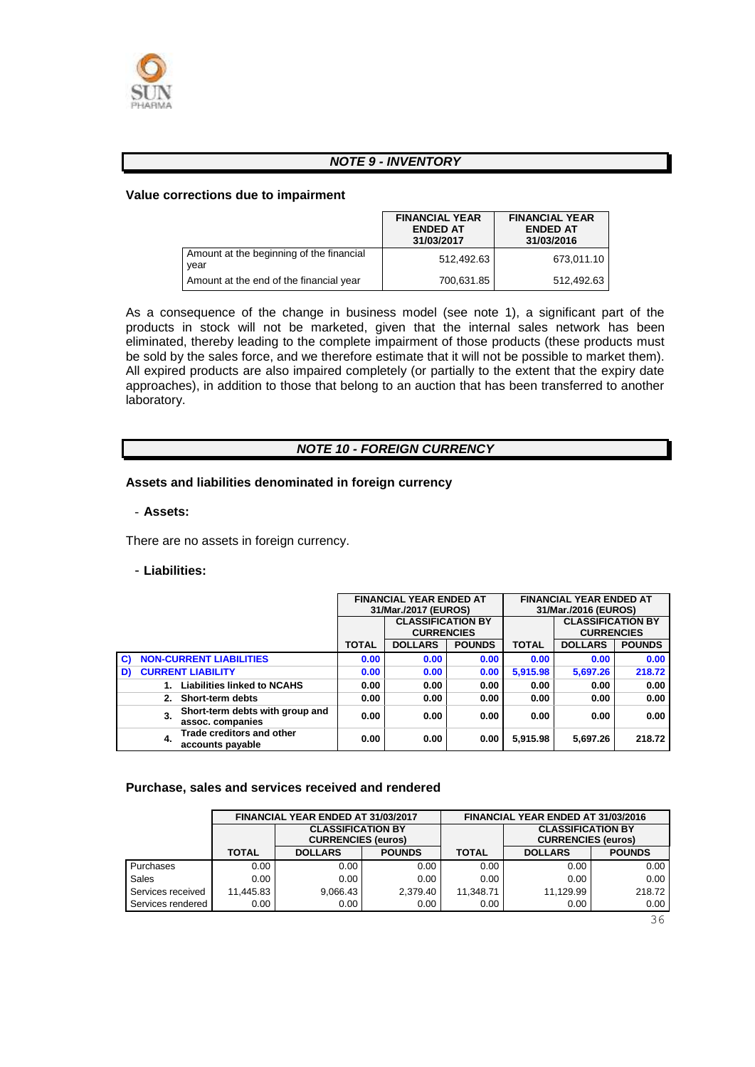## *NOTE 9 - INVENTORY*

**Value corrections due to impairment**

| | FINANCIAL YEAR ENDED AT 31/03/2017 | FINANCIAL YEAR ENDED AT 31/03/2016 |
|---|---|---|
| Amount at the beginning of the financial year | 512,492.63 | 673,011.10 |
| Amount at the end of the financial year | 700,631.85 | 512,492.63 |

As a consequence of the change in business model (see note 1), a significant part of the products in stock will not be marketed, given that the internal sales network has been eliminated, thereby leading to the complete impairment of those products (these products must be sold by the sales force, and we therefore estimate that it will not be possible to market them). All expired products are also impaired completely (or partially to the extent that the expiry date approaches), in addition to those that belong to an auction that has been transferred to another laboratory.

## *NOTE 10 - FOREIGN CURRENCY*

**Assets and liabilities denominated in foreign currency**

- **Assets:**

There are no assets in foreign currency.

- **Liabilities:**

| | FINANCIAL YEAR ENDED AT 31/Mar./2017 (EUROS) | | | FINANCIAL YEAR ENDED AT 31/Mar./2016 (EUROS) | | |
|---|---|---|---|---|---|---|
| | | CLASSIFICATION BY CURRENCIES | | | CLASSIFICATION BY CURRENCIES | |
| | TOTAL | DOLLARS | POUNDS | TOTAL | DOLLARS | POUNDS |
| **C) NON-CURRENT LIABILITIES** | **0.00** | **0.00** | **0.00** | **0.00** | **0.00** | **0.00** |
| **D) CURRENT LIABILITY** | **0.00** | **0.00** | **0.00** | **5,915.98** | **5,697.26** | **218.72** |
| **1. Liabilities linked to NCAHS** | **0.00** | **0.00** | **0.00** | **0.00** | **0.00** | **0.00** |
| **2. Short-term debts** | **0.00** | **0.00** | **0.00** | **0.00** | **0.00** | **0.00** |
| **3. Short-term debts with group and assoc. companies** | **0.00** | **0.00** | **0.00** | **0.00** | **0.00** | **0.00** |
| **4. Trade creditors and other accounts payable** | **0.00** | **0.00** | **0.00** | **5,915.98** | **5,697.26** | **218.72** |

**Purchase, sales and services received and rendered**

| | FINANCIAL YEAR ENDED AT 31/03/2017 | | | FINANCIAL YEAR ENDED AT 31/03/2016 | | |
|---|---|---|---|---|---|---|
| | | CLASSIFICATION BY CURRENCIES (euros) | | | CLASSIFICATION BY CURRENCIES (euros) | |
| | TOTAL | DOLLARS | POUNDS | TOTAL | DOLLARS | POUNDS |
| Purchases | 0.00 | 0.00 | 0.00 | 0.00 | 0.00 | 0.00 |
| Sales | 0.00 | 0.00 | 0.00 | 0.00 | 0.00 | 0.00 |
| Services received | 11,445.83 | 9,066.43 | 2,379.40 | 11,348.71 | 11,129.99 | 218.72 |
| Services rendered | 0.00 | 0.00 | 0.00 | 0.00 | 0.00 | 0.00 |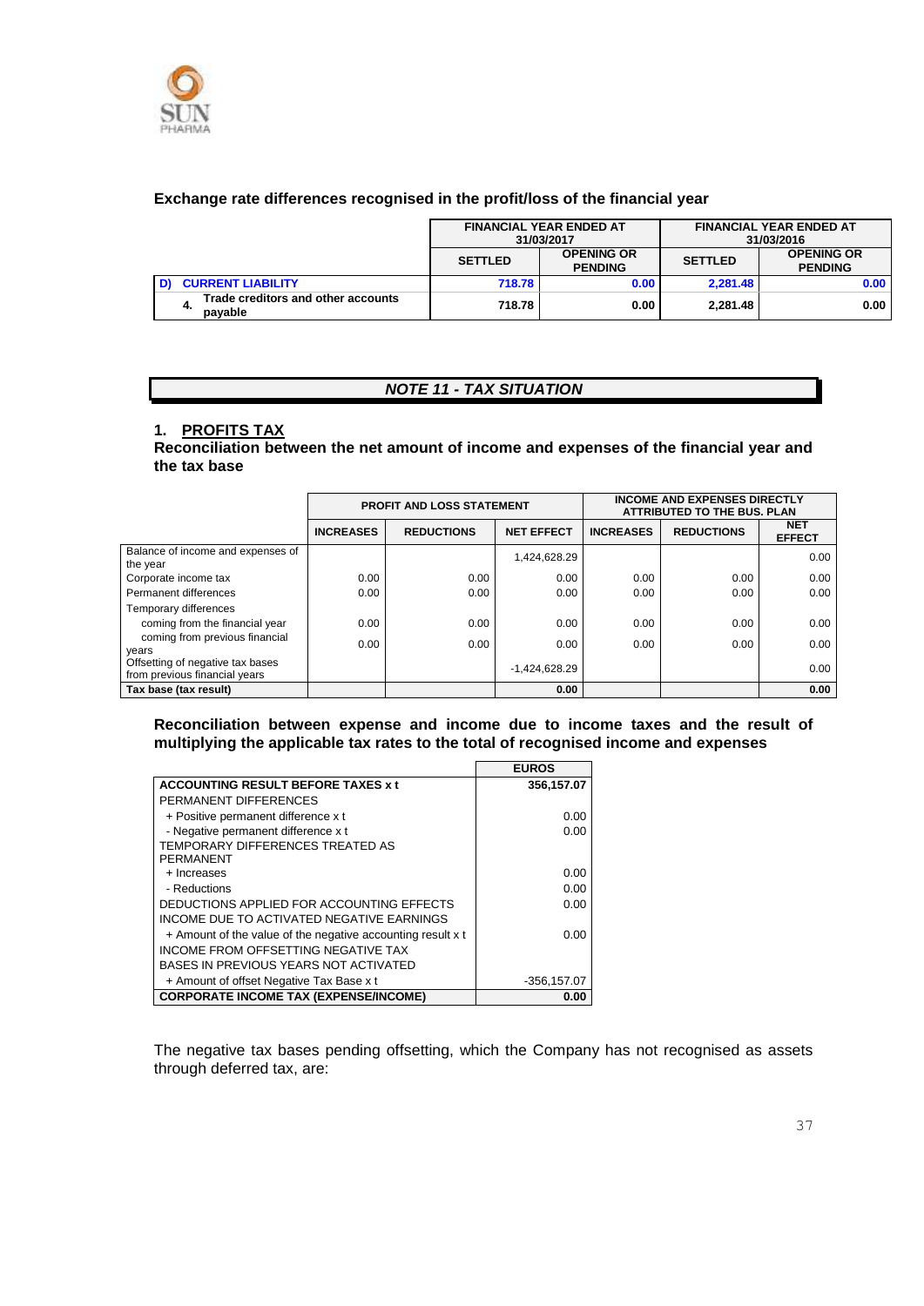### Exchange rate differences recognised in the profit/loss of the financial year

| | FINANCIAL YEAR ENDED AT 31/03/2017 | | FINANCIAL YEAR ENDED AT 31/03/2016 | |
|---|---|---|---|---|
| | SETTLED | OPENING OR PENDING | SETTLED | OPENING OR PENDING |
| **D) CURRENT LIABILITY** | **718.78** | **0.00** | **2,281.48** | **0.00** |
| 4. Trade creditors and other accounts payable | 718.78 | 0.00 | 2,281.48 | 0.00 |

## *NOTE 11 - TAX SITUATION*

### 1. PROFITS TAX

**Reconciliation between the net amount of income and expenses of the financial year and the tax base**

| | PROFIT AND LOSS STATEMENT | | | INCOME AND EXPENSES DIRECTLY ATTRIBUTED TO THE BUS. PLAN | | |
|---|---|---|---|---|---|---|
| | INCREASES | REDUCTIONS | NET EFFECT | INCREASES | REDUCTIONS | NET EFFECT |
| Balance of income and expenses of the year | | | 1,424,628.29 | | | 0.00 |
| Corporate income tax | 0.00 | 0.00 | 0.00 | 0.00 | 0.00 | 0.00 |
| Permanent differences | 0.00 | 0.00 | 0.00 | 0.00 | 0.00 | 0.00 |
| Temporary differences | | | | | | |
| coming from the financial year | 0.00 | 0.00 | 0.00 | 0.00 | 0.00 | 0.00 |
| coming from previous financial years | 0.00 | 0.00 | 0.00 | 0.00 | 0.00 | 0.00 |
| Offsetting of negative tax bases from previous financial years | | | -1,424,628.29 | | | 0.00 |
| **Tax base (tax result)** | | | **0.00** | | | **0.00** |

**Reconciliation between expense and income due to income taxes and the result of multiplying the applicable tax rates to the total of recognised income and expenses**

| | EUROS |
|---|---|
| **ACCOUNTING RESULT BEFORE TAXES x t** | **356,157.07** |
| PERMANENT DIFFERENCES | |
| + Positive permanent difference x t | 0.00 |
| - Negative permanent difference x t | 0.00 |
| TEMPORARY DIFFERENCES TREATED AS PERMANENT | |
| + Increases | 0.00 |
| - Reductions | 0.00 |
| DEDUCTIONS APPLIED FOR ACCOUNTING EFFECTS | 0.00 |
| INCOME DUE TO ACTIVATED NEGATIVE EARNINGS | |
| + Amount of the value of the negative accounting result x t | 0.00 |
| INCOME FROM OFFSETTING NEGATIVE TAX BASES IN PREVIOUS YEARS NOT ACTIVATED | |
| + Amount of offset Negative Tax Base x t | -356,157.07 |
| **CORPORATE INCOME TAX (EXPENSE/INCOME)** | **0.00** |

The negative tax bases pending offsetting, which the Company has not recognised as assets through deferred tax, are: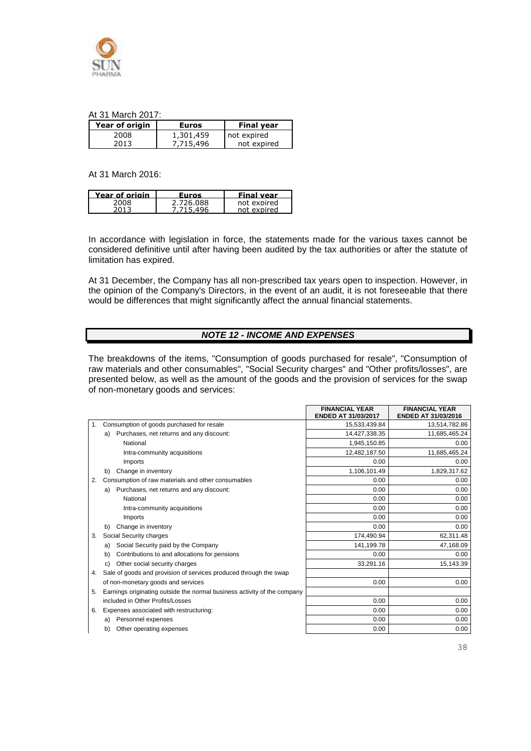At 31 March 2017:

| Year of origin | Euros | Final year |
|---|---|---|
| 2008 | 1,301,459 | not expired |
| 2013 | 7,715,496 | not expired |

At 31 March 2016:

| Year of origin | Euros | Final year |
|---|---|---|
| 2008 | 2,726,088 | not expired |
| 2013 | 7,715,496 | not expired |

In accordance with legislation in force, the statements made for the various taxes cannot be considered definitive until after having been audited by the tax authorities or after the statute of limitation has expired.

At 31 December, the Company has all non-prescribed tax years open to inspection. However, in the opinion of the Company's Directors, in the event of an audit, it is not foreseeable that there would be differences that might significantly affect the annual financial statements.

## NOTE 12 - INCOME AND EXPENSES

The breakdowns of the items, "Consumption of goods purchased for resale", "Consumption of raw materials and other consumables", "Social Security charges" and "Other profits/losses", are presented below, as well as the amount of the goods and the provision of services for the swap of non-monetary goods and services:

| | FINANCIAL YEAR ENDED AT 31/03/2017 | FINANCIAL YEAR ENDED AT 31/03/2016 |
|---|---|---|
| 1. Consumption of goods purchased for resale | 15,533,439.84 | 13,514,782.86 |
| a) Purchases, net returns and any discount: | 14,427,338.35 | 11,685,465.24 |
| National | 1,945,150.85 | 0.00 |
| Intra-community acquisitions | 12,482,187.50 | 11,685,465.24 |
| Imports | 0.00 | 0.00 |
| b) Change in inventory | 1,106,101.49 | 1,829,317.62 |
| 2. Consumption of raw materials and other consumables | 0.00 | 0.00 |
| a) Purchases, net returns and any discount: | 0.00 | 0.00 |
| National | 0.00 | 0.00 |
| Intra-community acquisitions | 0.00 | 0.00 |
| Imports | 0.00 | 0.00 |
| b) Change in inventory | 0.00 | 0.00 |
| 3. Social Security charges | 174,490.94 | 62,311.48 |
| a) Social Security paid by the Company | 141,199.78 | 47,168.09 |
| b) Contributions to and allocations for pensions | 0.00 | 0.00 |
| c) Other social security charges | 33,291.16 | 15,143.39 |
| 4. Sale of goods and provision of services produced through the swap of non-monetary goods and services | 0.00 | 0.00 |
| 5. Earnings originating outside the normal business activity of the company included in Other Profits/Losses | 0.00 | 0.00 |
| 6. Expenses associated with restructuring: | 0.00 | 0.00 |
| a) Personnel expenses | 0.00 | 0.00 |
| b) Other operating expenses | 0.00 | 0.00 |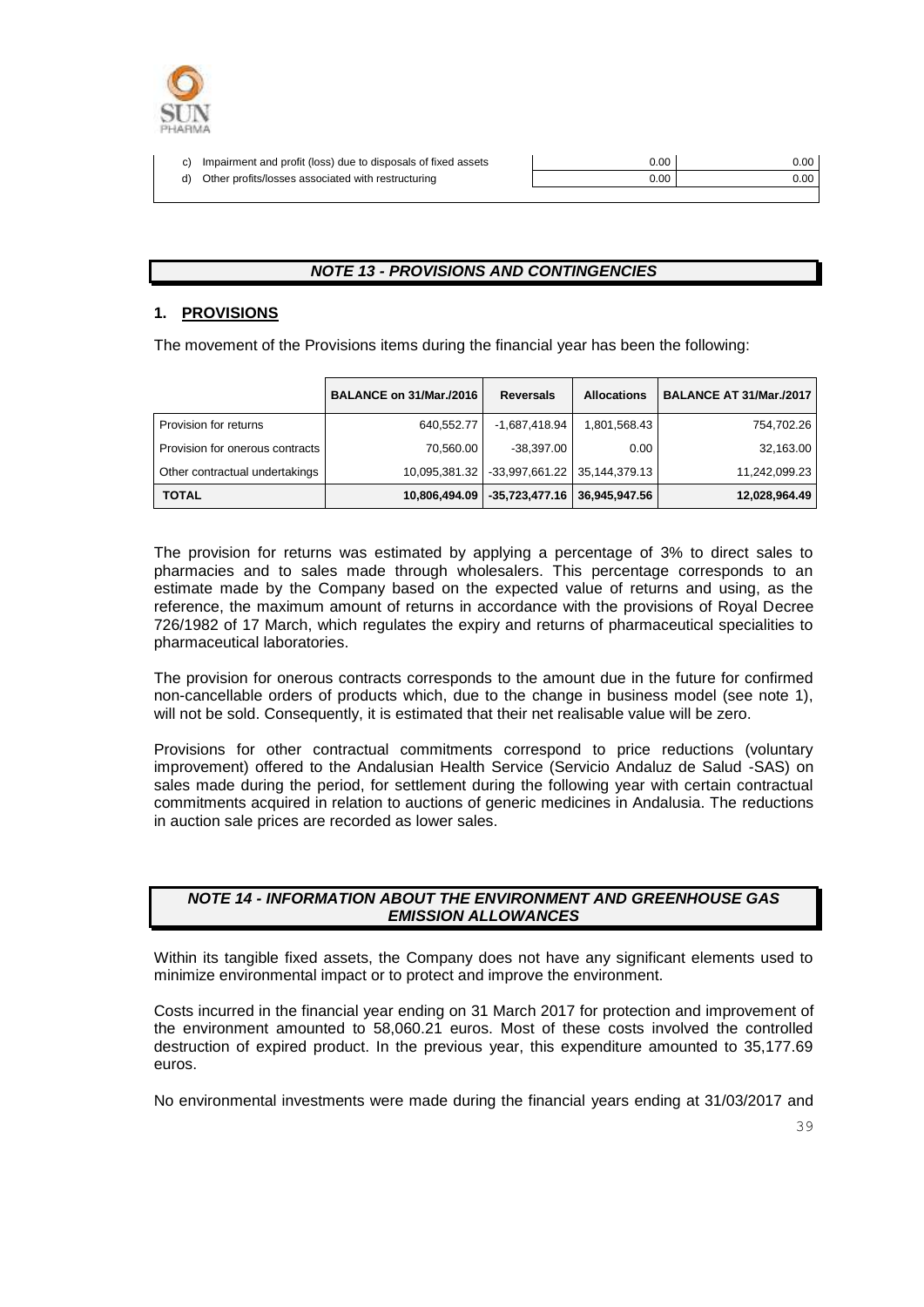| | | |
|---|---|---|
| c) Impairment and profit (loss) due to disposals of fixed assets | 0.00 | 0.00 |
| d) Other profits/losses associated with restructuring | 0.00 | 0.00 |

## NOTE 13 - PROVISIONS AND CONTINGENCIES

### 1. PROVISIONS

The movement of the Provisions items during the financial year has been the following:

| | BALANCE on 31/Mar./2016 | Reversals | Allocations | BALANCE AT 31/Mar./2017 |
|---|---|---|---|---|
| Provision for returns | 640,552.77 | -1,687,418.94 | 1,801,568.43 | 754,702.26 |
| Provision for onerous contracts | 70,560.00 | -38,397.00 | 0.00 | 32,163.00 |
| Other contractual undertakings | 10,095,381.32 | -33,997,661.22 | 35,144,379.13 | 11,242,099.23 |
| **TOTAL** | **10,806,494.09** | **-35,723,477.16** | **36,945,947.56** | **12,028,964.49** |

The provision for returns was estimated by applying a percentage of 3% to direct sales to pharmacies and to sales made through wholesalers. This percentage corresponds to an estimate made by the Company based on the expected value of returns and using, as the reference, the maximum amount of returns in accordance with the provisions of Royal Decree 726/1982 of 17 March, which regulates the expiry and returns of pharmaceutical specialities to pharmaceutical laboratories.

The provision for onerous contracts corresponds to the amount due in the future for confirmed non-cancellable orders of products which, due to the change in business model (see note 1), will not be sold. Consequently, it is estimated that their net realisable value will be zero.

Provisions for other contractual commitments correspond to price reductions (voluntary improvement) offered to the Andalusian Health Service (Servicio Andaluz de Salud -SAS) on sales made during the period, for settlement during the following year with certain contractual commitments acquired in relation to auctions of generic medicines in Andalusia. The reductions in auction sale prices are recorded as lower sales.

## NOTE 14 - INFORMATION ABOUT THE ENVIRONMENT AND GREENHOUSE GAS EMISSION ALLOWANCES

Within its tangible fixed assets, the Company does not have any significant elements used to minimize environmental impact or to protect and improve the environment.

Costs incurred in the financial year ending on 31 March 2017 for protection and improvement of the environment amounted to 58,060.21 euros. Most of these costs involved the controlled destruction of expired product. In the previous year, this expenditure amounted to 35,177.69 euros.

No environmental investments were made during the financial years ending at 31/03/2017 and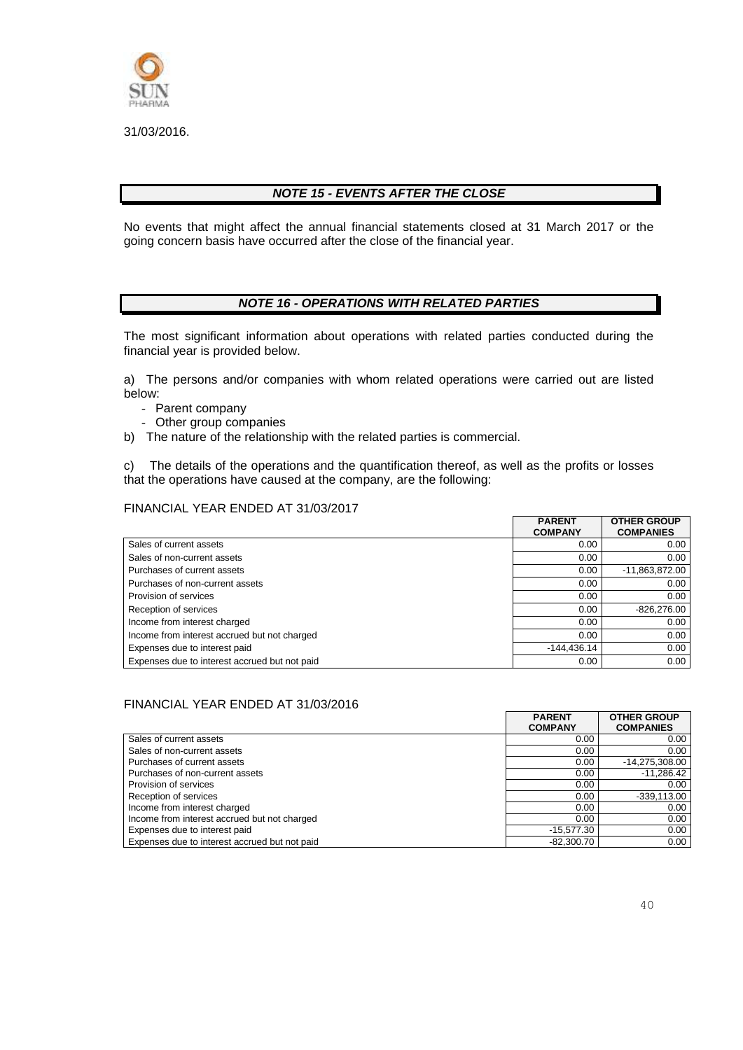31/03/2016.

## *NOTE 15 - EVENTS AFTER THE CLOSE*

No events that might affect the annual financial statements closed at 31 March 2017 or the going concern basis have occurred after the close of the financial year.

## *NOTE 16 - OPERATIONS WITH RELATED PARTIES*

The most significant information about operations with related parties conducted during the financial year is provided below.

a) The persons and/or companies with whom related operations were carried out are listed below:

- Parent company
- Other group companies

b) The nature of the relationship with the related parties is commercial.

c) The details of the operations and the quantification thereof, as well as the profits or losses that the operations have caused at the company, are the following:

FINANCIAL YEAR ENDED AT 31/03/2017

| | PARENT COMPANY | OTHER GROUP COMPANIES |
|---|---|---|
| Sales of current assets | 0.00 | 0.00 |
| Sales of non-current assets | 0.00 | 0.00 |
| Purchases of current assets | 0.00 | -11,863,872.00 |
| Purchases of non-current assets | 0.00 | 0.00 |
| Provision of services | 0.00 | 0.00 |
| Reception of services | 0.00 | -826,276.00 |
| Income from interest charged | 0.00 | 0.00 |
| Income from interest accrued but not charged | 0.00 | 0.00 |
| Expenses due to interest paid | -144,436.14 | 0.00 |
| Expenses due to interest accrued but not paid | 0.00 | 0.00 |

FINANCIAL YEAR ENDED AT 31/03/2016

| | PARENT COMPANY | OTHER GROUP COMPANIES |
|---|---|---|
| Sales of current assets | 0.00 | 0.00 |
| Sales of non-current assets | 0.00 | 0.00 |
| Purchases of current assets | 0.00 | -14,275,308.00 |
| Purchases of non-current assets | 0.00 | -11,286.42 |
| Provision of services | 0.00 | 0.00 |
| Reception of services | 0.00 | -339,113.00 |
| Income from interest charged | 0.00 | 0.00 |
| Income from interest accrued but not charged | 0.00 | 0.00 |
| Expenses due to interest paid | -15,577.30 | 0.00 |
| Expenses due to interest accrued but not paid | -82,300.70 | 0.00 |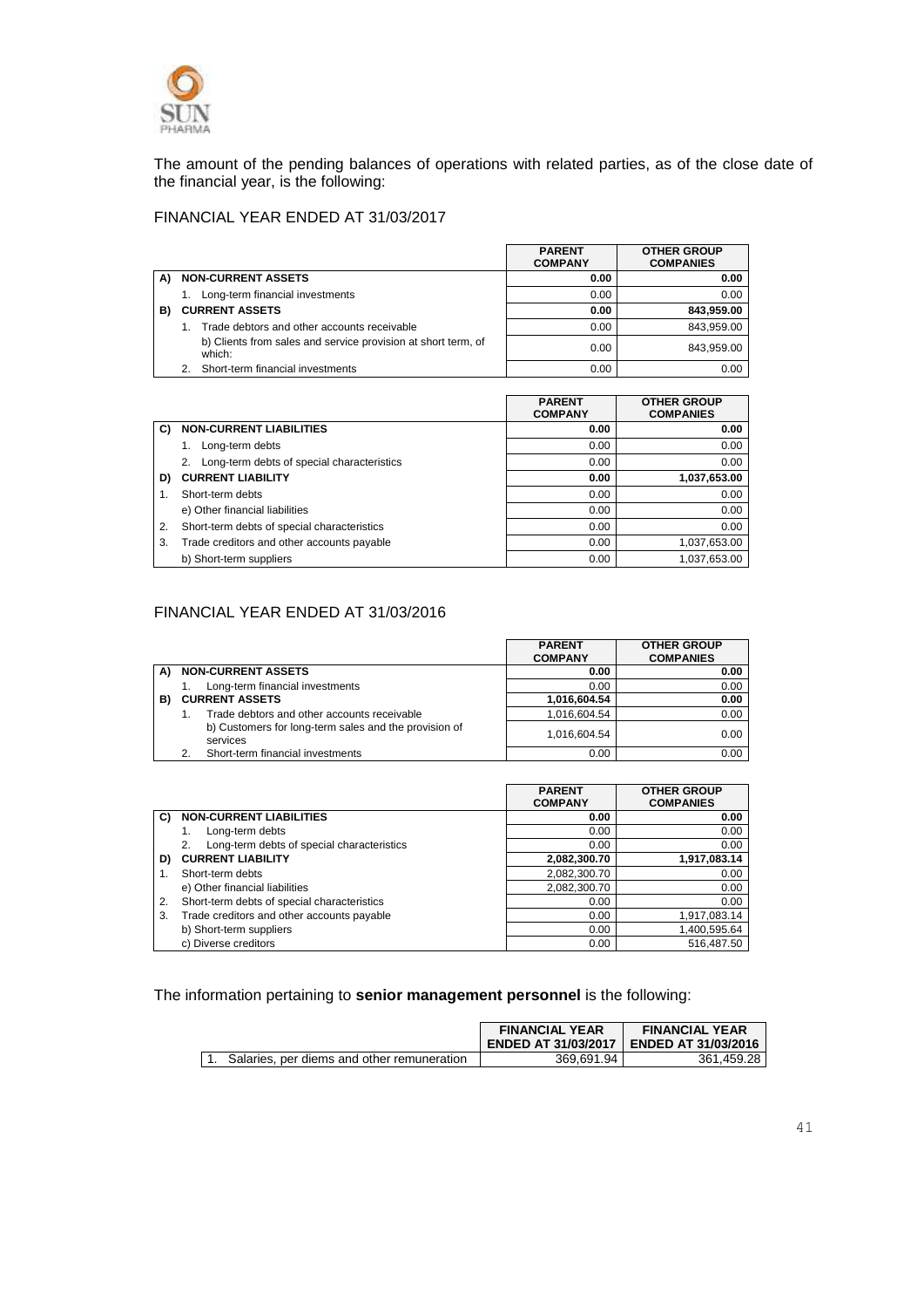The amount of the pending balances of operations with related parties, as of the close date of the financial year, is the following:

FINANCIAL YEAR ENDED AT 31/03/2017

| | | PARENT COMPANY | OTHER GROUP COMPANIES |
|---|---|---|---|
| **A)** | **NON-CURRENT ASSETS** | **0.00** | **0.00** |
| | 1. Long-term financial investments | 0.00 | 0.00 |
| **B)** | **CURRENT ASSETS** | **0.00** | **843,959.00** |
| | 1. Trade debtors and other accounts receivable | 0.00 | 843,959.00 |
| | b) Clients from sales and service provision at short term, of which: | 0.00 | 843,959.00 |
| | 2. Short-term financial investments | 0.00 | 0.00 |

| | | PARENT COMPANY | OTHER GROUP COMPANIES |
|---|---|---|---|
| **C)** | **NON-CURRENT LIABILITIES** | **0.00** | **0.00** |
| | 1. Long-term debts | 0.00 | 0.00 |
| | 2. Long-term debts of special characteristics | 0.00 | 0.00 |
| **D)** | **CURRENT LIABILITY** | **0.00** | **1,037,653.00** |
| 1. | Short-term debts | 0.00 | 0.00 |
| | e) Other financial liabilities | 0.00 | 0.00 |
| 2. | Short-term debts of special characteristics | 0.00 | 0.00 |
| 3. | Trade creditors and other accounts payable | 0.00 | 1,037,653.00 |
| | b) Short-term suppliers | 0.00 | 1,037,653.00 |

FINANCIAL YEAR ENDED AT 31/03/2016

| | | PARENT COMPANY | OTHER GROUP COMPANIES |
|---|---|---|---|
| **A)** | **NON-CURRENT ASSETS** | **0.00** | **0.00** |
| | 1. Long-term financial investments | 0.00 | 0.00 |
| **B)** | **CURRENT ASSETS** | **1,016,604.54** | **0.00** |
| | 1. Trade debtors and other accounts receivable | 1,016,604.54 | 0.00 |
| | b) Customers for long-term sales and the provision of services | 1,016,604.54 | 0.00 |
| | 2. Short-term financial investments | 0.00 | 0.00 |

| | | PARENT COMPANY | OTHER GROUP COMPANIES |
|---|---|---|---|
| **C)** | **NON-CURRENT LIABILITIES** | **0.00** | **0.00** |
| | 1. Long-term debts | 0.00 | 0.00 |
| | 2. Long-term debts of special characteristics | 0.00 | 0.00 |
| **D)** | **CURRENT LIABILITY** | **2,082,300.70** | **1,917,083.14** |
| 1. | Short-term debts | 2,082,300.70 | 0.00 |
| | e) Other financial liabilities | 2,082,300.70 | 0.00 |
| 2. | Short-term debts of special characteristics | 0.00 | 0.00 |
| 3. | Trade creditors and other accounts payable | 0.00 | 1,917,083.14 |
| | b) Short-term suppliers | 0.00 | 1,400,595.64 |
| | c) Diverse creditors | 0.00 | 516,487.50 |

The information pertaining to **senior management personnel** is the following:

| | FINANCIAL YEAR ENDED AT 31/03/2017 | FINANCIAL YEAR ENDED AT 31/03/2016 |
|---|---|---|
| 1. Salaries, per diems and other remuneration | 369,691.94 | 361,459.28 |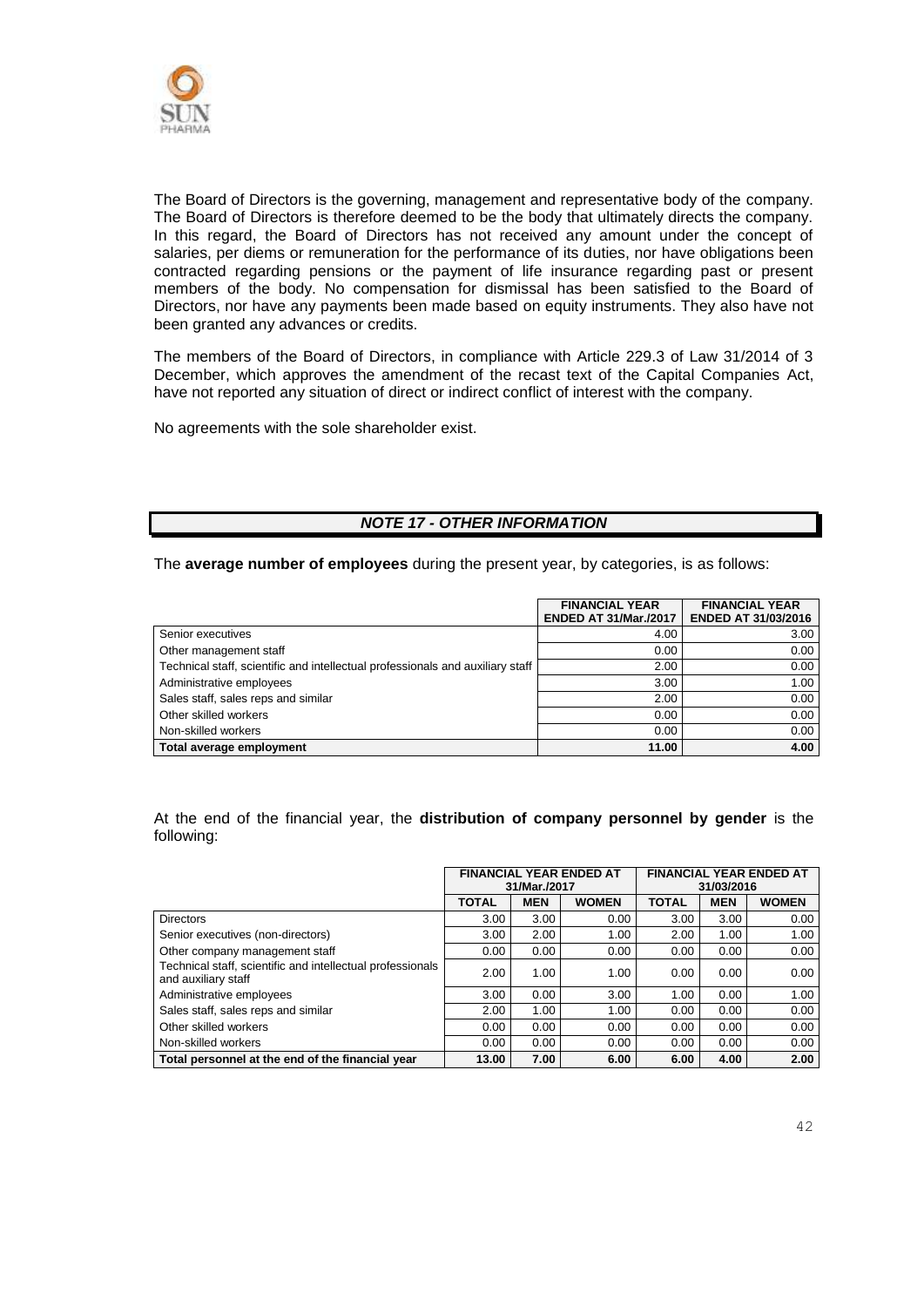The Board of Directors is the governing, management and representative body of the company. The Board of Directors is therefore deemed to be the body that ultimately directs the company. In this regard, the Board of Directors has not received any amount under the concept of salaries, per diems or remuneration for the performance of its duties, nor have obligations been contracted regarding pensions or the payment of life insurance regarding past or present members of the body. No compensation for dismissal has been satisfied to the Board of Directors, nor have any payments been made based on equity instruments. They also have not been granted any advances or credits.

The members of the Board of Directors, in compliance with Article 229.3 of Law 31/2014 of 3 December, which approves the amendment of the recast text of the Capital Companies Act, have not reported any situation of direct or indirect conflict of interest with the company.

No agreements with the sole shareholder exist.

## *NOTE 17 - OTHER INFORMATION*

The **average number of employees** during the present year, by categories, is as follows:

| | FINANCIAL YEAR ENDED AT 31/Mar./2017 | FINANCIAL YEAR ENDED AT 31/03/2016 |
|---|---|---|
| Senior executives | 4.00 | 3.00 |
| Other management staff | 0.00 | 0.00 |
| Technical staff, scientific and intellectual professionals and auxiliary staff | 2.00 | 0.00 |
| Administrative employees | 3.00 | 1.00 |
| Sales staff, sales reps and similar | 2.00 | 0.00 |
| Other skilled workers | 0.00 | 0.00 |
| Non-skilled workers | 0.00 | 0.00 |
| **Total average employment** | **11.00** | **4.00** |

At the end of the financial year, the **distribution of company personnel by gender** is the following:

| | FINANCIAL YEAR ENDED AT 31/Mar./2017 | | | FINANCIAL YEAR ENDED AT 31/03/2016 | | |
|---|---|---|---|---|---|---|
| | TOTAL | MEN | WOMEN | TOTAL | MEN | WOMEN |
| Directors | 3.00 | 3.00 | 0.00 | 3.00 | 3.00 | 0.00 |
| Senior executives (non-directors) | 3.00 | 2.00 | 1.00 | 2.00 | 1.00 | 1.00 |
| Other company management staff | 0.00 | 0.00 | 0.00 | 0.00 | 0.00 | 0.00 |
| Technical staff, scientific and intellectual professionals and auxiliary staff | 2.00 | 1.00 | 1.00 | 0.00 | 0.00 | 0.00 |
| Administrative employees | 3.00 | 0.00 | 3.00 | 1.00 | 0.00 | 1.00 |
| Sales staff, sales reps and similar | 2.00 | 1.00 | 1.00 | 0.00 | 0.00 | 0.00 |
| Other skilled workers | 0.00 | 0.00 | 0.00 | 0.00 | 0.00 | 0.00 |
| Non-skilled workers | 0.00 | 0.00 | 0.00 | 0.00 | 0.00 | 0.00 |
| **Total personnel at the end of the financial year** | **13.00** | **7.00** | **6.00** | **6.00** | **4.00** | **2.00** |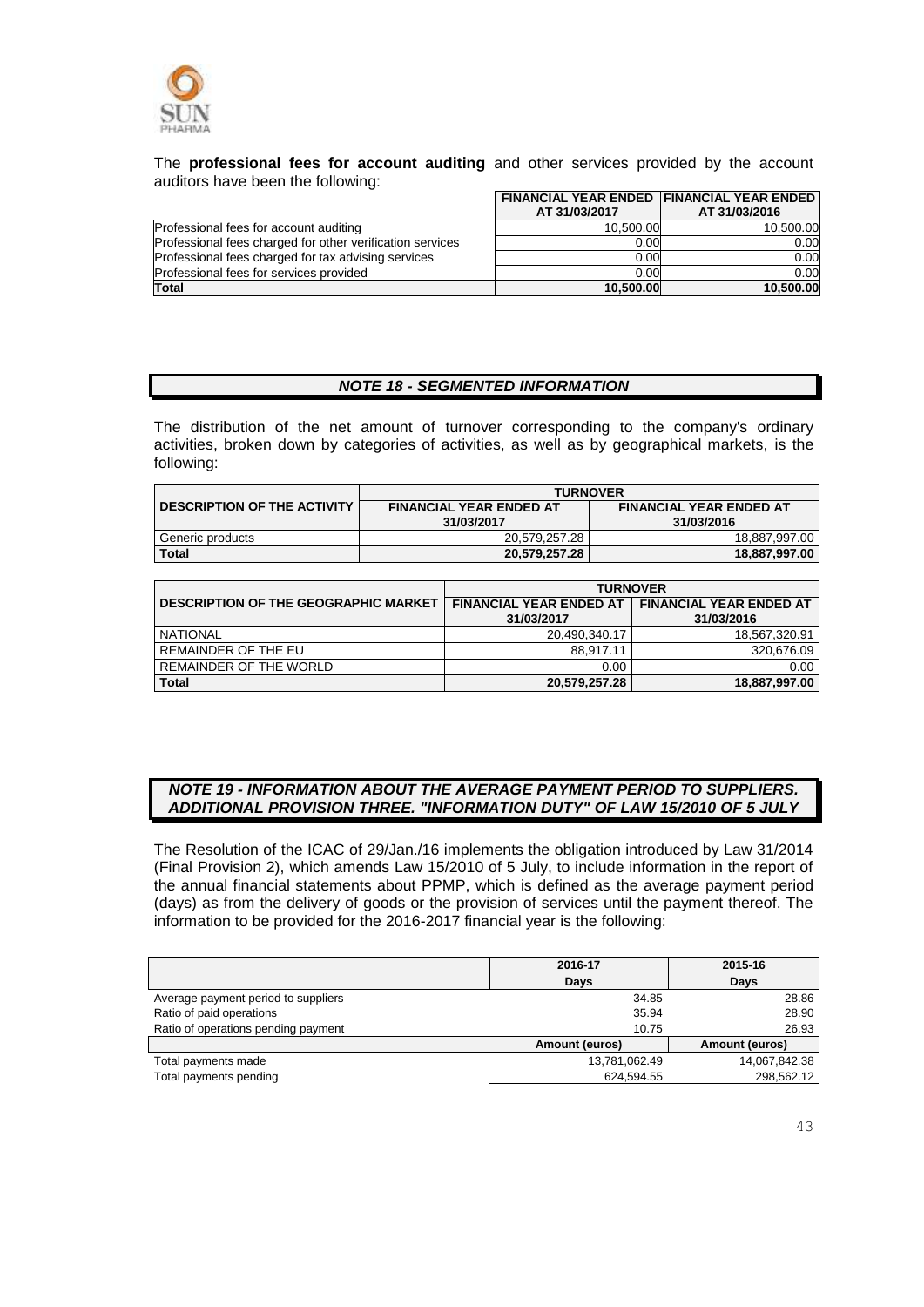The **professional fees for account auditing** and other services provided by the account auditors have been the following:

| | FINANCIAL YEAR ENDED AT 31/03/2017 | FINANCIAL YEAR ENDED AT 31/03/2016 |
|---|---|---|
| Professional fees for account auditing | 10,500.00 | 10,500.00 |
| Professional fees charged for other verification services | 0.00 | 0.00 |
| Professional fees charged for tax advising services | 0.00 | 0.00 |
| Professional fees for services provided | 0.00 | 0.00 |
| **Total** | **10,500.00** | **10,500.00** |

## *NOTE 18 - SEGMENTED INFORMATION*

The distribution of the net amount of turnover corresponding to the company's ordinary activities, broken down by categories of activities, as well as by geographical markets, is the following:

| DESCRIPTION OF THE ACTIVITY | TURNOVER | |
|---|---|---|
| | FINANCIAL YEAR ENDED AT 31/03/2017 | FINANCIAL YEAR ENDED AT 31/03/2016 |
| Generic products | 20,579,257.28 | 18,887,997.00 |
| **Total** | **20,579,257.28** | **18,887,997.00** |

| DESCRIPTION OF THE GEOGRAPHIC MARKET | TURNOVER | |
|---|---|---|
| | FINANCIAL YEAR ENDED AT 31/03/2017 | FINANCIAL YEAR ENDED AT 31/03/2016 |
| NATIONAL | 20,490,340.17 | 18,567,320.91 |
| REMAINDER OF THE EU | 88,917.11 | 320,676.09 |
| REMAINDER OF THE WORLD | 0.00 | 0.00 |
| **Total** | **20,579,257.28** | **18,887,997.00** |

## *NOTE 19 - INFORMATION ABOUT THE AVERAGE PAYMENT PERIOD TO SUPPLIERS. ADDITIONAL PROVISION THREE. "INFORMATION DUTY" OF LAW 15/2010 OF 5 JULY*

The Resolution of the ICAC of 29/Jan./16 implements the obligation introduced by Law 31/2014 (Final Provision 2), which amends Law 15/2010 of 5 July, to include information in the report of the annual financial statements about PPMP, which is defined as the average payment period (days) as from the delivery of goods or the provision of services until the payment thereof. The information to be provided for the 2016-2017 financial year is the following:

| | 2016-17 | 2015-16 |
|---|---|---|
| | **Days** | **Days** |
| Average payment period to suppliers | 34.85 | 28.86 |
| Ratio of paid operations | 35.94 | 28.90 |
| Ratio of operations pending payment | 10.75 | 26.93 |
| | **Amount (euros)** | **Amount (euros)** |
| Total payments made | 13,781,062.49 | 14,067,842.38 |
| Total payments pending | 624,594.55 | 298,562.12 |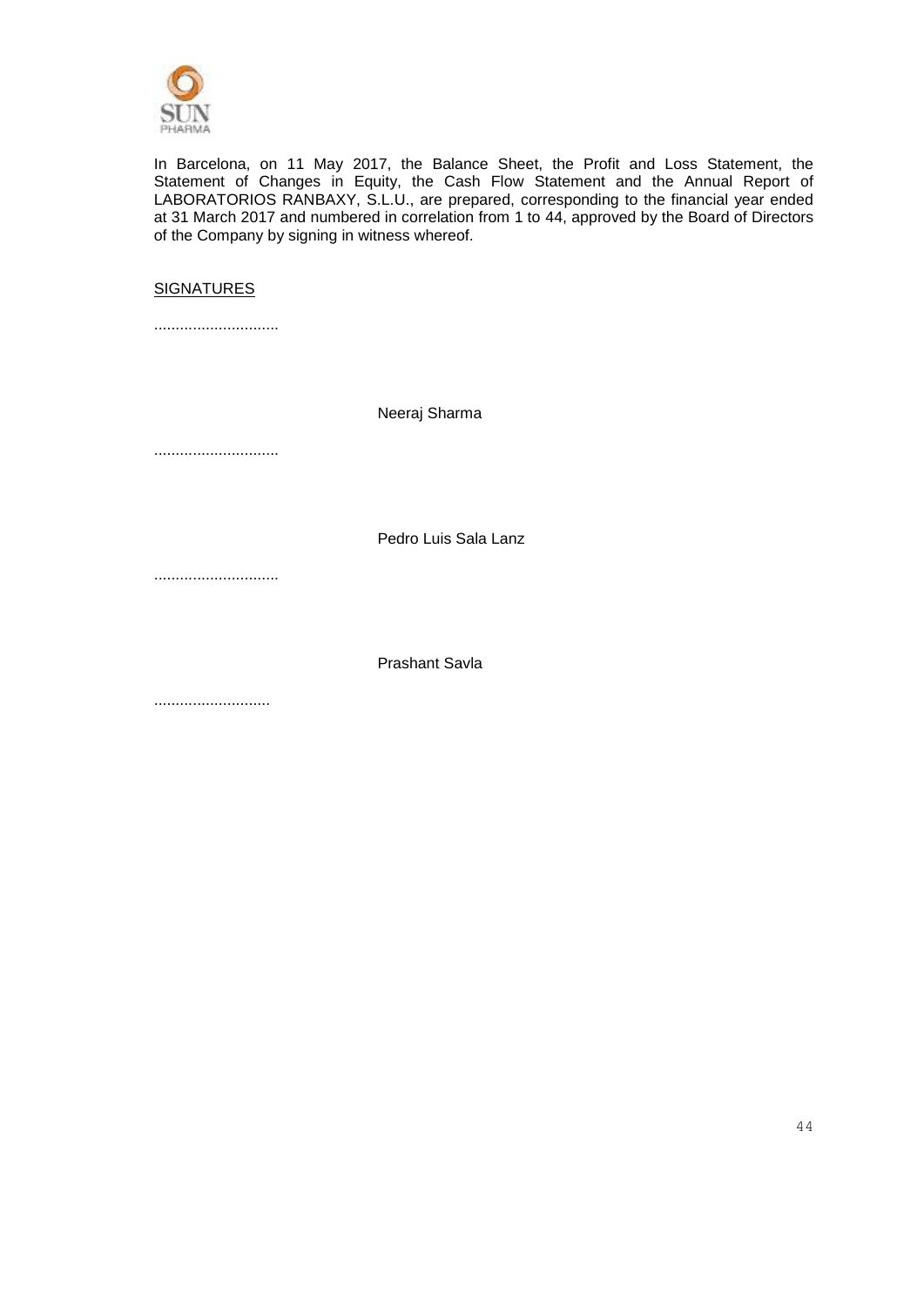In Barcelona, on 11 May 2017, the Balance Sheet, the Profit and Loss Statement, the Statement of Changes in Equity, the Cash Flow Statement and the Annual Report of LABORATORIOS RANBAXY, S.L.U., are prepared, corresponding to the financial year ended at 31 March 2017 and numbered in correlation from 1 to 44, approved by the Board of Directors of the Company by signing in witness whereof.

SIGNATURES

.............................

Neeraj Sharma

.............................

Pedro Luis Sala Lanz

.............................

Prashant Savla

...........................